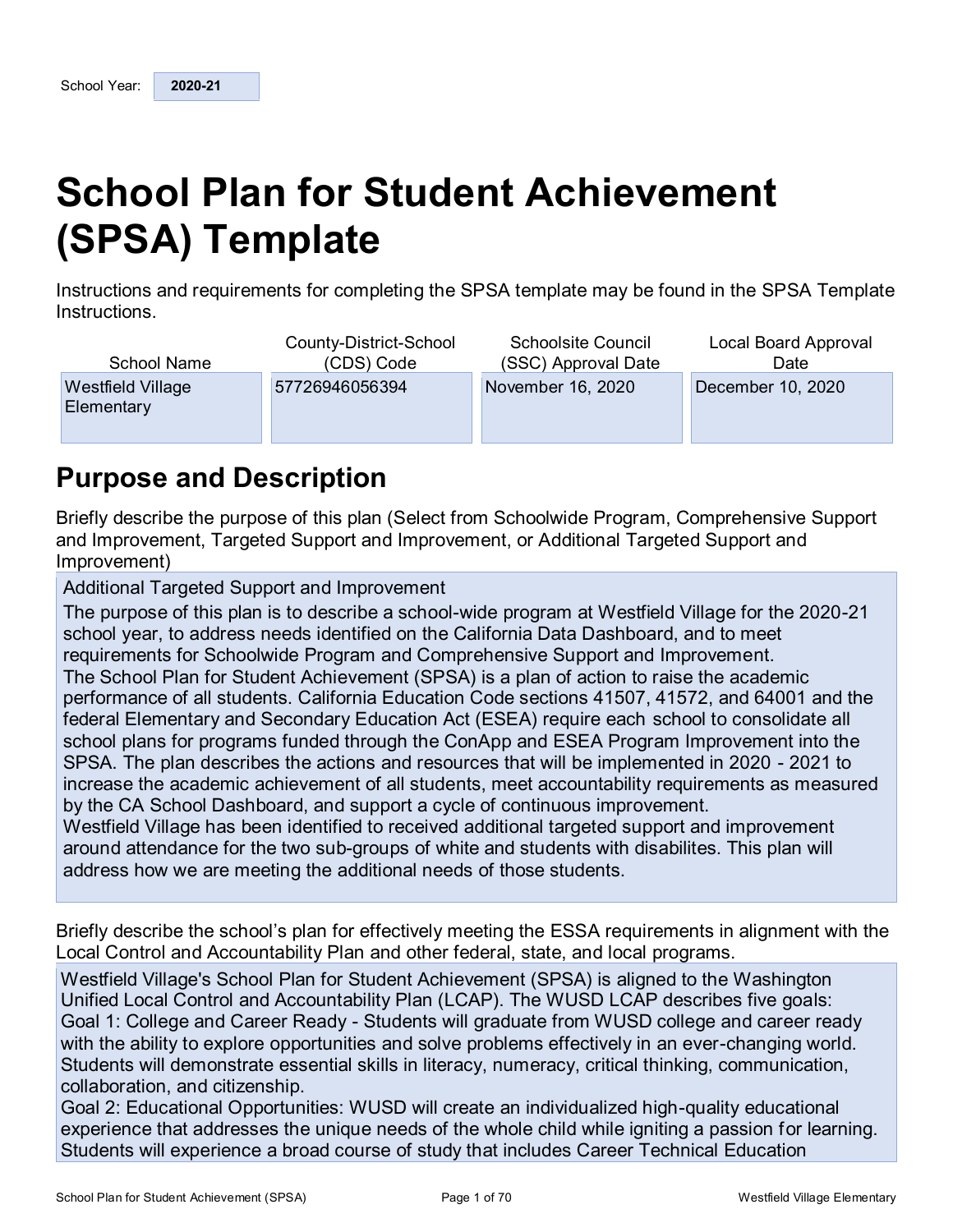| School Year: | 2020-21 |
|---|---|

# School Plan for Student Achievement (SPSA) Template

Instructions and requirements for completing the SPSA template may be found in the SPSA Template Instructions.

| School Name | County-District-School (CDS) Code | Schoolsite Council (SSC) Approval Date | Local Board Approval Date |
|---|---|---|---|
| Westfield Village Elementary | 57726946056394 | November 16, 2020 | December 10, 2020 |

## Purpose and Description

Briefly describe the purpose of this plan (Select from Schoolwide Program, Comprehensive Support and Improvement, Targeted Support and Improvement, or Additional Targeted Support and Improvement)

Additional Targeted Support and Improvement
The purpose of this plan is to describe a school-wide program at Westfield Village for the 2020-21 school year, to address needs identified on the California Data Dashboard, and to meet requirements for Schoolwide Program and Comprehensive Support and Improvement.
The School Plan for Student Achievement (SPSA) is a plan of action to raise the academic performance of all students. California Education Code sections 41507, 41572, and 64001 and the federal Elementary and Secondary Education Act (ESEA) require each school to consolidate all school plans for programs funded through the ConApp and ESEA Program Improvement into the SPSA. The plan describes the actions and resources that will be implemented in 2020 - 2021 to increase the academic achievement of all students, meet accountability requirements as measured by the CA School Dashboard, and support a cycle of continuous improvement.
Westfield Village has been identified to received additional targeted support and improvement around attendance for the two sub-groups of white and students with disabilites. This plan will address how we are meeting the additional needs of those students.

Briefly describe the school's plan for effectively meeting the ESSA requirements in alignment with the Local Control and Accountability Plan and other federal, state, and local programs.

Westfield Village's School Plan for Student Achievement (SPSA) is aligned to the Washington Unified Local Control and Accountability Plan (LCAP). The WUSD LCAP describes five goals:
Goal 1: College and Career Ready - Students will graduate from WUSD college and career ready with the ability to explore opportunities and solve problems effectively in an ever-changing world. Students will demonstrate essential skills in literacy, numeracy, critical thinking, communication, collaboration, and citizenship.
Goal 2: Educational Opportunities: WUSD will create an individualized high-quality educational experience that addresses the unique needs of the whole child while igniting a passion for learning. Students will experience a broad course of study that includes Career Technical Education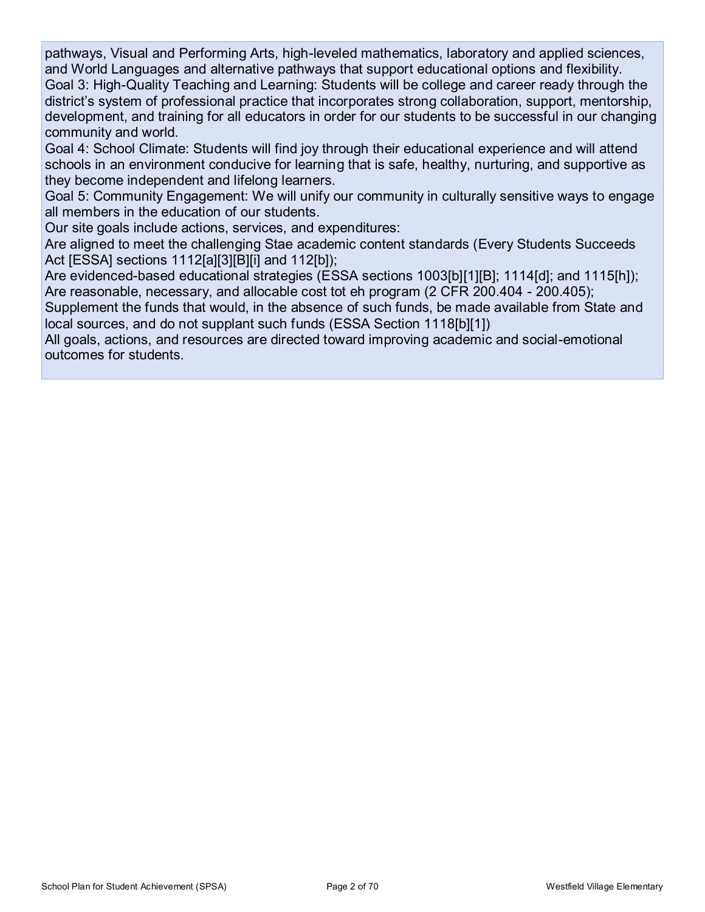pathways, Visual and Performing Arts, high-leveled mathematics, laboratory and applied sciences, and World Languages and alternative pathways that support educational options and flexibility.

Goal 3: High-Quality Teaching and Learning: Students will be college and career ready through the district's system of professional practice that incorporates strong collaboration, support, mentorship, development, and training for all educators in order for our students to be successful in our changing community and world.

Goal 4: School Climate: Students will find joy through their educational experience and will attend schools in an environment conducive for learning that is safe, healthy, nurturing, and supportive as they become independent and lifelong learners.

Goal 5: Community Engagement: We will unify our community in culturally sensitive ways to engage all members in the education of our students.

Our site goals include actions, services, and expenditures:

Are aligned to meet the challenging Stae academic content standards (Every Students Succeeds Act [ESSA] sections 1112[a][3][B][i] and 112[b]);

Are evidenced-based educational strategies (ESSA sections 1003[b][1][B]; 1114[d]; and 1115[h]);

Are reasonable, necessary, and allocable cost tot eh program (2 CFR 200.404 - 200.405);

Supplement the funds that would, in the absence of such funds, be made available from State and local sources, and do not supplant such funds (ESSA Section 1118[b][1])

All goals, actions, and resources are directed toward improving academic and social-emotional outcomes for students.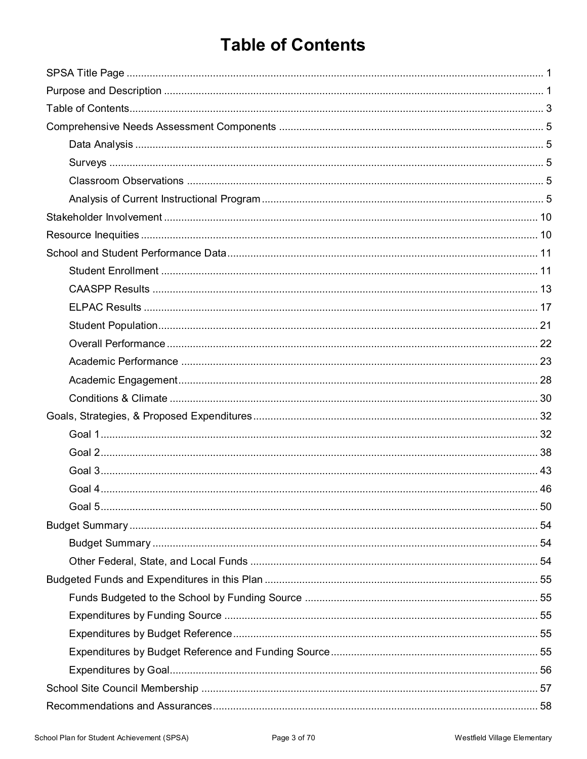# Table of Contents

- SPSA Title Page ..... 1
- Purpose and Description ..... 1
- Table of Contents ..... 3
- Comprehensive Needs Assessment Components ..... 5
  - Data Analysis ..... 5
  - Surveys ..... 5
  - Classroom Observations ..... 5
  - Analysis of Current Instructional Program ..... 5
- Stakeholder Involvement ..... 10
- Resource Inequities ..... 10
- School and Student Performance Data ..... 11
  - Student Enrollment ..... 11
  - CAASPP Results ..... 13
  - ELPAC Results ..... 17
  - Student Population ..... 21
  - Overall Performance ..... 22
  - Academic Performance ..... 23
  - Academic Engagement ..... 28
  - Conditions & Climate ..... 30
- Goals, Strategies, & Proposed Expenditures ..... 32
  - Goal 1 ..... 32
  - Goal 2 ..... 38
  - Goal 3 ..... 43
  - Goal 4 ..... 46
  - Goal 5 ..... 50
- Budget Summary ..... 54
  - Budget Summary ..... 54
  - Other Federal, State, and Local Funds ..... 54
- Budgeted Funds and Expenditures in this Plan ..... 55
  - Funds Budgeted to the School by Funding Source ..... 55
  - Expenditures by Funding Source ..... 55
  - Expenditures by Budget Reference ..... 55
  - Expenditures by Budget Reference and Funding Source ..... 55
  - Expenditures by Goal ..... 56
- School Site Council Membership ..... 57
- Recommendations and Assurances ..... 58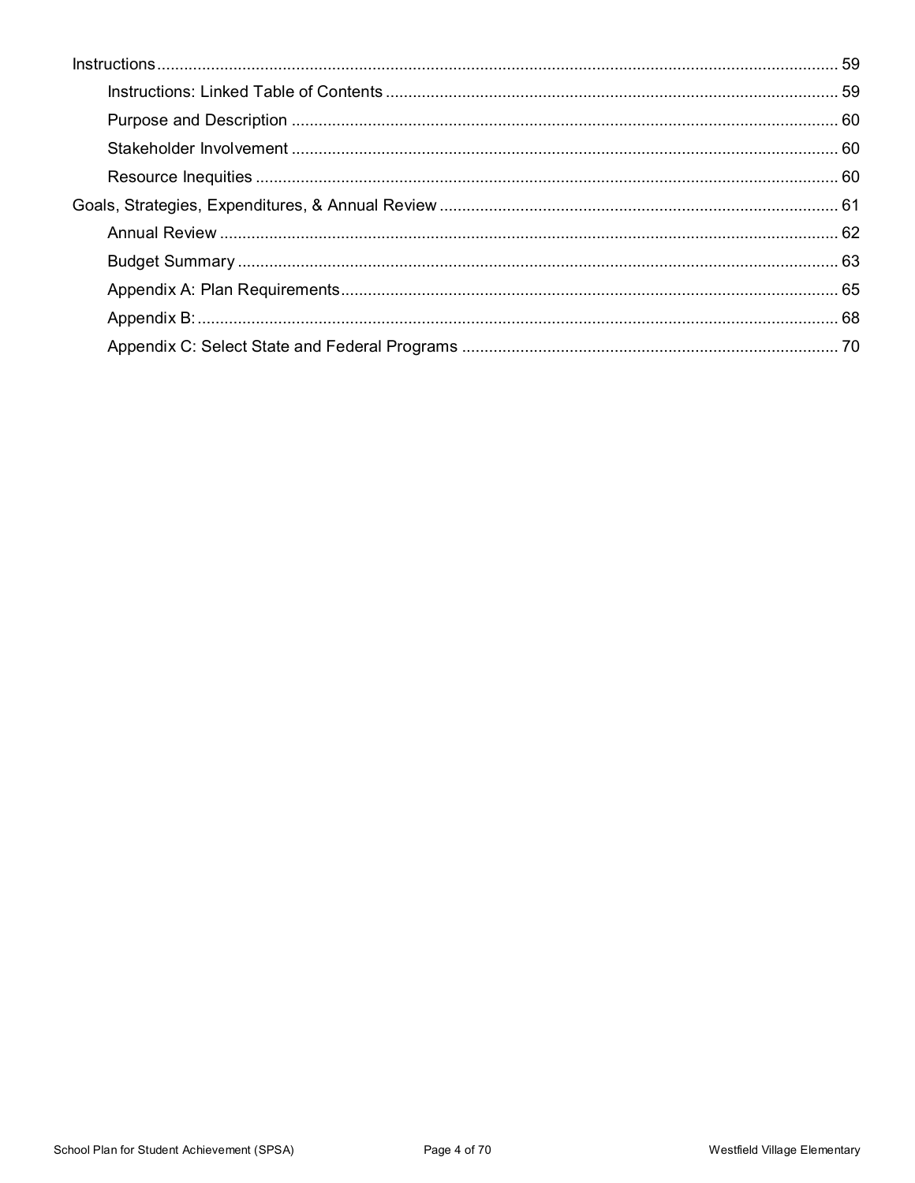Instructions ........................................................................................................................................... 59

- Instructions: Linked Table of Contents ..................................................................................... 59
- Purpose and Description ........................................................................................................... 60
- Stakeholder Involvement .......................................................................................................... 60
- Resource Inequities ................................................................................................................... 60

Goals, Strategies, Expenditures, & Annual Review .......................................................................... 61

- Annual Review .......................................................................................................................... 62
- Budget Summary ...................................................................................................................... 63
- Appendix A: Plan Requirements................................................................................................ 65
- Appendix B:............................................................................................................................... 68
- Appendix C: Select State and Federal Programs ..................................................................... 70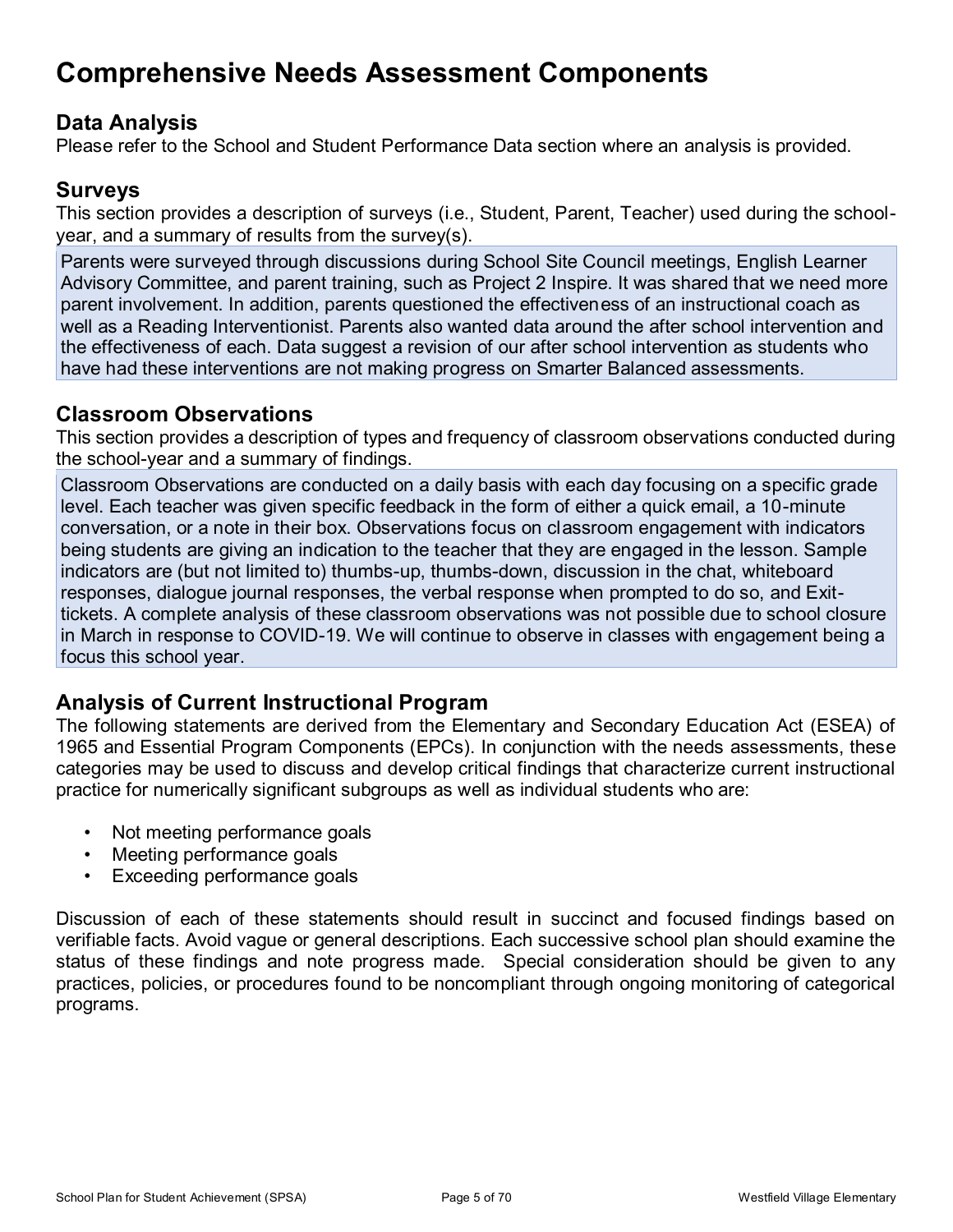# Comprehensive Needs Assessment Components

## Data Analysis

Please refer to the School and Student Performance Data section where an analysis is provided.

## Surveys

This section provides a description of surveys (i.e., Student, Parent, Teacher) used during the school-year, and a summary of results from the survey(s).

Parents were surveyed through discussions during School Site Council meetings, English Learner Advisory Committee, and parent training, such as Project 2 Inspire. It was shared that we need more parent involvement. In addition, parents questioned the effectiveness of an instructional coach as well as a Reading Interventionist. Parents also wanted data around the after school intervention and the effectiveness of each. Data suggest a revision of our after school intervention as students who have had these interventions are not making progress on Smarter Balanced assessments.

## Classroom Observations

This section provides a description of types and frequency of classroom observations conducted during the school-year and a summary of findings.

Classroom Observations are conducted on a daily basis with each day focusing on a specific grade level. Each teacher was given specific feedback in the form of either a quick email, a 10-minute conversation, or a note in their box. Observations focus on classroom engagement with indicators being students are giving an indication to the teacher that they are engaged in the lesson. Sample indicators are (but not limited to) thumbs-up, thumbs-down, discussion in the chat, whiteboard responses, dialogue journal responses, the verbal response when prompted to do so, and Exit-tickets. A complete analysis of these classroom observations was not possible due to school closure in March in response to COVID-19. We will continue to observe in classes with engagement being a focus this school year.

## Analysis of Current Instructional Program

The following statements are derived from the Elementary and Secondary Education Act (ESEA) of 1965 and Essential Program Components (EPCs). In conjunction with the needs assessments, these categories may be used to discuss and develop critical findings that characterize current instructional practice for numerically significant subgroups as well as individual students who are:

- Not meeting performance goals
- Meeting performance goals
- Exceeding performance goals

Discussion of each of these statements should result in succinct and focused findings based on verifiable facts. Avoid vague or general descriptions. Each successive school plan should examine the status of these findings and note progress made. Special consideration should be given to any practices, policies, or procedures found to be noncompliant through ongoing monitoring of categorical programs.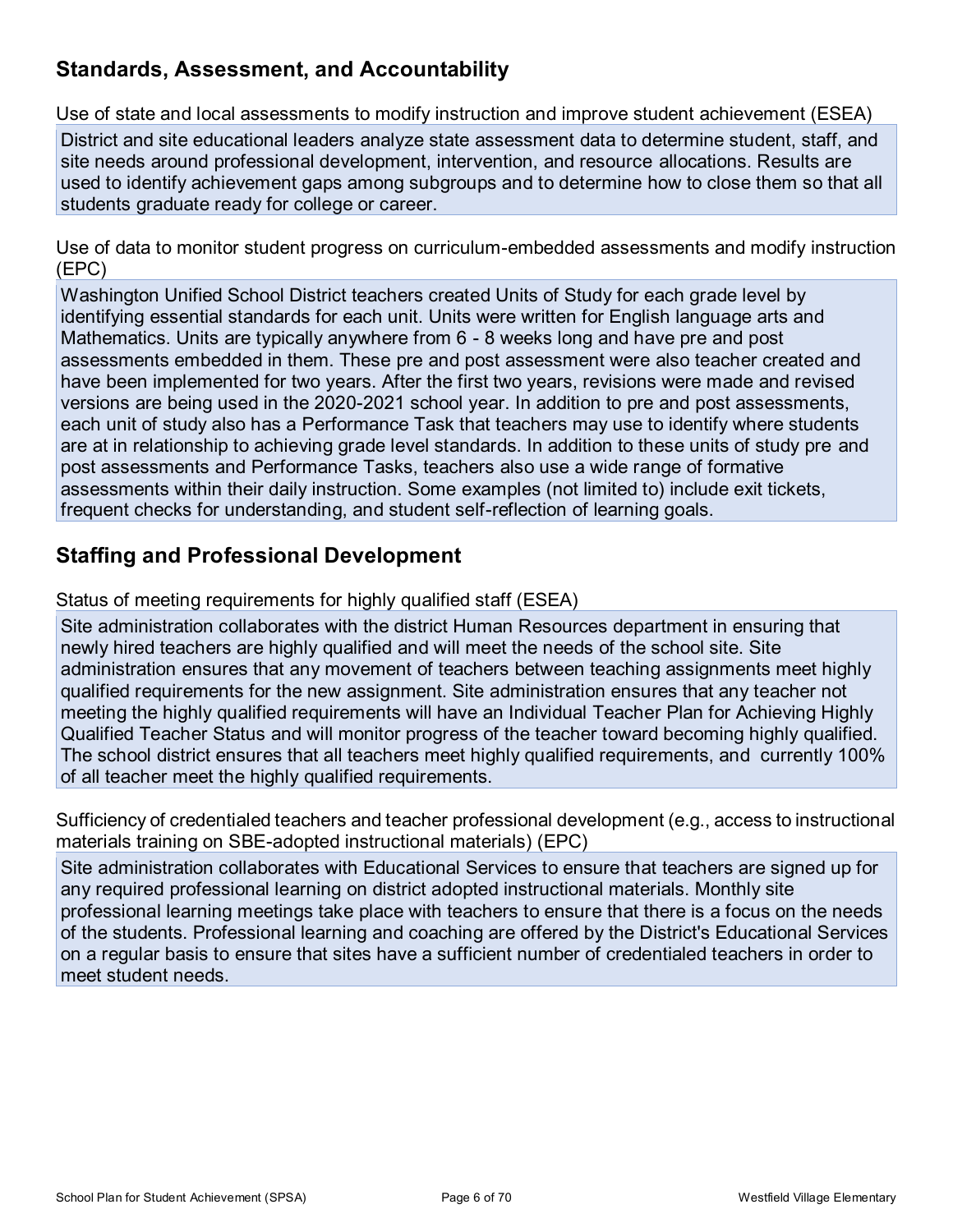## Standards, Assessment, and Accountability

Use of state and local assessments to modify instruction and improve student achievement (ESEA)

District and site educational leaders analyze state assessment data to determine student, staff, and site needs around professional development, intervention, and resource allocations. Results are used to identify achievement gaps among subgroups and to determine how to close them so that all students graduate ready for college or career.

Use of data to monitor student progress on curriculum-embedded assessments and modify instruction (EPC)

Washington Unified School District teachers created Units of Study for each grade level by identifying essential standards for each unit. Units were written for English language arts and Mathematics. Units are typically anywhere from 6 - 8 weeks long and have pre and post assessments embedded in them. These pre and post assessment were also teacher created and have been implemented for two years. After the first two years, revisions were made and revised versions are being used in the 2020-2021 school year. In addition to pre and post assessments, each unit of study also has a Performance Task that teachers may use to identify where students are at in relationship to achieving grade level standards. In addition to these units of study pre and post assessments and Performance Tasks, teachers also use a wide range of formative assessments within their daily instruction. Some examples (not limited to) include exit tickets, frequent checks for understanding, and student self-reflection of learning goals.

## Staffing and Professional Development

Status of meeting requirements for highly qualified staff (ESEA)

Site administration collaborates with the district Human Resources department in ensuring that newly hired teachers are highly qualified and will meet the needs of the school site. Site administration ensures that any movement of teachers between teaching assignments meet highly qualified requirements for the new assignment. Site administration ensures that any teacher not meeting the highly qualified requirements will have an Individual Teacher Plan for Achieving Highly Qualified Teacher Status and will monitor progress of the teacher toward becoming highly qualified. The school district ensures that all teachers meet highly qualified requirements, and currently 100% of all teacher meet the highly qualified requirements.

Sufficiency of credentialed teachers and teacher professional development (e.g., access to instructional materials training on SBE-adopted instructional materials) (EPC)

Site administration collaborates with Educational Services to ensure that teachers are signed up for any required professional learning on district adopted instructional materials. Monthly site professional learning meetings take place with teachers to ensure that there is a focus on the needs of the students. Professional learning and coaching are offered by the District's Educational Services on a regular basis to ensure that sites have a sufficient number of credentialed teachers in order to meet student needs.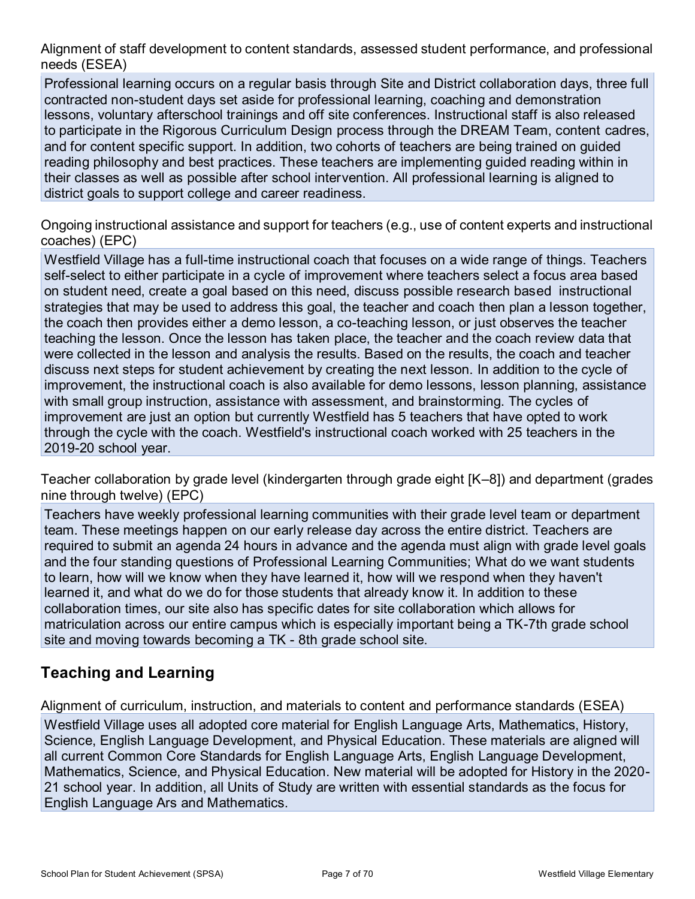Alignment of staff development to content standards, assessed student performance, and professional needs (ESEA)

Professional learning occurs on a regular basis through Site and District collaboration days, three full contracted non-student days set aside for professional learning, coaching and demonstration lessons, voluntary afterschool trainings and off site conferences. Instructional staff is also released to participate in the Rigorous Curriculum Design process through the DREAM Team, content cadres, and for content specific support. In addition, two cohorts of teachers are being trained on guided reading philosophy and best practices. These teachers are implementing guided reading within in their classes as well as possible after school intervention. All professional learning is aligned to district goals to support college and career readiness.

Ongoing instructional assistance and support for teachers (e.g., use of content experts and instructional coaches) (EPC)

Westfield Village has a full-time instructional coach that focuses on a wide range of things. Teachers self-select to either participate in a cycle of improvement where teachers select a focus area based on student need, create a goal based on this need, discuss possible research based instructional strategies that may be used to address this goal, the teacher and coach then plan a lesson together, the coach then provides either a demo lesson, a co-teaching lesson, or just observes the teacher teaching the lesson. Once the lesson has taken place, the teacher and the coach review data that were collected in the lesson and analysis the results. Based on the results, the coach and teacher discuss next steps for student achievement by creating the next lesson. In addition to the cycle of improvement, the instructional coach is also available for demo lessons, lesson planning, assistance with small group instruction, assistance with assessment, and brainstorming. The cycles of improvement are just an option but currently Westfield has 5 teachers that have opted to work through the cycle with the coach. Westfield's instructional coach worked with 25 teachers in the 2019-20 school year.

Teacher collaboration by grade level (kindergarten through grade eight [K–8]) and department (grades nine through twelve) (EPC)

Teachers have weekly professional learning communities with their grade level team or department team. These meetings happen on our early release day across the entire district. Teachers are required to submit an agenda 24 hours in advance and the agenda must align with grade level goals and the four standing questions of Professional Learning Communities; What do we want students to learn, how will we know when they have learned it, how will we respond when they haven't learned it, and what do we do for those students that already know it. In addition to these collaboration times, our site also has specific dates for site collaboration which allows for matriculation across our entire campus which is especially important being a TK-7th grade school site and moving towards becoming a TK - 8th grade school site.

## Teaching and Learning

Alignment of curriculum, instruction, and materials to content and performance standards (ESEA)

Westfield Village uses all adopted core material for English Language Arts, Mathematics, History, Science, English Language Development, and Physical Education. These materials are aligned will all current Common Core Standards for English Language Arts, English Language Development, Mathematics, Science, and Physical Education. New material will be adopted for History in the 2020-21 school year. In addition, all Units of Study are written with essential standards as the focus for English Language Ars and Mathematics.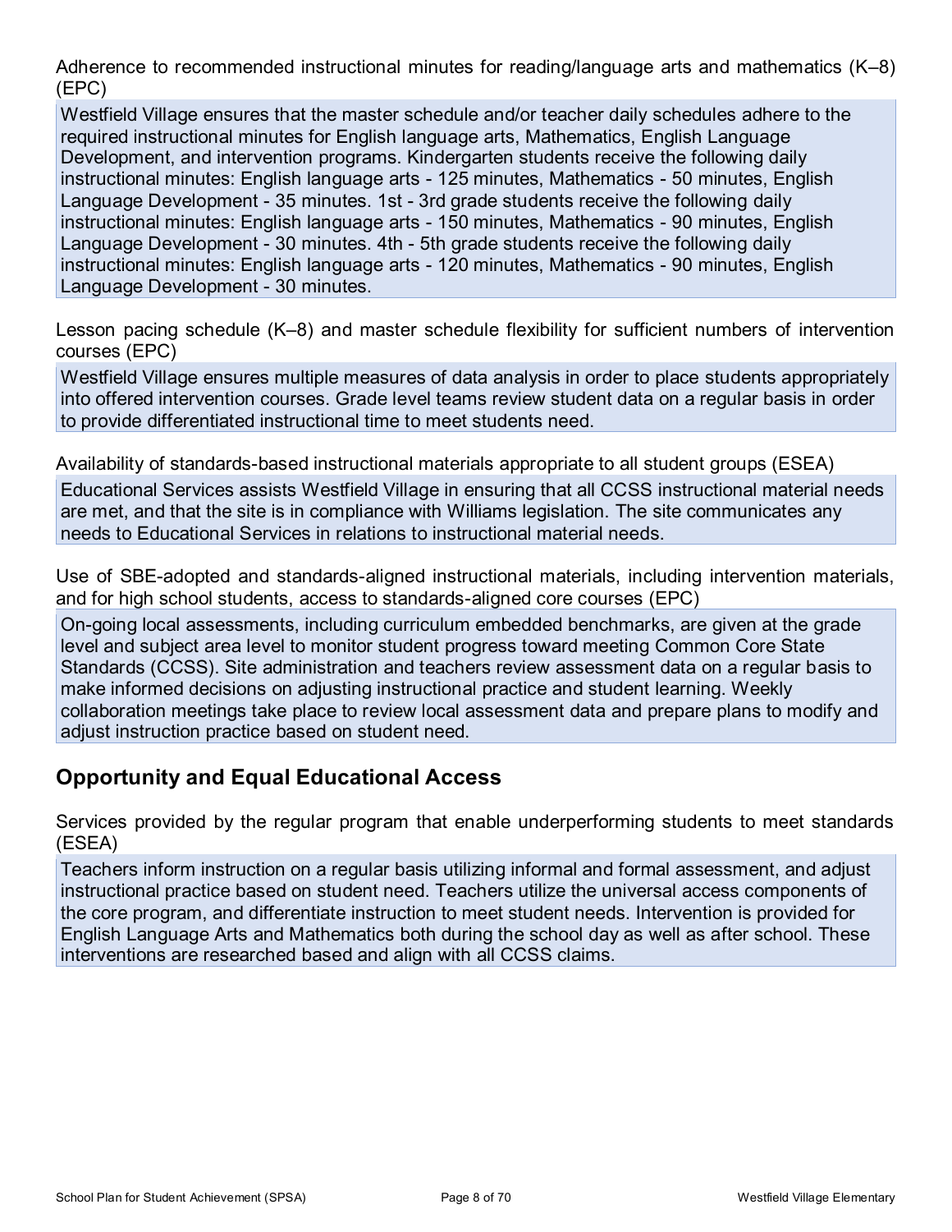Adherence to recommended instructional minutes for reading/language arts and mathematics (K–8) (EPC)

Westfield Village ensures that the master schedule and/or teacher daily schedules adhere to the required instructional minutes for English language arts, Mathematics, English Language Development, and intervention programs. Kindergarten students receive the following daily instructional minutes: English language arts - 125 minutes, Mathematics - 50 minutes, English Language Development - 35 minutes. 1st - 3rd grade students receive the following daily instructional minutes: English language arts - 150 minutes, Mathematics - 90 minutes, English Language Development - 30 minutes. 4th - 5th grade students receive the following daily instructional minutes: English language arts - 120 minutes, Mathematics - 90 minutes, English Language Development - 30 minutes.

Lesson pacing schedule (K–8) and master schedule flexibility for sufficient numbers of intervention courses (EPC)

Westfield Village ensures multiple measures of data analysis in order to place students appropriately into offered intervention courses. Grade level teams review student data on a regular basis in order to provide differentiated instructional time to meet students need.

Availability of standards-based instructional materials appropriate to all student groups (ESEA)

Educational Services assists Westfield Village in ensuring that all CCSS instructional material needs are met, and that the site is in compliance with Williams legislation. The site communicates any needs to Educational Services in relations to instructional material needs.

Use of SBE-adopted and standards-aligned instructional materials, including intervention materials, and for high school students, access to standards-aligned core courses (EPC)

On-going local assessments, including curriculum embedded benchmarks, are given at the grade level and subject area level to monitor student progress toward meeting Common Core State Standards (CCSS). Site administration and teachers review assessment data on a regular basis to make informed decisions on adjusting instructional practice and student learning. Weekly collaboration meetings take place to review local assessment data and prepare plans to modify and adjust instruction practice based on student need.

## Opportunity and Equal Educational Access

Services provided by the regular program that enable underperforming students to meet standards (ESEA)

Teachers inform instruction on a regular basis utilizing informal and formal assessment, and adjust instructional practice based on student need. Teachers utilize the universal access components of the core program, and differentiate instruction to meet student needs. Intervention is provided for English Language Arts and Mathematics both during the school day as well as after school. These interventions are researched based and align with all CCSS claims.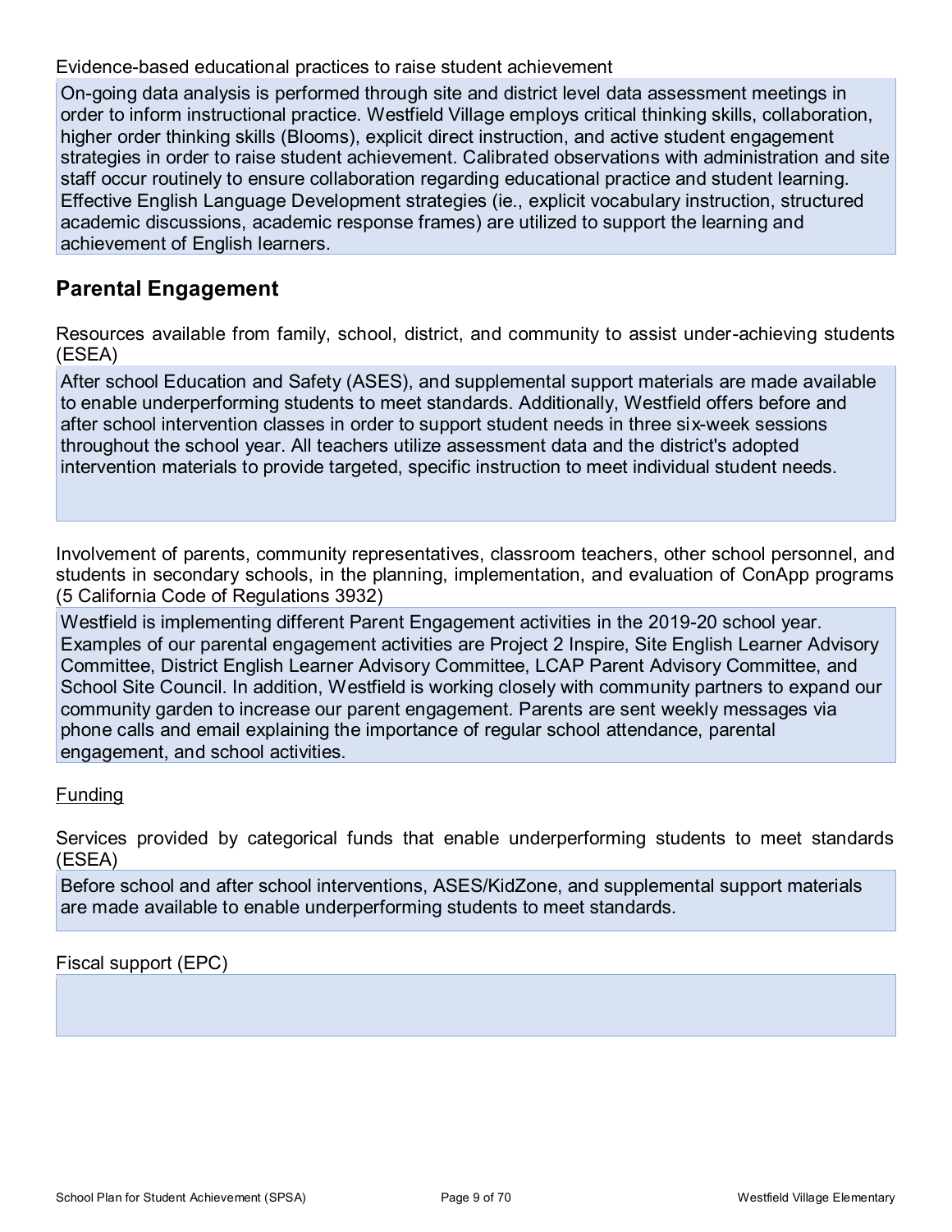Evidence-based educational practices to raise student achievement

On-going data analysis is performed through site and district level data assessment meetings in order to inform instructional practice. Westfield Village employs critical thinking skills, collaboration, higher order thinking skills (Blooms), explicit direct instruction, and active student engagement strategies in order to raise student achievement. Calibrated observations with administration and site staff occur routinely to ensure collaboration regarding educational practice and student learning. Effective English Language Development strategies (ie., explicit vocabulary instruction, structured academic discussions, academic response frames) are utilized to support the learning and achievement of English learners.

## Parental Engagement

Resources available from family, school, district, and community to assist under-achieving students (ESEA)

After school Education and Safety (ASES), and supplemental support materials are made available to enable underperforming students to meet standards. Additionally, Westfield offers before and after school intervention classes in order to support student needs in three six-week sessions throughout the school year. All teachers utilize assessment data and the district's adopted intervention materials to provide targeted, specific instruction to meet individual student needs.

Involvement of parents, community representatives, classroom teachers, other school personnel, and students in secondary schools, in the planning, implementation, and evaluation of ConApp programs (5 California Code of Regulations 3932)

Westfield is implementing different Parent Engagement activities in the 2019-20 school year. Examples of our parental engagement activities are Project 2 Inspire, Site English Learner Advisory Committee, District English Learner Advisory Committee, LCAP Parent Advisory Committee, and School Site Council. In addition, Westfield is working closely with community partners to expand our community garden to increase our parent engagement. Parents are sent weekly messages via phone calls and email explaining the importance of regular school attendance, parental engagement, and school activities.

Funding

Services provided by categorical funds that enable underperforming students to meet standards (ESEA)

Before school and after school interventions, ASES/KidZone, and supplemental support materials are made available to enable underperforming students to meet standards.

Fiscal support (EPC)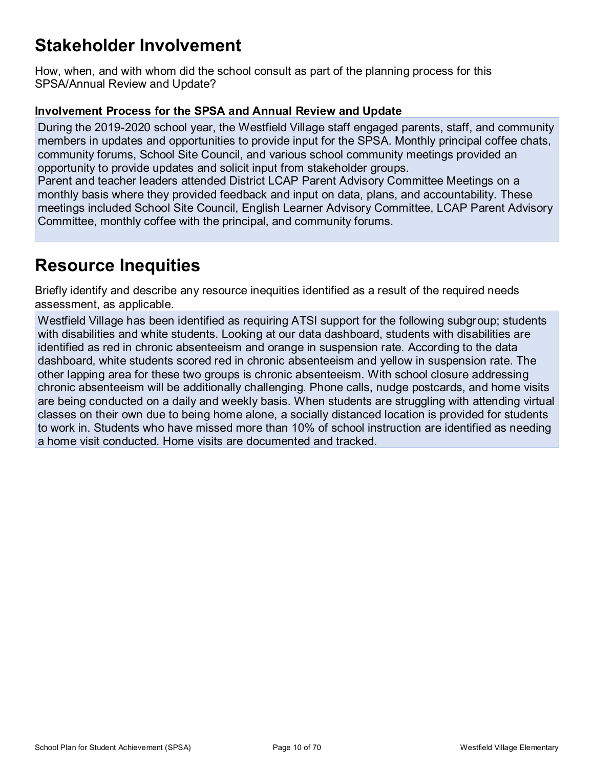# Stakeholder Involvement

How, when, and with whom did the school consult as part of the planning process for this SPSA/Annual Review and Update?

### Involvement Process for the SPSA and Annual Review and Update

During the 2019-2020 school year, the Westfield Village staff engaged parents, staff, and community members in updates and opportunities to provide input for the SPSA. Monthly principal coffee chats, community forums, School Site Council, and various school community meetings provided an opportunity to provide updates and solicit input from stakeholder groups.
Parent and teacher leaders attended District LCAP Parent Advisory Committee Meetings on a monthly basis where they provided feedback and input on data, plans, and accountability. These meetings included School Site Council, English Learner Advisory Committee, LCAP Parent Advisory Committee, monthly coffee with the principal, and community forums.

# Resource Inequities

Briefly identify and describe any resource inequities identified as a result of the required needs assessment, as applicable.

Westfield Village has been identified as requiring ATSI support for the following subgroup; students with disabilities and white students. Looking at our data dashboard, students with disabilities are identified as red in chronic absenteeism and orange in suspension rate. According to the data dashboard, white students scored red in chronic absenteeism and yellow in suspension rate. The other lapping area for these two groups is chronic absenteeism. With school closure addressing chronic absenteeism will be additionally challenging. Phone calls, nudge postcards, and home visits are being conducted on a daily and weekly basis. When students are struggling with attending virtual classes on their own due to being home alone, a socially distanced location is provided for students to work in. Students who have missed more than 10% of school instruction are identified as needing a home visit conducted. Home visits are documented and tracked.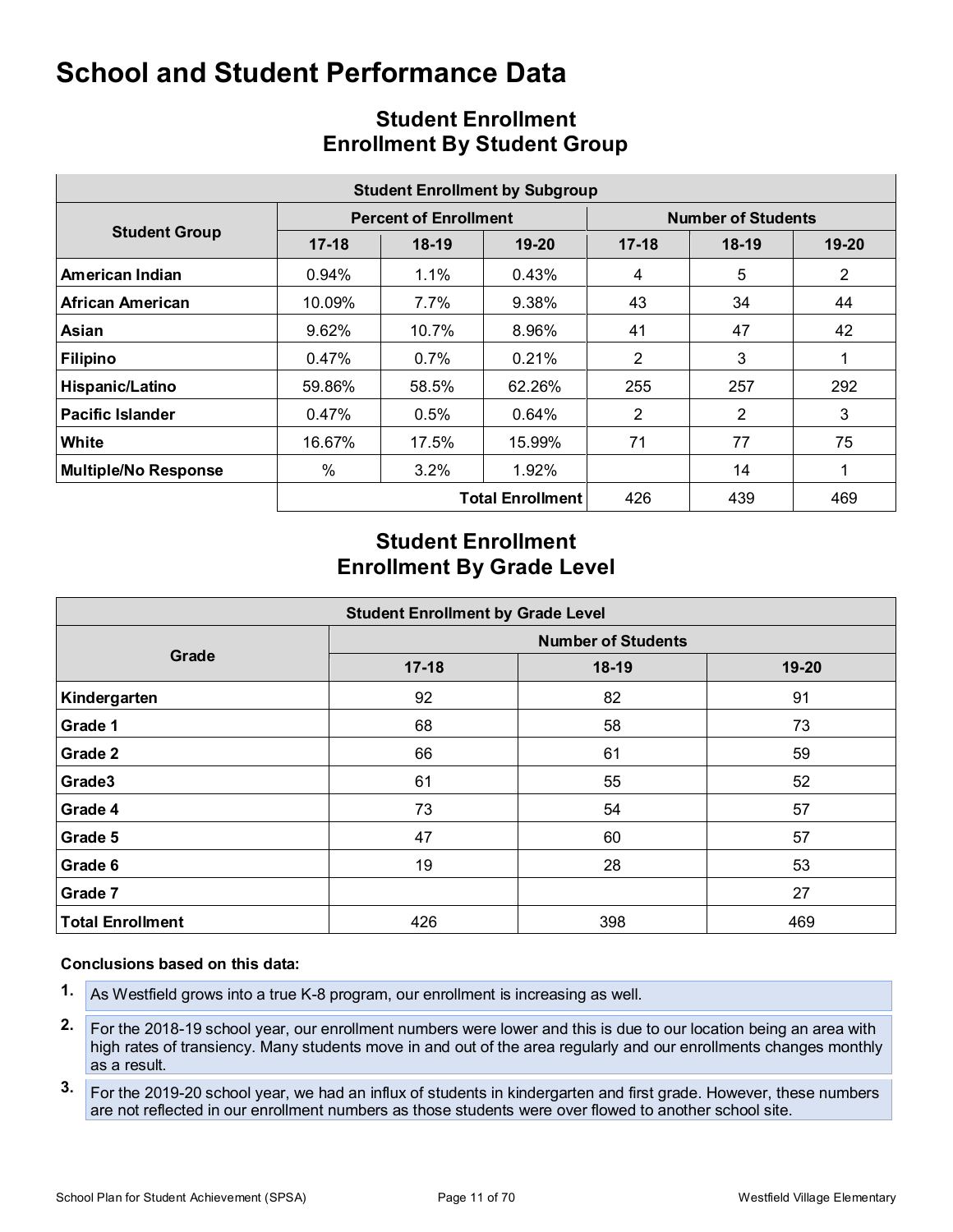# School and Student Performance Data

## Student Enrollment
## Enrollment By Student Group

| Student Enrollment by Subgroup | | | | | | |
|---|---|---|---|---|---|---|
| **Student Group** | **Percent of Enrollment** | | | **Number of Students** | | |
| | **17-18** | **18-19** | **19-20** | **17-18** | **18-19** | **19-20** |
| **American Indian** | 0.94% | 1.1% | 0.43% | 4 | 5 | 2 |
| **African American** | 10.09% | 7.7% | 9.38% | 43 | 34 | 44 |
| **Asian** | 9.62% | 10.7% | 8.96% | 41 | 47 | 42 |
| **Filipino** | 0.47% | 0.7% | 0.21% | 2 | 3 | 1 |
| **Hispanic/Latino** | 59.86% | 58.5% | 62.26% | 255 | 257 | 292 |
| **Pacific Islander** | 0.47% | 0.5% | 0.64% | 2 | 2 | 3 |
| **White** | 16.67% | 17.5% | 15.99% | 71 | 77 | 75 |
| **Multiple/No Response** | % | 3.2% | 1.92% | | 14 | 1 |
| | | | **Total Enrollment** | 426 | 439 | 469 |

## Student Enrollment
## Enrollment By Grade Level

| Student Enrollment by Grade Level | | | |
|---|---|---|---|
| **Grade** | **Number of Students** | | |
| | **17-18** | **18-19** | **19-20** |
| **Kindergarten** | 92 | 82 | 91 |
| **Grade 1** | 68 | 58 | 73 |
| **Grade 2** | 66 | 61 | 59 |
| **Grade3** | 61 | 55 | 52 |
| **Grade 4** | 73 | 54 | 57 |
| **Grade 5** | 47 | 60 | 57 |
| **Grade 6** | 19 | 28 | 53 |
| **Grade 7** | | | 27 |
| **Total Enrollment** | 426 | 398 | 469 |

**Conclusions based on this data:**

1. As Westfield grows into a true K-8 program, our enrollment is increasing as well.
2. For the 2018-19 school year, our enrollment numbers were lower and this is due to our location being an area with high rates of transiency. Many students move in and out of the area regularly and our enrollments changes monthly as a result.
3. For the 2019-20 school year, we had an influx of students in kindergarten and first grade. However, these numbers are not reflected in our enrollment numbers as those students were over flowed to another school site.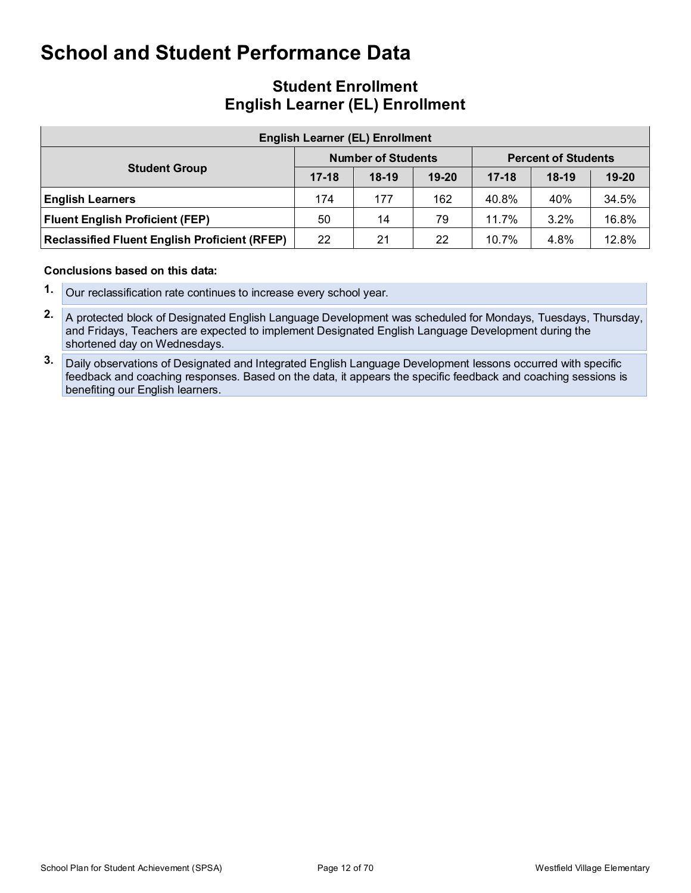# School and Student Performance Data

## Student Enrollment
## English Learner (EL) Enrollment

| English Learner (EL) Enrollment | | | | | | |
|---|---|---|---|---|---|---|
| Student Group | Number of Students | | | Percent of Students | | |
| | 17-18 | 18-19 | 19-20 | 17-18 | 18-19 | 19-20 |
| **English Learners** | 174 | 177 | 162 | 40.8% | 40% | 34.5% |
| **Fluent English Proficient (FEP)** | 50 | 14 | 79 | 11.7% | 3.2% | 16.8% |
| **Reclassified Fluent English Proficient (RFEP)** | 22 | 21 | 22 | 10.7% | 4.8% | 12.8% |

**Conclusions based on this data:**

1. Our reclassification rate continues to increase every school year.
2. A protected block of Designated English Language Development was scheduled for Mondays, Tuesdays, Thursday, and Fridays, Teachers are expected to implement Designated English Language Development during the shortened day on Wednesdays.
3. Daily observations of Designated and Integrated English Language Development lessons occurred with specific feedback and coaching responses. Based on the data, it appears the specific feedback and coaching sessions is benefiting our English learners.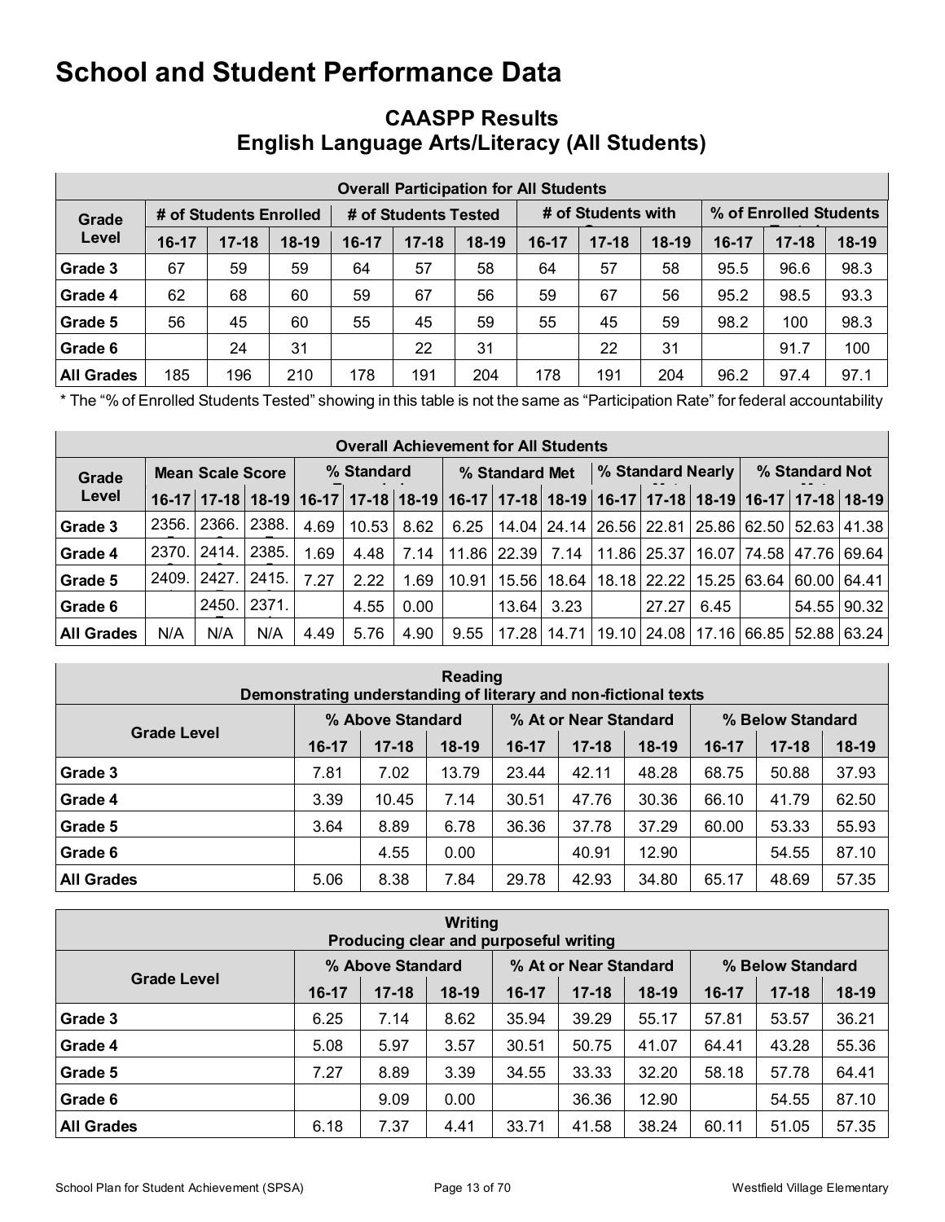# School and Student Performance Data

## CAASPP Results
## English Language Arts/Literacy (All Students)

| Overall Participation for All Students | | | | | | | | | | | | |
|---|---|---|---|---|---|---|---|---|---|---|---|---|
| Grade Level | # of Students Enrolled | | | # of Students Tested | | | # of Students with | | | % of Enrolled Students | | |
| | 16-17 | 17-18 | 18-19 | 16-17 | 17-18 | 18-19 | 16-17 | 17-18 | 18-19 | 16-17 | 17-18 | 18-19 |
| Grade 3 | 67 | 59 | 59 | 64 | 57 | 58 | 64 | 57 | 58 | 95.5 | 96.6 | 98.3 |
| Grade 4 | 62 | 68 | 60 | 59 | 67 | 56 | 59 | 67 | 56 | 95.2 | 98.5 | 93.3 |
| Grade 5 | 56 | 45 | 60 | 55 | 45 | 59 | 55 | 45 | 59 | 98.2 | 100 | 98.3 |
| Grade 6 | | 24 | 31 | | 22 | 31 | | 22 | 31 | | 91.7 | 100 |
| All Grades | 185 | 196 | 210 | 178 | 191 | 204 | 178 | 191 | 204 | 96.2 | 97.4 | 97.1 |

* The "% of Enrolled Students Tested" showing in this table is not the same as "Participation Rate" for federal accountability

| Overall Achievement for All Students | | | | | | | | | | | | | | | |
|---|---|---|---|---|---|---|---|---|---|---|---|---|---|---|---|
| Grade Level | Mean Scale Score | | | % Standard | | | % Standard Met | | | % Standard Nearly | | | % Standard Not | | |
| | 16-17 | 17-18 | 18-19 | 16-17 | 17-18 | 18-19 | 16-17 | 17-18 | 18-19 | 16-17 | 17-18 | 18-19 | 16-17 | 17-18 | 18-19 |
| Grade 3 | 2356. | 2366. | 2388. | 4.69 | 10.53 | 8.62 | 6.25 | 14.04 | 24.14 | 26.56 | 22.81 | 25.86 | 62.50 | 52.63 | 41.38 |
| Grade 4 | 2370. | 2414. | 2385. | 1.69 | 4.48 | 7.14 | 11.86 | 22.39 | 7.14 | 11.86 | 25.37 | 16.07 | 74.58 | 47.76 | 69.64 |
| Grade 5 | 2409. | 2427. | 2415. | 7.27 | 2.22 | 1.69 | 10.91 | 15.56 | 18.64 | 18.18 | 22.22 | 15.25 | 63.64 | 60.00 | 64.41 |
| Grade 6 | | 2450. | 2371. | | 4.55 | 0.00 | | 13.64 | 3.23 | | 27.27 | 6.45 | | 54.55 | 90.32 |
| All Grades | N/A | N/A | N/A | 4.49 | 5.76 | 4.90 | 9.55 | 17.28 | 14.71 | 19.10 | 24.08 | 17.16 | 66.85 | 52.88 | 63.24 |

| Reading<br>Demonstrating understanding of literary and non-fictional texts | | | | | | | | | |
|---|---|---|---|---|---|---|---|---|---|
| Grade Level | % Above Standard | | | % At or Near Standard | | | % Below Standard | | |
| | 16-17 | 17-18 | 18-19 | 16-17 | 17-18 | 18-19 | 16-17 | 17-18 | 18-19 |
| Grade 3 | 7.81 | 7.02 | 13.79 | 23.44 | 42.11 | 48.28 | 68.75 | 50.88 | 37.93 |
| Grade 4 | 3.39 | 10.45 | 7.14 | 30.51 | 47.76 | 30.36 | 66.10 | 41.79 | 62.50 |
| Grade 5 | 3.64 | 8.89 | 6.78 | 36.36 | 37.78 | 37.29 | 60.00 | 53.33 | 55.93 |
| Grade 6 | | 4.55 | 0.00 | | 40.91 | 12.90 | | 54.55 | 87.10 |
| All Grades | 5.06 | 8.38 | 7.84 | 29.78 | 42.93 | 34.80 | 65.17 | 48.69 | 57.35 |

| Writing<br>Producing clear and purposeful writing | | | | | | | | | |
|---|---|---|---|---|---|---|---|---|---|
| Grade Level | % Above Standard | | | % At or Near Standard | | | % Below Standard | | |
| | 16-17 | 17-18 | 18-19 | 16-17 | 17-18 | 18-19 | 16-17 | 17-18 | 18-19 |
| Grade 3 | 6.25 | 7.14 | 8.62 | 35.94 | 39.29 | 55.17 | 57.81 | 53.57 | 36.21 |
| Grade 4 | 5.08 | 5.97 | 3.57 | 30.51 | 50.75 | 41.07 | 64.41 | 43.28 | 55.36 |
| Grade 5 | 7.27 | 8.89 | 3.39 | 34.55 | 33.33 | 32.20 | 58.18 | 57.78 | 64.41 |
| Grade 6 | | 9.09 | 0.00 | | 36.36 | 12.90 | | 54.55 | 87.10 |
| All Grades | 6.18 | 7.37 | 4.41 | 33.71 | 41.58 | 38.24 | 60.11 | 51.05 | 57.35 |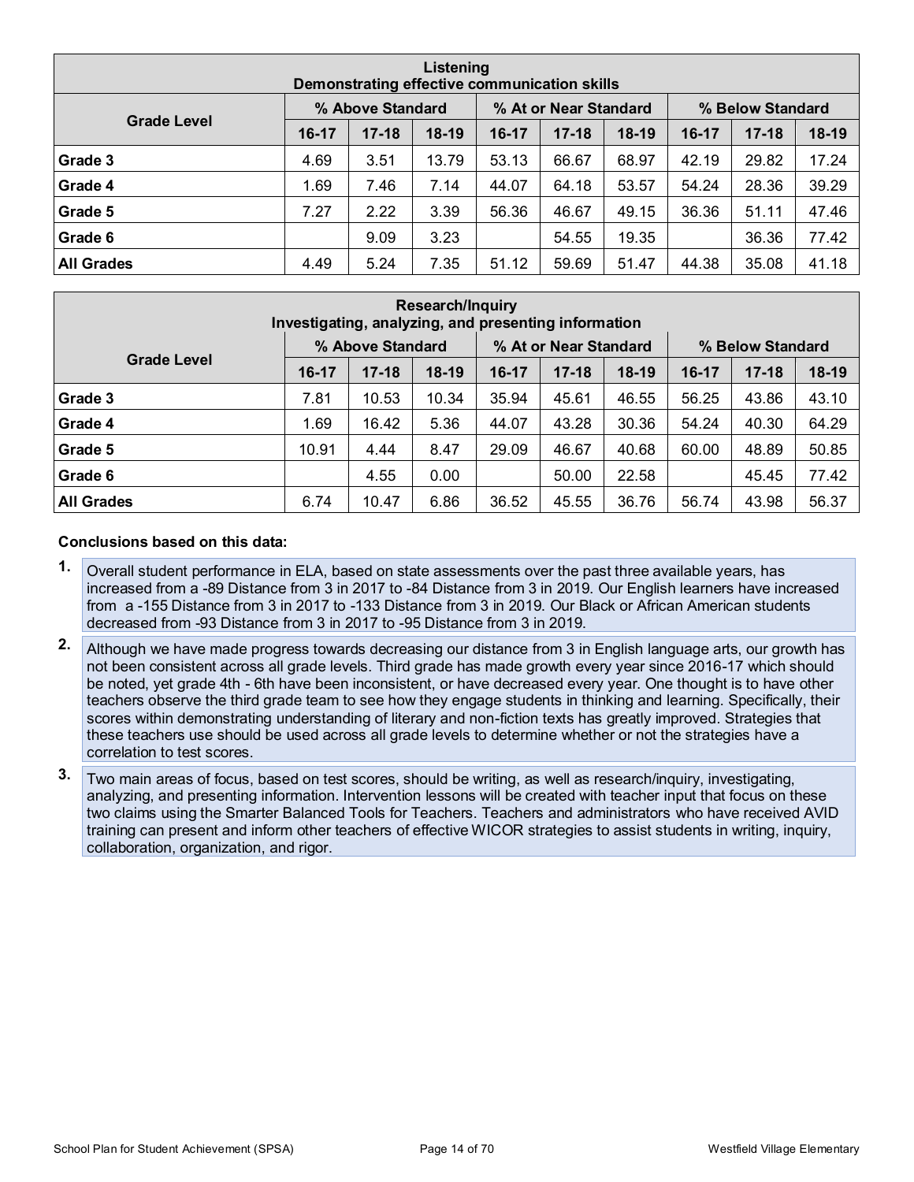| Listening<br>Demonstrating effective communication skills | | | | | | | | | |
|---|---|---|---|---|---|---|---|---|---|
| Grade Level | % Above Standard | | | % At or Near Standard | | | % Below Standard | | |
| | 16-17 | 17-18 | 18-19 | 16-17 | 17-18 | 18-19 | 16-17 | 17-18 | 18-19 |
| Grade 3 | 4.69 | 3.51 | 13.79 | 53.13 | 66.67 | 68.97 | 42.19 | 29.82 | 17.24 |
| Grade 4 | 1.69 | 7.46 | 7.14 | 44.07 | 64.18 | 53.57 | 54.24 | 28.36 | 39.29 |
| Grade 5 | 7.27 | 2.22 | 3.39 | 56.36 | 46.67 | 49.15 | 36.36 | 51.11 | 47.46 |
| Grade 6 | | 9.09 | 3.23 | | 54.55 | 19.35 | | 36.36 | 77.42 |
| All Grades | 4.49 | 5.24 | 7.35 | 51.12 | 59.69 | 51.47 | 44.38 | 35.08 | 41.18 |

| Research/Inquiry<br>Investigating, analyzing, and presenting information | | | | | | | | | |
|---|---|---|---|---|---|---|---|---|---|
| Grade Level | % Above Standard | | | % At or Near Standard | | | % Below Standard | | |
| | 16-17 | 17-18 | 18-19 | 16-17 | 17-18 | 18-19 | 16-17 | 17-18 | 18-19 |
| Grade 3 | 7.81 | 10.53 | 10.34 | 35.94 | 45.61 | 46.55 | 56.25 | 43.86 | 43.10 |
| Grade 4 | 1.69 | 16.42 | 5.36 | 44.07 | 43.28 | 30.36 | 54.24 | 40.30 | 64.29 |
| Grade 5 | 10.91 | 4.44 | 8.47 | 29.09 | 46.67 | 40.68 | 60.00 | 48.89 | 50.85 |
| Grade 6 | | 4.55 | 0.00 | | 50.00 | 22.58 | | 45.45 | 77.42 |
| All Grades | 6.74 | 10.47 | 6.86 | 36.52 | 45.55 | 36.76 | 56.74 | 43.98 | 56.37 |

**Conclusions based on this data:**

1. Overall student performance in ELA, based on state assessments over the past three available years, has increased from a -89 Distance from 3 in 2017 to -84 Distance from 3 in 2019. Our English learners have increased from a -155 Distance from 3 in 2017 to -133 Distance from 3 in 2019. Our Black or African American students decreased from -93 Distance from 3 in 2017 to -95 Distance from 3 in 2019.

2. Although we have made progress towards decreasing our distance from 3 in English language arts, our growth has not been consistent across all grade levels. Third grade has made growth every year since 2016-17 which should be noted, yet grade 4th - 6th have been inconsistent, or have decreased every year. One thought is to have other teachers observe the third grade team to see how they engage students in thinking and learning. Specifically, their scores within demonstrating understanding of literary and non-fiction texts has greatly improved. Strategies that these teachers use should be used across all grade levels to determine whether or not the strategies have a correlation to test scores.

3. Two main areas of focus, based on test scores, should be writing, as well as research/inquiry, investigating, analyzing, and presenting information. Intervention lessons will be created with teacher input that focus on these two claims using the Smarter Balanced Tools for Teachers. Teachers and administrators who have received AVID training can present and inform other teachers of effective WICOR strategies to assist students in writing, inquiry, collaboration, organization, and rigor.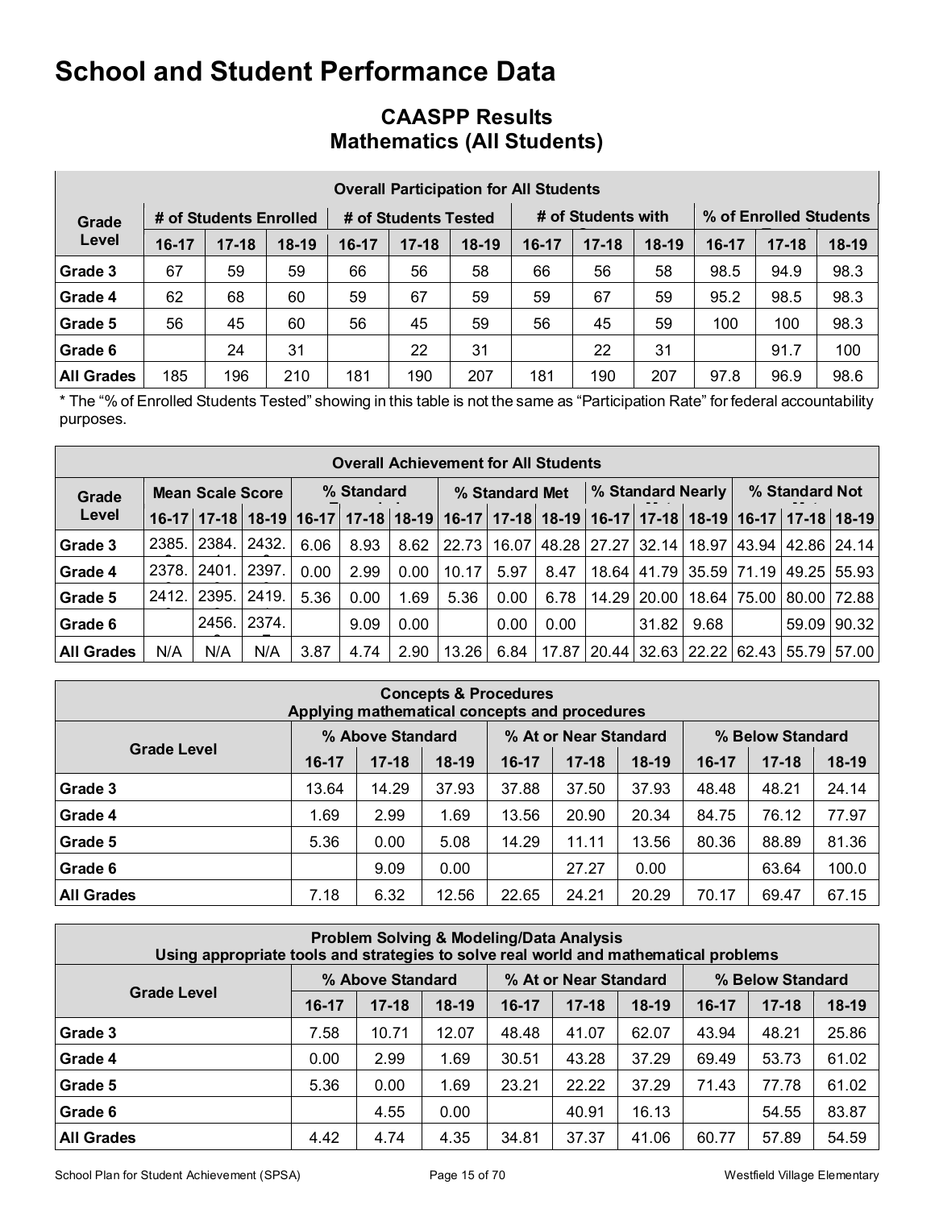# School and Student Performance Data

## CAASPP Results
## Mathematics (All Students)

| Overall Participation for All Students | | | | | | | | | | | | |
|---|---|---|---|---|---|---|---|---|---|---|---|---|
| Grade Level | # of Students Enrolled | | | # of Students Tested | | | # of Students with Scores | | | % of Enrolled Students Tested | | |
| | 16-17 | 17-18 | 18-19 | 16-17 | 17-18 | 18-19 | 16-17 | 17-18 | 18-19 | 16-17 | 17-18 | 18-19 |
| Grade 3 | 67 | 59 | 59 | 66 | 56 | 58 | 66 | 56 | 58 | 98.5 | 94.9 | 98.3 |
| Grade 4 | 62 | 68 | 60 | 59 | 67 | 59 | 59 | 67 | 59 | 95.2 | 98.5 | 98.3 |
| Grade 5 | 56 | 45 | 60 | 56 | 45 | 59 | 56 | 45 | 59 | 100 | 100 | 98.3 |
| Grade 6 | | 24 | 31 | | 22 | 31 | | 22 | 31 | | 91.7 | 100 |
| All Grades | 185 | 196 | 210 | 181 | 190 | 207 | 181 | 190 | 207 | 97.8 | 96.9 | 98.6 |

* The "% of Enrolled Students Tested" showing in this table is not the same as "Participation Rate" for federal accountability purposes.

| Overall Achievement for All Students | | | | | | | | | | | | | | | |
|---|---|---|---|---|---|---|---|---|---|---|---|---|---|---|---|
| Grade Level | Mean Scale Score | | | % Standard Exceeded | | | % Standard Met | | | % Standard Nearly Met | | | % Standard Not Met | | |
| | 16-17 | 17-18 | 18-19 | 16-17 | 17-18 | 18-19 | 16-17 | 17-18 | 18-19 | 16-17 | 17-18 | 18-19 | 16-17 | 17-18 | 18-19 |
| Grade 3 | 2385. | 2384. | 2432. | 6.06 | 8.93 | 8.62 | 22.73 | 16.07 | 48.28 | 27.27 | 32.14 | 18.97 | 43.94 | 42.86 | 24.14 |
| Grade 4 | 2378. | 2401. | 2397. | 0.00 | 2.99 | 0.00 | 10.17 | 5.97 | 8.47 | 18.64 | 41.79 | 35.59 | 71.19 | 49.25 | 55.93 |
| Grade 5 | 2412. | 2395. | 2419. | 5.36 | 0.00 | 1.69 | 5.36 | 0.00 | 6.78 | 14.29 | 20.00 | 18.64 | 75.00 | 80.00 | 72.88 |
| Grade 6 | | 2456. | 2374. | | 9.09 | 0.00 | | 0.00 | 0.00 | | 31.82 | 9.68 | | 59.09 | 90.32 |
| All Grades | N/A | N/A | N/A | 3.87 | 4.74 | 2.90 | 13.26 | 6.84 | 17.87 | 20.44 | 32.63 | 22.22 | 62.43 | 55.79 | 57.00 |

| Concepts & Procedures<br>Applying mathematical concepts and procedures | | | | | | | | | |
|---|---|---|---|---|---|---|---|---|---|
| Grade Level | % Above Standard | | | % At or Near Standard | | | % Below Standard | | |
| | 16-17 | 17-18 | 18-19 | 16-17 | 17-18 | 18-19 | 16-17 | 17-18 | 18-19 |
| Grade 3 | 13.64 | 14.29 | 37.93 | 37.88 | 37.50 | 37.93 | 48.48 | 48.21 | 24.14 |
| Grade 4 | 1.69 | 2.99 | 1.69 | 13.56 | 20.90 | 20.34 | 84.75 | 76.12 | 77.97 |
| Grade 5 | 5.36 | 0.00 | 5.08 | 14.29 | 11.11 | 13.56 | 80.36 | 88.89 | 81.36 |
| Grade 6 | | 9.09 | 0.00 | | 27.27 | 0.00 | | 63.64 | 100.0 |
| All Grades | 7.18 | 6.32 | 12.56 | 22.65 | 24.21 | 20.29 | 70.17 | 69.47 | 67.15 |

| Problem Solving & Modeling/Data Analysis<br>Using appropriate tools and strategies to solve real world and mathematical problems | | | | | | | | | |
|---|---|---|---|---|---|---|---|---|---|
| Grade Level | % Above Standard | | | % At or Near Standard | | | % Below Standard | | |
| | 16-17 | 17-18 | 18-19 | 16-17 | 17-18 | 18-19 | 16-17 | 17-18 | 18-19 |
| Grade 3 | 7.58 | 10.71 | 12.07 | 48.48 | 41.07 | 62.07 | 43.94 | 48.21 | 25.86 |
| Grade 4 | 0.00 | 2.99 | 1.69 | 30.51 | 43.28 | 37.29 | 69.49 | 53.73 | 61.02 |
| Grade 5 | 5.36 | 0.00 | 1.69 | 23.21 | 22.22 | 37.29 | 71.43 | 77.78 | 61.02 |
| Grade 6 | | 4.55 | 0.00 | | 40.91 | 16.13 | | 54.55 | 83.87 |
| All Grades | 4.42 | 4.74 | 4.35 | 34.81 | 37.37 | 41.06 | 60.77 | 57.89 | 54.59 |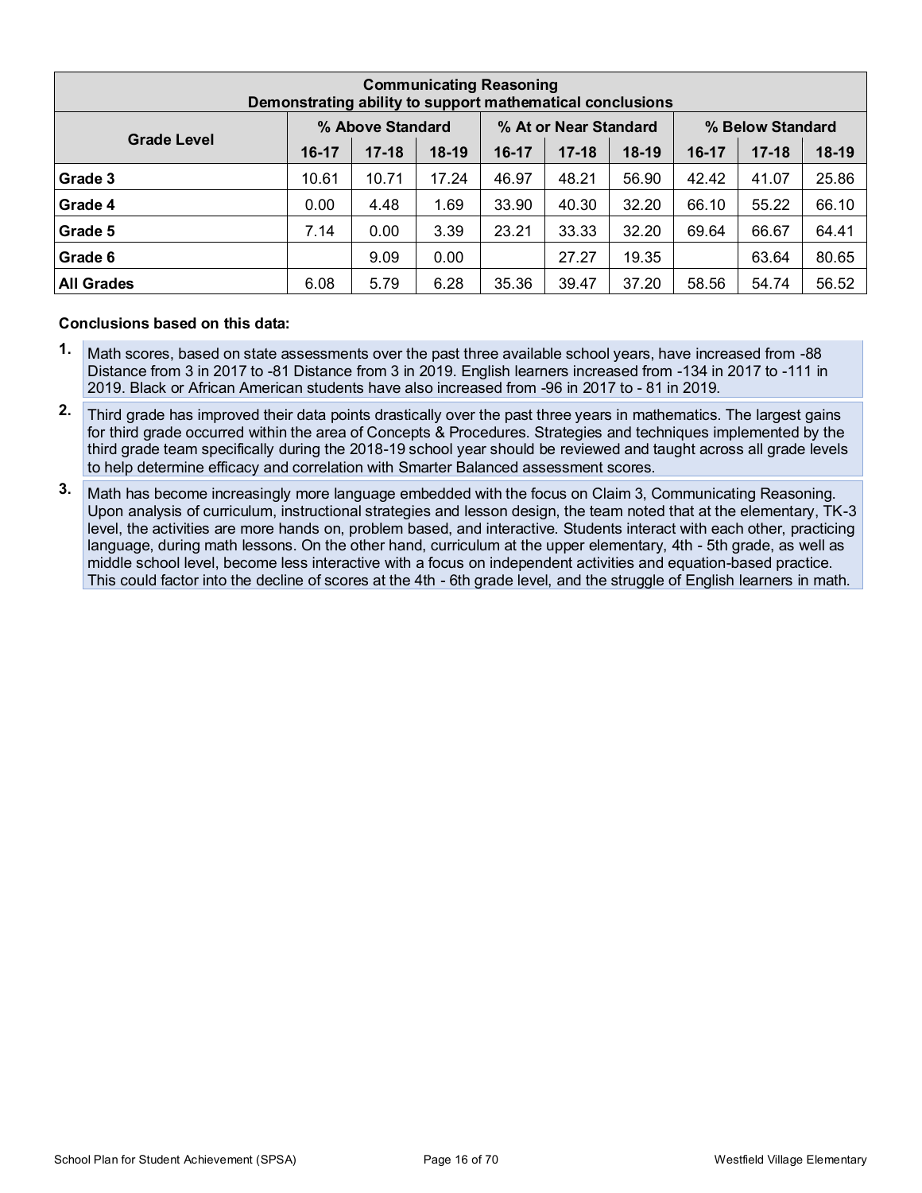| Communicating Reasoning<br>Demonstrating ability to support mathematical conclusions | | | | | | | | | |
|---|---|---|---|---|---|---|---|---|---|
| Grade Level | % Above Standard | | | % At or Near Standard | | | % Below Standard | | |
| | 16-17 | 17-18 | 18-19 | 16-17 | 17-18 | 18-19 | 16-17 | 17-18 | 18-19 |
| **Grade 3** | 10.61 | 10.71 | 17.24 | 46.97 | 48.21 | 56.90 | 42.42 | 41.07 | 25.86 |
| **Grade 4** | 0.00 | 4.48 | 1.69 | 33.90 | 40.30 | 32.20 | 66.10 | 55.22 | 66.10 |
| **Grade 5** | 7.14 | 0.00 | 3.39 | 23.21 | 33.33 | 32.20 | 69.64 | 66.67 | 64.41 |
| **Grade 6** | | 9.09 | 0.00 | | 27.27 | 19.35 | | 63.64 | 80.65 |
| **All Grades** | 6.08 | 5.79 | 6.28 | 35.36 | 39.47 | 37.20 | 58.56 | 54.74 | 56.52 |

**Conclusions based on this data:**

1. Math scores, based on state assessments over the past three available school years, have increased from -88 Distance from 3 in 2017 to -81 Distance from 3 in 2019. English learners increased from -134 in 2017 to -111 in 2019. Black or African American students have also increased from -96 in 2017 to - 81 in 2019.

2. Third grade has improved their data points drastically over the past three years in mathematics. The largest gains for third grade occurred within the area of Concepts & Procedures. Strategies and techniques implemented by the third grade team specifically during the 2018-19 school year should be reviewed and taught across all grade levels to help determine efficacy and correlation with Smarter Balanced assessment scores.

3. Math has become increasingly more language embedded with the focus on Claim 3, Communicating Reasoning. Upon analysis of curriculum, instructional strategies and lesson design, the team noted that at the elementary, TK-3 level, the activities are more hands on, problem based, and interactive. Students interact with each other, practicing language, during math lessons. On the other hand, curriculum at the upper elementary, 4th - 5th grade, as well as middle school level, become less interactive with a focus on independent activities and equation-based practice. This could factor into the decline of scores at the 4th - 6th grade level, and the struggle of English learners in math.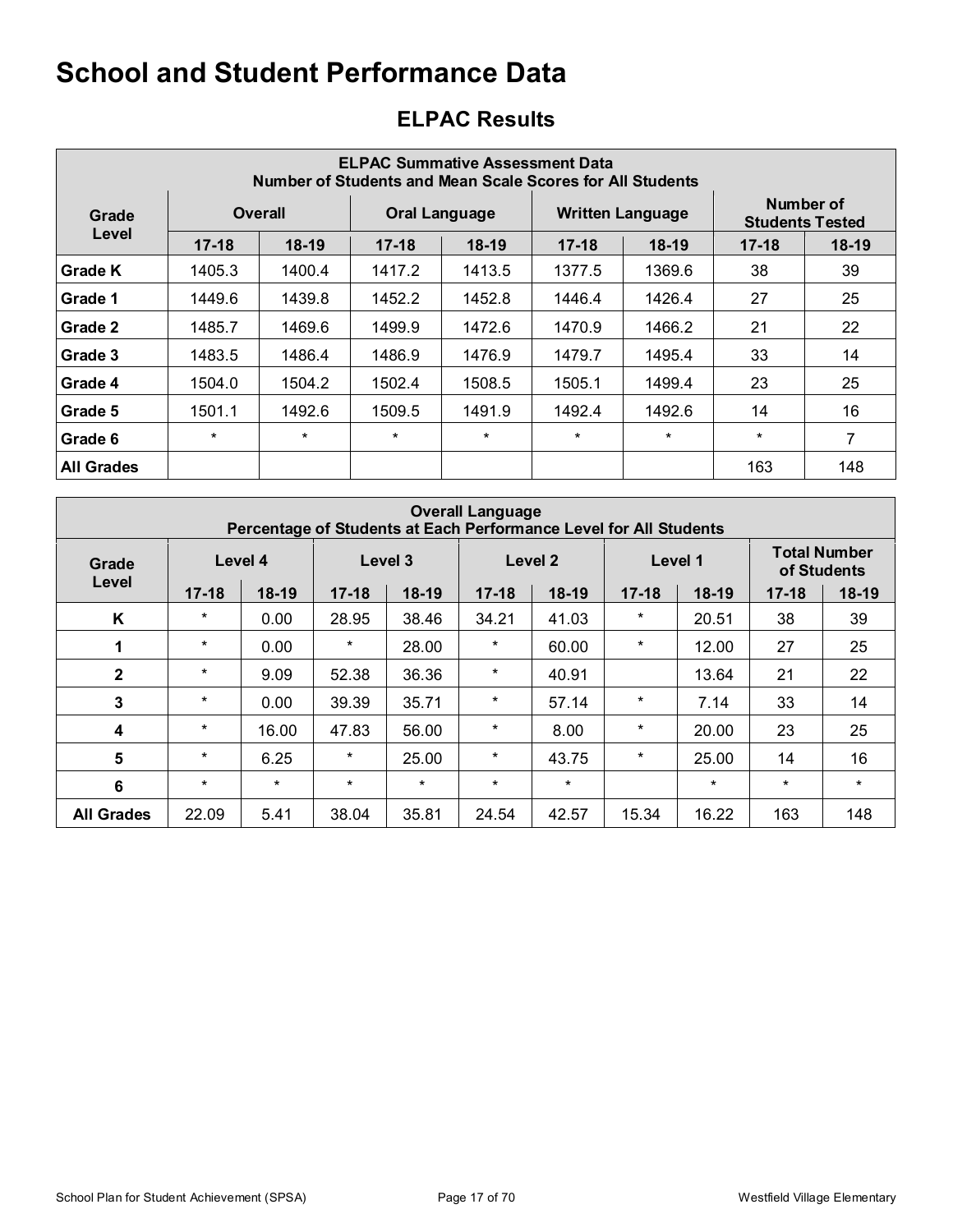# School and Student Performance Data

## ELPAC Results

| ELPAC Summative Assessment Data<br>Number of Students and Mean Scale Scores for All Students | | | | | | | | |
|---|---|---|---|---|---|---|---|---|
| Grade Level | Overall | | Oral Language | | Written Language | | Number of Students Tested | |
| | 17-18 | 18-19 | 17-18 | 18-19 | 17-18 | 18-19 | 17-18 | 18-19 |
| Grade K | 1405.3 | 1400.4 | 1417.2 | 1413.5 | 1377.5 | 1369.6 | 38 | 39 |
| Grade 1 | 1449.6 | 1439.8 | 1452.2 | 1452.8 | 1446.4 | 1426.4 | 27 | 25 |
| Grade 2 | 1485.7 | 1469.6 | 1499.9 | 1472.6 | 1470.9 | 1466.2 | 21 | 22 |
| Grade 3 | 1483.5 | 1486.4 | 1486.9 | 1476.9 | 1479.7 | 1495.4 | 33 | 14 |
| Grade 4 | 1504.0 | 1504.2 | 1502.4 | 1508.5 | 1505.1 | 1499.4 | 23 | 25 |
| Grade 5 | 1501.1 | 1492.6 | 1509.5 | 1491.9 | 1492.4 | 1492.6 | 14 | 16 |
| Grade 6 | * | * | * | * | * | * | * | 7 |
| All Grades | | | | | | | 163 | 148 |

| Overall Language<br>Percentage of Students at Each Performance Level for All Students | | | | | | | | | | |
|---|---|---|---|---|---|---|---|---|---|---|
| Grade Level | Level 4 | | Level 3 | | Level 2 | | Level 1 | | Total Number of Students | |
| | 17-18 | 18-19 | 17-18 | 18-19 | 17-18 | 18-19 | 17-18 | 18-19 | 17-18 | 18-19 |
| K | * | 0.00 | 28.95 | 38.46 | 34.21 | 41.03 | * | 20.51 | 38 | 39 |
| 1 | * | 0.00 | * | 28.00 | * | 60.00 | * | 12.00 | 27 | 25 |
| 2 | * | 9.09 | 52.38 | 36.36 | * | 40.91 | | 13.64 | 21 | 22 |
| 3 | * | 0.00 | 39.39 | 35.71 | * | 57.14 | * | 7.14 | 33 | 14 |
| 4 | * | 16.00 | 47.83 | 56.00 | * | 8.00 | * | 20.00 | 23 | 25 |
| 5 | * | 6.25 | * | 25.00 | * | 43.75 | * | 25.00 | 14 | 16 |
| 6 | * | * | * | * | * | * | | * | * | * |
| All Grades | 22.09 | 5.41 | 38.04 | 35.81 | 24.54 | 42.57 | 15.34 | 16.22 | 163 | 148 |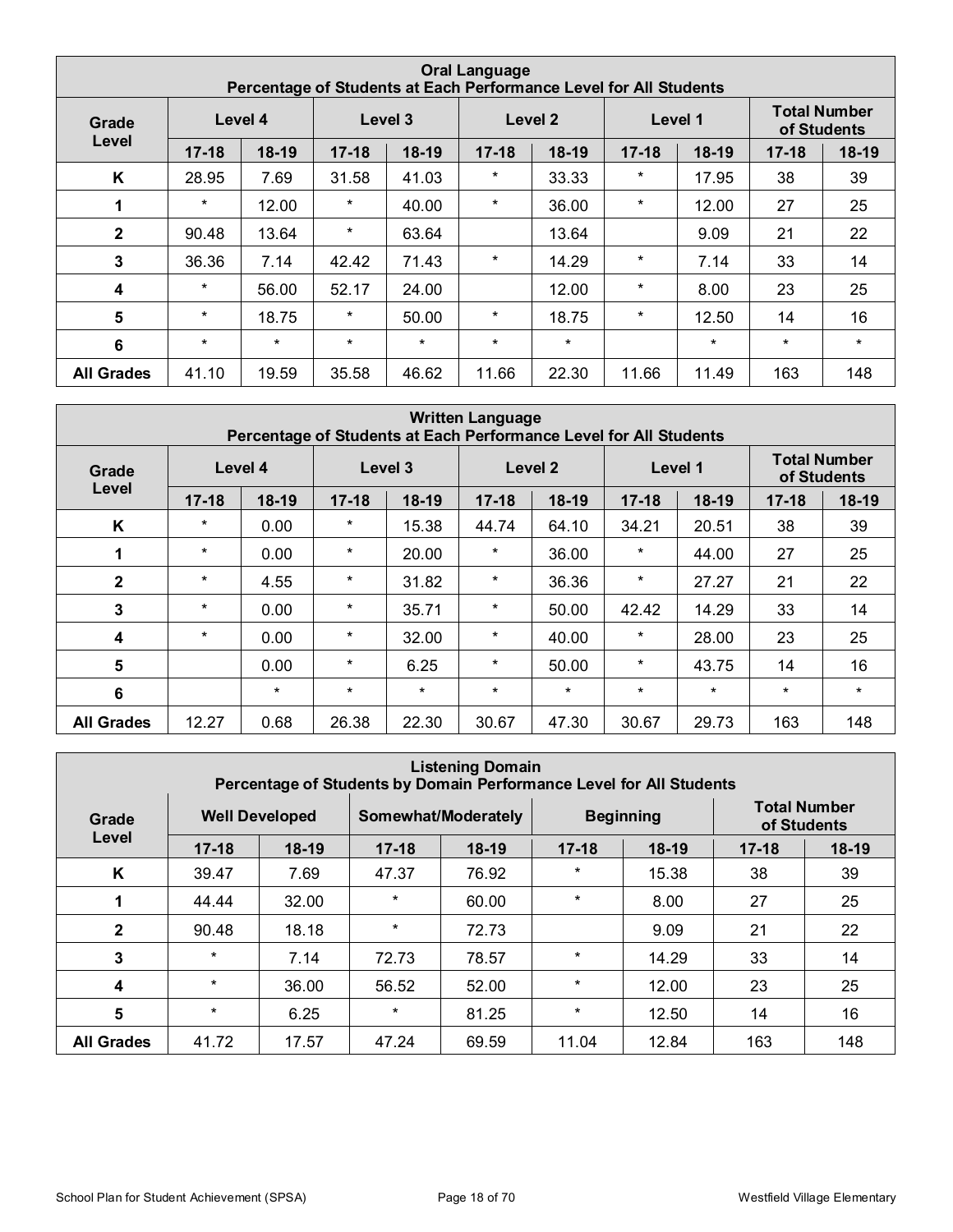| Oral Language<br>Percentage of Students at Each Performance Level for All Students | | | | | | | | | | |
|---|---|---|---|---|---|---|---|---|---|---|
| Grade Level | Level 4 | | Level 3 | | Level 2 | | Level 1 | | Total Number of Students | |
| | 17-18 | 18-19 | 17-18 | 18-19 | 17-18 | 18-19 | 17-18 | 18-19 | 17-18 | 18-19 |
| K | 28.95 | 7.69 | 31.58 | 41.03 | * | 33.33 | * | 17.95 | 38 | 39 |
| 1 | * | 12.00 | * | 40.00 | * | 36.00 | * | 12.00 | 27 | 25 |
| 2 | 90.48 | 13.64 | * | 63.64 | | 13.64 | | 9.09 | 21 | 22 |
| 3 | 36.36 | 7.14 | 42.42 | 71.43 | * | 14.29 | * | 7.14 | 33 | 14 |
| 4 | * | 56.00 | 52.17 | 24.00 | | 12.00 | * | 8.00 | 23 | 25 |
| 5 | * | 18.75 | * | 50.00 | * | 18.75 | * | 12.50 | 14 | 16 |
| 6 | * | * | * | * | * | * | | * | * | * |
| All Grades | 41.10 | 19.59 | 35.58 | 46.62 | 11.66 | 22.30 | 11.66 | 11.49 | 163 | 148 |

| Written Language<br>Percentage of Students at Each Performance Level for All Students | | | | | | | | | | |
|---|---|---|---|---|---|---|---|---|---|---|
| Grade Level | Level 4 | | Level 3 | | Level 2 | | Level 1 | | Total Number of Students | |
| | 17-18 | 18-19 | 17-18 | 18-19 | 17-18 | 18-19 | 17-18 | 18-19 | 17-18 | 18-19 |
| K | * | 0.00 | * | 15.38 | 44.74 | 64.10 | 34.21 | 20.51 | 38 | 39 |
| 1 | * | 0.00 | * | 20.00 | * | 36.00 | * | 44.00 | 27 | 25 |
| 2 | * | 4.55 | * | 31.82 | * | 36.36 | * | 27.27 | 21 | 22 |
| 3 | * | 0.00 | * | 35.71 | * | 50.00 | 42.42 | 14.29 | 33 | 14 |
| 4 | * | 0.00 | * | 32.00 | * | 40.00 | * | 28.00 | 23 | 25 |
| 5 | | 0.00 | * | 6.25 | * | 50.00 | * | 43.75 | 14 | 16 |
| 6 | | * | * | * | * | * | * | * | * | * |
| All Grades | 12.27 | 0.68 | 26.38 | 22.30 | 30.67 | 47.30 | 30.67 | 29.73 | 163 | 148 |

| Listening Domain<br>Percentage of Students by Domain Performance Level for All Students | | | | | | | | |
|---|---|---|---|---|---|---|---|---|
| Grade Level | Well Developed | | Somewhat/Moderately | | Beginning | | Total Number of Students | |
| | 17-18 | 18-19 | 17-18 | 18-19 | 17-18 | 18-19 | 17-18 | 18-19 |
| K | 39.47 | 7.69 | 47.37 | 76.92 | * | 15.38 | 38 | 39 |
| 1 | 44.44 | 32.00 | * | 60.00 | * | 8.00 | 27 | 25 |
| 2 | 90.48 | 18.18 | * | 72.73 | | 9.09 | 21 | 22 |
| 3 | * | 7.14 | 72.73 | 78.57 | * | 14.29 | 33 | 14 |
| 4 | * | 36.00 | 56.52 | 52.00 | * | 12.00 | 23 | 25 |
| 5 | * | 6.25 | * | 81.25 | * | 12.50 | 14 | 16 |
| All Grades | 41.72 | 17.57 | 47.24 | 69.59 | 11.04 | 12.84 | 163 | 148 |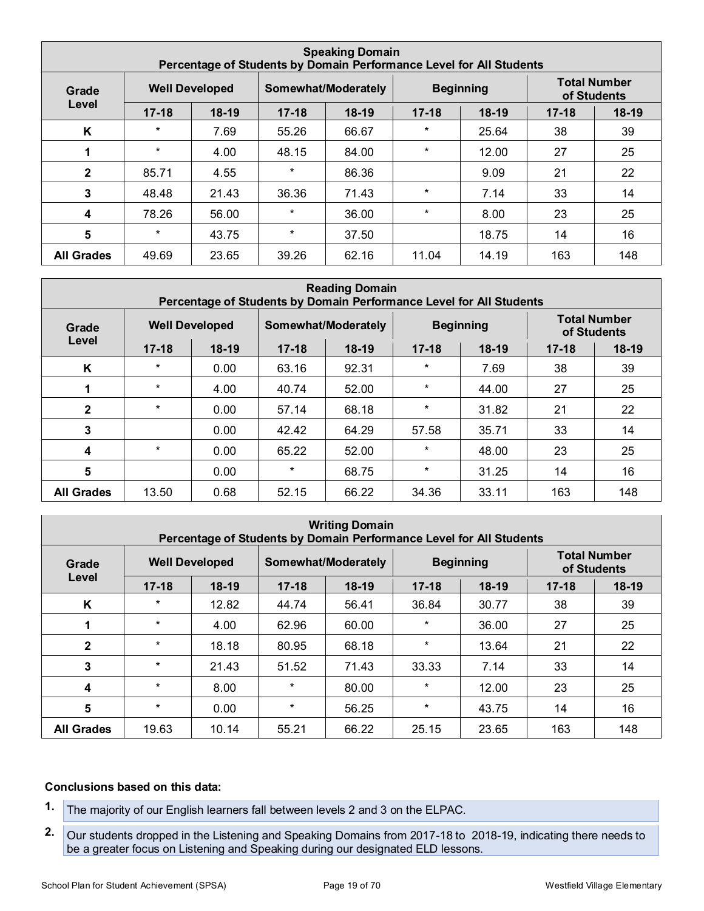| Speaking Domain<br>Percentage of Students by Domain Performance Level for All Students | | | | | | | | |
|---|---|---|---|---|---|---|---|---|
| Grade Level | Well Developed | | Somewhat/Moderately | | Beginning | | Total Number of Students | |
| | 17-18 | 18-19 | 17-18 | 18-19 | 17-18 | 18-19 | 17-18 | 18-19 |
| K | * | 7.69 | 55.26 | 66.67 | * | 25.64 | 38 | 39 |
| 1 | * | 4.00 | 48.15 | 84.00 | * | 12.00 | 27 | 25 |
| 2 | 85.71 | 4.55 | * | 86.36 | | 9.09 | 21 | 22 |
| 3 | 48.48 | 21.43 | 36.36 | 71.43 | * | 7.14 | 33 | 14 |
| 4 | 78.26 | 56.00 | * | 36.00 | * | 8.00 | 23 | 25 |
| 5 | * | 43.75 | * | 37.50 | | 18.75 | 14 | 16 |
| All Grades | 49.69 | 23.65 | 39.26 | 62.16 | 11.04 | 14.19 | 163 | 148 |

| Reading Domain<br>Percentage of Students by Domain Performance Level for All Students | | | | | | | | |
|---|---|---|---|---|---|---|---|---|
| Grade Level | Well Developed | | Somewhat/Moderately | | Beginning | | Total Number of Students | |
| | 17-18 | 18-19 | 17-18 | 18-19 | 17-18 | 18-19 | 17-18 | 18-19 |
| K | * | 0.00 | 63.16 | 92.31 | * | 7.69 | 38 | 39 |
| 1 | * | 4.00 | 40.74 | 52.00 | * | 44.00 | 27 | 25 |
| 2 | * | 0.00 | 57.14 | 68.18 | * | 31.82 | 21 | 22 |
| 3 | | 0.00 | 42.42 | 64.29 | 57.58 | 35.71 | 33 | 14 |
| 4 | * | 0.00 | 65.22 | 52.00 | * | 48.00 | 23 | 25 |
| 5 | | 0.00 | * | 68.75 | * | 31.25 | 14 | 16 |
| All Grades | 13.50 | 0.68 | 52.15 | 66.22 | 34.36 | 33.11 | 163 | 148 |

| Writing Domain<br>Percentage of Students by Domain Performance Level for All Students | | | | | | | | |
|---|---|---|---|---|---|---|---|---|
| Grade Level | Well Developed | | Somewhat/Moderately | | Beginning | | Total Number of Students | |
| | 17-18 | 18-19 | 17-18 | 18-19 | 17-18 | 18-19 | 17-18 | 18-19 |
| K | * | 12.82 | 44.74 | 56.41 | 36.84 | 30.77 | 38 | 39 |
| 1 | * | 4.00 | 62.96 | 60.00 | * | 36.00 | 27 | 25 |
| 2 | * | 18.18 | 80.95 | 68.18 | * | 13.64 | 21 | 22 |
| 3 | * | 21.43 | 51.52 | 71.43 | 33.33 | 7.14 | 33 | 14 |
| 4 | * | 8.00 | * | 80.00 | * | 12.00 | 23 | 25 |
| 5 | * | 0.00 | * | 56.25 | * | 43.75 | 14 | 16 |
| All Grades | 19.63 | 10.14 | 55.21 | 66.22 | 25.15 | 23.65 | 163 | 148 |

**Conclusions based on this data:**

1. The majority of our English learners fall between levels 2 and 3 on the ELPAC.
2. Our students dropped in the Listening and Speaking Domains from 2017-18 to 2018-19, indicating there needs to be a greater focus on Listening and Speaking during our designated ELD lessons.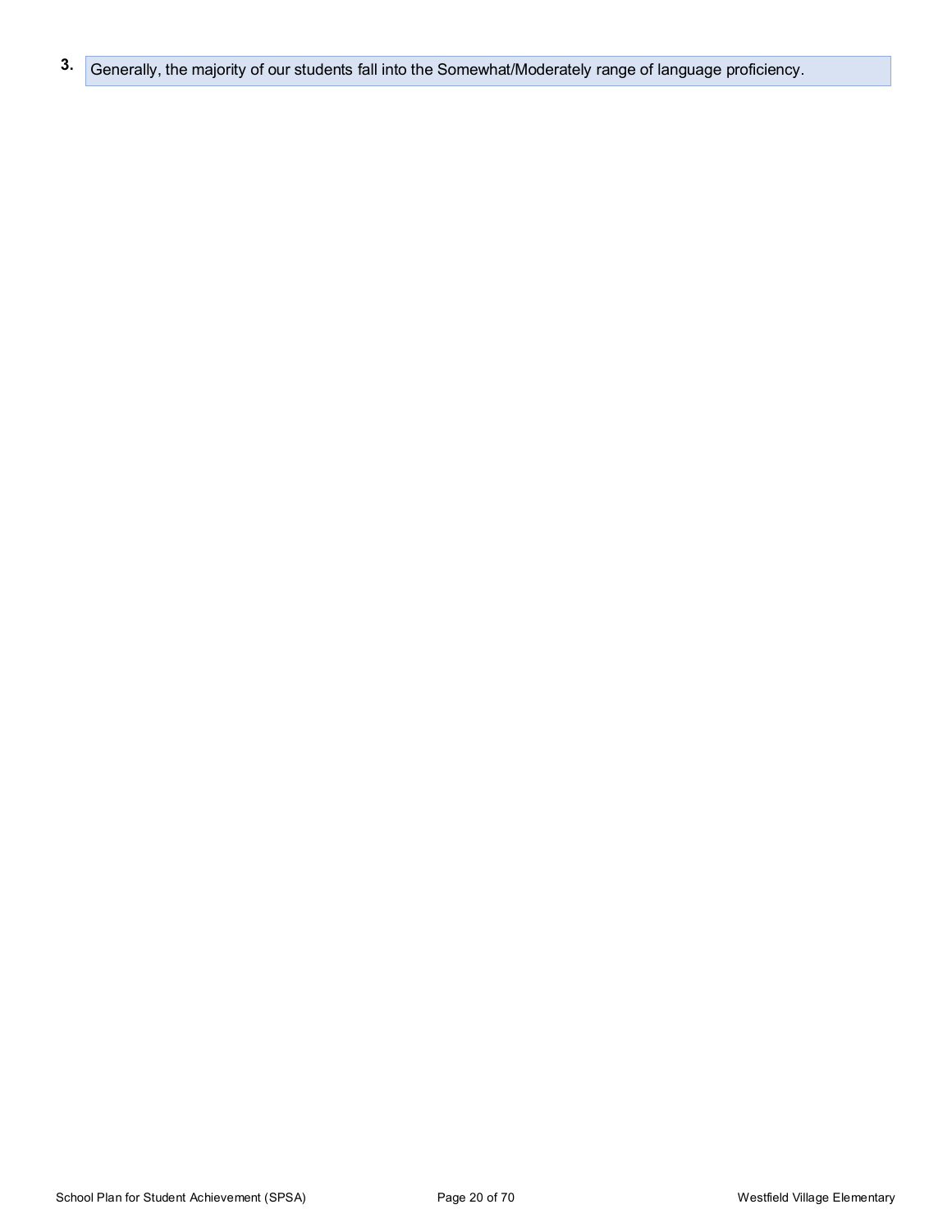3. Generally, the majority of our students fall into the Somewhat/Moderately range of language proficiency.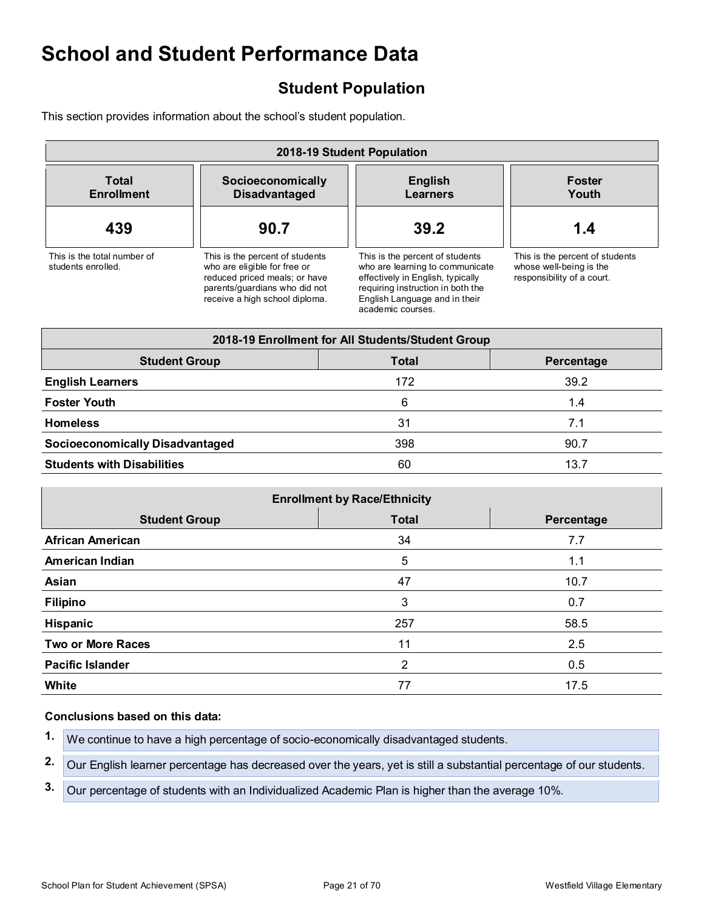# School and Student Performance Data

## Student Population

This section provides information about the school's student population.

| 2018-19 Student Population | | | |
|---|---|---|---|
| **Total Enrollment** | **Socioeconomically Disadvantaged** | **English Learners** | **Foster Youth** |
| **439** | **90.7** | **39.2** | **1.4** |
| This is the total number of students enrolled. | This is the percent of students who are eligible for free or reduced priced meals; or have parents/guardians who did not receive a high school diploma. | This is the percent of students who are learning to communicate effectively in English, typically requiring instruction in both the English Language and in their academic courses. | This is the percent of students whose well-being is the responsibility of a court. |

| 2018-19 Enrollment for All Students/Student Group | | |
|---|---|---|
| **Student Group** | **Total** | **Percentage** |
| **English Learners** | 172 | 39.2 |
| **Foster Youth** | 6 | 1.4 |
| **Homeless** | 31 | 7.1 |
| **Socioeconomically Disadvantaged** | 398 | 90.7 |
| **Students with Disabilities** | 60 | 13.7 |

| Enrollment by Race/Ethnicity | | |
|---|---|---|
| **Student Group** | **Total** | **Percentage** |
| **African American** | 34 | 7.7 |
| **American Indian** | 5 | 1.1 |
| **Asian** | 47 | 10.7 |
| **Filipino** | 3 | 0.7 |
| **Hispanic** | 257 | 58.5 |
| **Two or More Races** | 11 | 2.5 |
| **Pacific Islander** | 2 | 0.5 |
| **White** | 77 | 17.5 |

**Conclusions based on this data:**

1. We continue to have a high percentage of socio-economically disadvantaged students.
2. Our English learner percentage has decreased over the years, yet is still a substantial percentage of our students.
3. Our percentage of students with an Individualized Academic Plan is higher than the average 10%.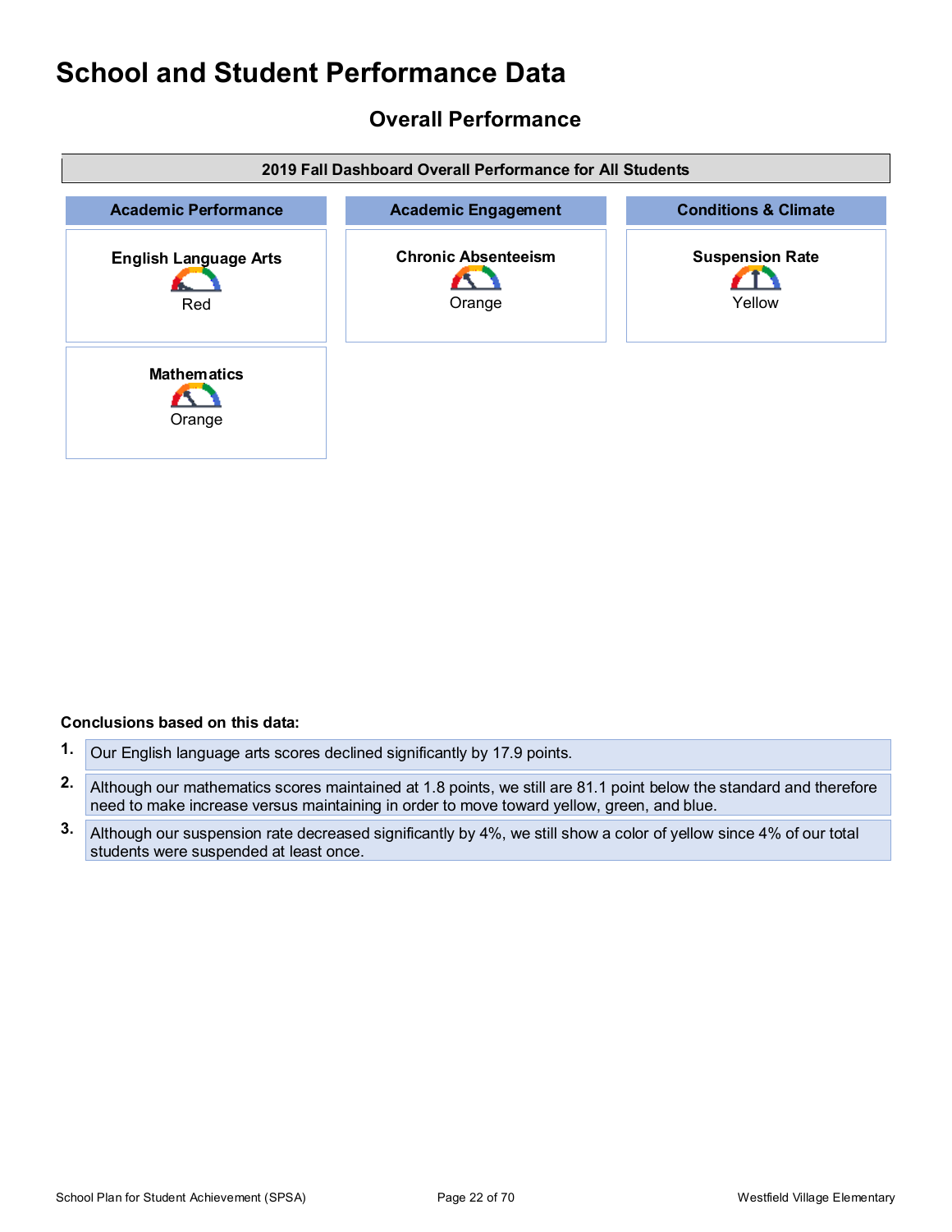# School and Student Performance Data

## Overall Performance

| 2019 Fall Dashboard Overall Performance for All Students | | |
|---|---|---|
| **Academic Performance** | **Academic Engagement** | **Conditions & Climate** |
| **English Language Arts** Red | **Chronic Absenteeism** Orange | **Suspension Rate** Yellow |
| **Mathematics** Orange | | |

**Conclusions based on this data:**

1. Our English language arts scores declined significantly by 17.9 points.
2. Although our mathematics scores maintained at 1.8 points, we still are 81.1 point below the standard and therefore need to make increase versus maintaining in order to move toward yellow, green, and blue.
3. Although our suspension rate decreased significantly by 4%, we still show a color of yellow since 4% of our total students were suspended at least once.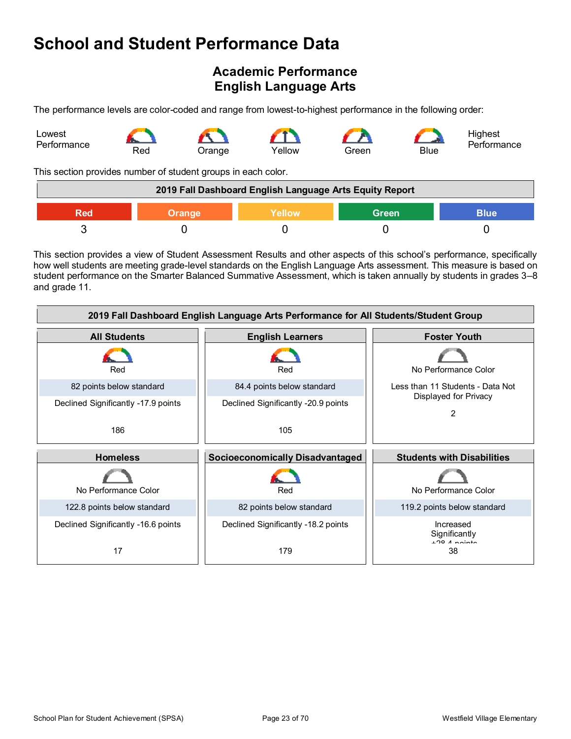# School and Student Performance Data

## Academic Performance
## English Language Arts

The performance levels are color-coded and range from lowest-to-highest performance in the following order:

Lowest Performance — Red — Orange — Yellow — Green — Blue — Highest Performance

This section provides number of student groups in each color.

| 2019 Fall Dashboard English Language Arts Equity Report | | | | |
|---|---|---|---|---|
| Red | Orange | Yellow | Green | Blue |
| 3 | 0 | 0 | 0 | 0 |

This section provides a view of Student Assessment Results and other aspects of this school's performance, specifically how well students are meeting grade-level standards on the English Language Arts assessment. This measure is based on student performance on the Smarter Balanced Summative Assessment, which is taken annually by students in grades 3–8 and grade 11.

| 2019 Fall Dashboard English Language Arts Performance for All Students/Student Group | | |
|---|---|---|
| **All Students** | **English Learners** | **Foster Youth** |
| Red | Red | No Performance Color |
| 82 points below standard | 84.4 points below standard | Less than 11 Students - Data Not Displayed for Privacy |
| Declined Significantly -17.9 points | Declined Significantly -20.9 points | |
| 186 | 105 | 2 |
| **Homeless** | **Socioeconomically Disadvantaged** | **Students with Disabilities** |
| No Performance Color | Red | No Performance Color |
| 122.8 points below standard | 82 points below standard | 119.2 points below standard |
| Declined Significantly -16.6 points | Declined Significantly -18.2 points | Increased Significantly +28.4 points |
| 17 | 179 | 38 |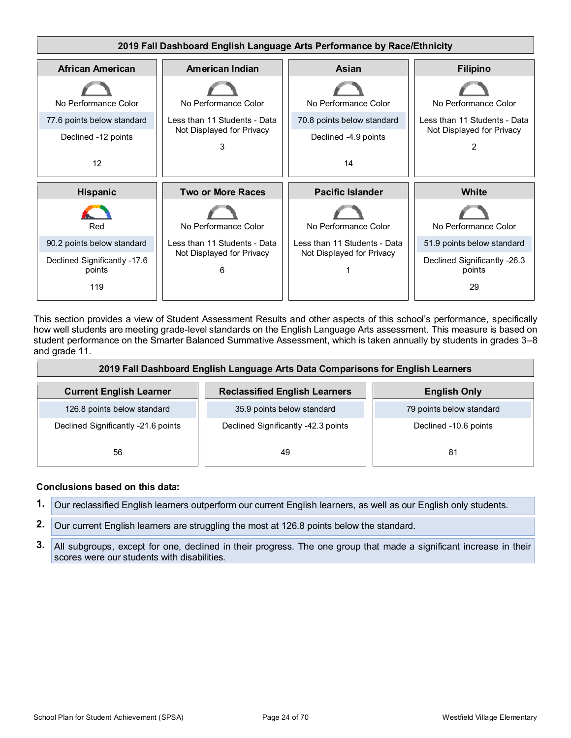### 2019 Fall Dashboard English Language Arts Performance by Race/Ethnicity

| African American | American Indian | Asian | Filipino |
| --- | --- | --- | --- |
| No Performance Color | No Performance Color | No Performance Color | No Performance Color |
| 77.6 points below standard | Less than 11 Students - Data Not Displayed for Privacy | 70.8 points below standard | Less than 11 Students - Data Not Displayed for Privacy |
| Declined -12 points | 3 | Declined -4.9 points | 2 |
| 12 | | 14 | |

| Hispanic | Two or More Races | Pacific Islander | White |
| --- | --- | --- | --- |
| Red | No Performance Color | No Performance Color | No Performance Color |
| 90.2 points below standard | Less than 11 Students - Data Not Displayed for Privacy | Less than 11 Students - Data Not Displayed for Privacy | 51.9 points below standard |
| Declined Significantly -17.6 points | 6 | 1 | Declined Significantly -26.3 points |
| 119 | | | 29 |

This section provides a view of Student Assessment Results and other aspects of this school's performance, specifically how well students are meeting grade-level standards on the English Language Arts assessment. This measure is based on student performance on the Smarter Balanced Summative Assessment, which is taken annually by students in grades 3–8 and grade 11.

### 2019 Fall Dashboard English Language Arts Data Comparisons for English Learners

| Current English Learner | Reclassified English Learners | English Only |
| --- | --- | --- |
| 126.8 points below standard | 35.9 points below standard | 79 points below standard |
| Declined Significantly -21.6 points | Declined Significantly -42.3 points | Declined -10.6 points |
| 56 | 49 | 81 |

**Conclusions based on this data:**

1. Our reclassified English learners outperform our current English learners, as well as our English only students.
2. Our current English learners are struggling the most at 126.8 points below the standard.
3. All subgroups, except for one, declined in their progress. The one group that made a significant increase in their scores were our students with disabilities.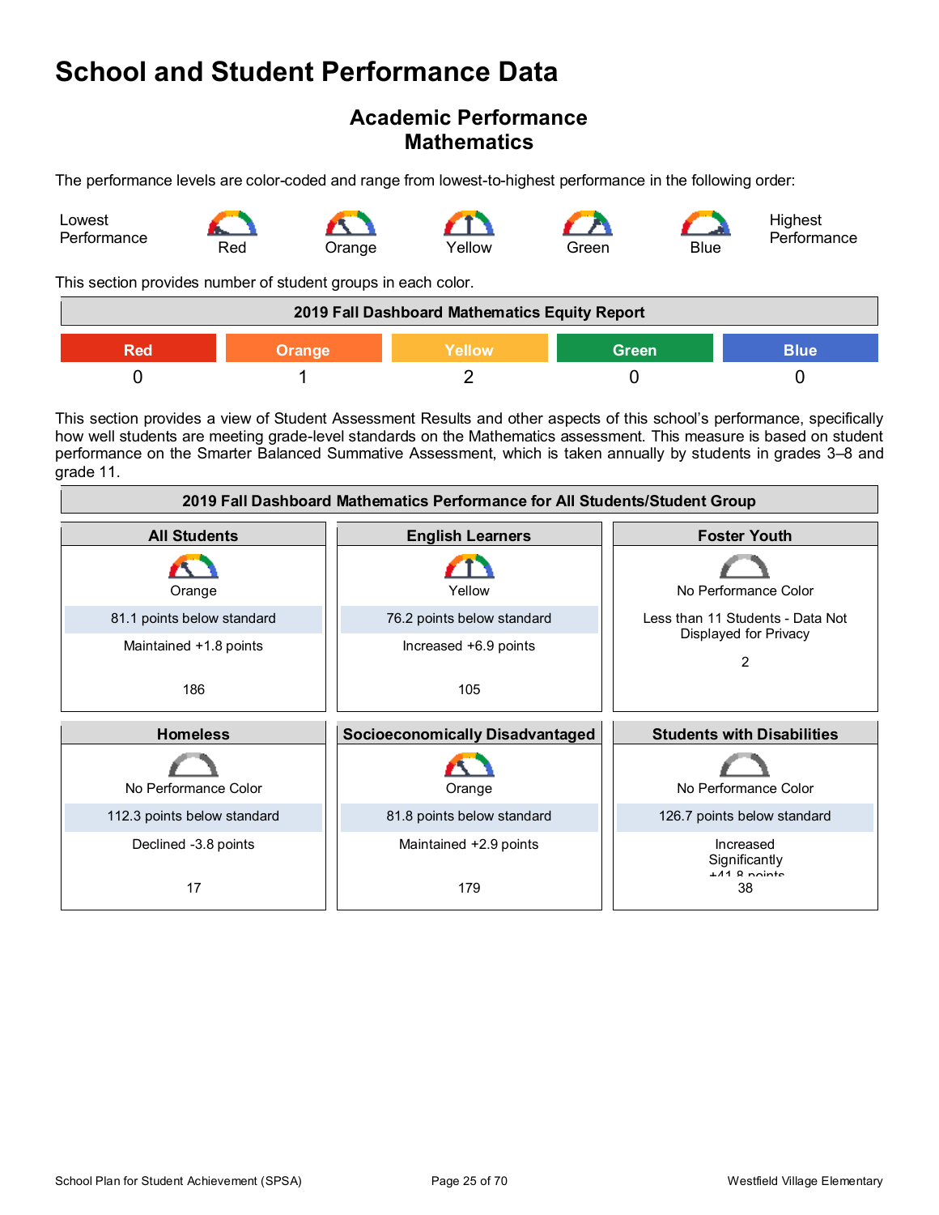# School and Student Performance Data

## Academic Performance
## Mathematics

The performance levels are color-coded and range from lowest-to-highest performance in the following order:

Lowest Performance — Red — Orange — Yellow — Green — Blue — Highest Performance

This section provides number of student groups in each color.

| 2019 Fall Dashboard Mathematics Equity Report | | | | |
|---|---|---|---|---|
| Red | Orange | Yellow | Green | Blue |
| 0 | 1 | 2 | 0 | 0 |

This section provides a view of Student Assessment Results and other aspects of this school's performance, specifically how well students are meeting grade-level standards on the Mathematics assessment. This measure is based on student performance on the Smarter Balanced Summative Assessment, which is taken annually by students in grades 3–8 and grade 11.

| 2019 Fall Dashboard Mathematics Performance for All Students/Student Group | | |
|---|---|---|
| **All Students** | **English Learners** | **Foster Youth** |
| Orange | Yellow | No Performance Color |
| 81.1 points below standard | 76.2 points below standard | Less than 11 Students - Data Not Displayed for Privacy |
| Maintained +1.8 points | Increased +6.9 points | 2 |
| 186 | 105 | |
| **Homeless** | **Socioeconomically Disadvantaged** | **Students with Disabilities** |
| No Performance Color | Orange | No Performance Color |
| 112.3 points below standard | 81.8 points below standard | 126.7 points below standard |
| Declined -3.8 points | Maintained +2.9 points | Increased Significantly +41.8 points |
| 17 | 179 | 38 |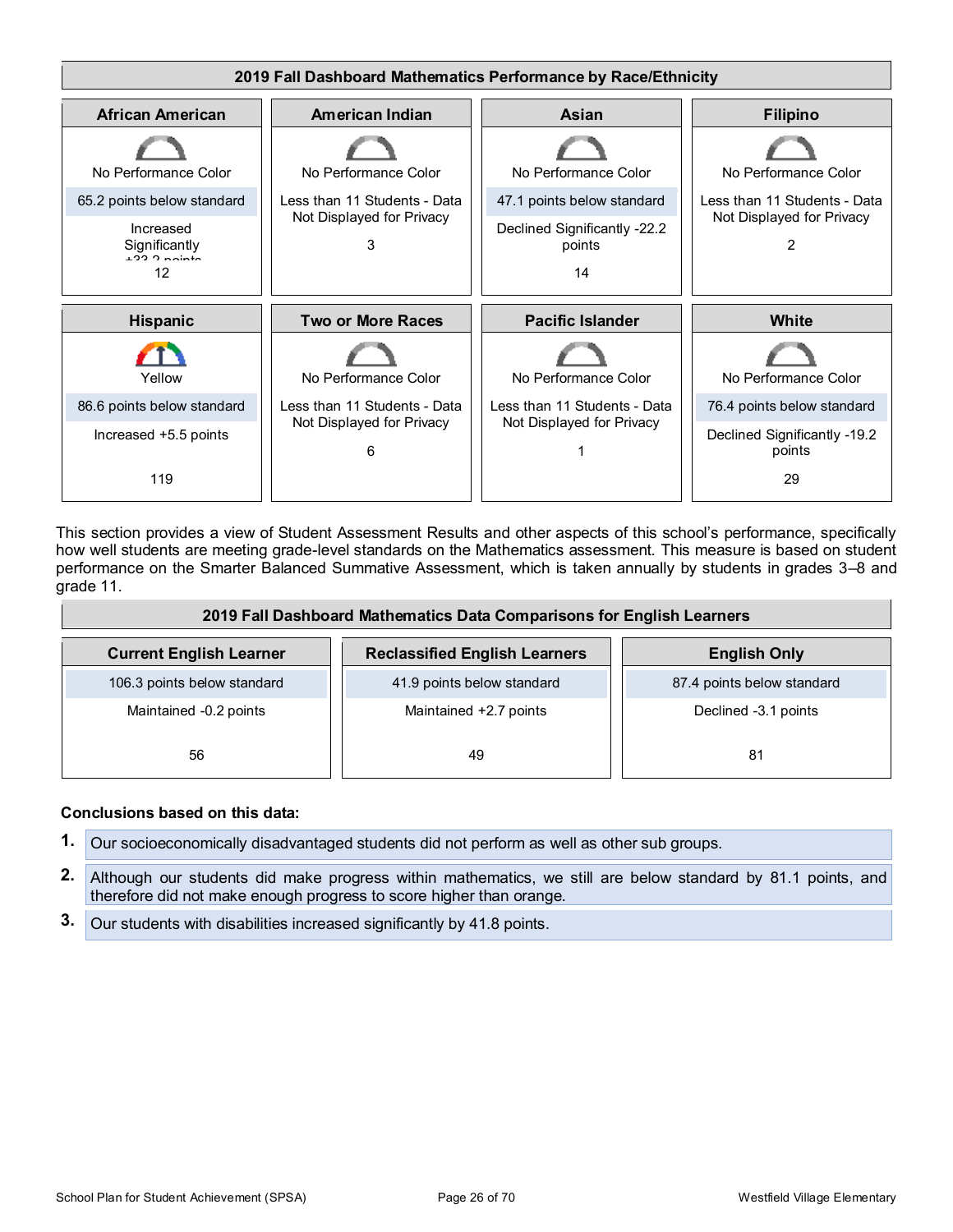## 2019 Fall Dashboard Mathematics Performance by Race/Ethnicity

| African American | American Indian | Asian | Filipino |
|---|---|---|---|
| No Performance Color | No Performance Color | No Performance Color | No Performance Color |
| 65.2 points below standard | Less than 11 Students - Data Not Displayed for Privacy | 47.1 points below standard | Less than 11 Students - Data Not Displayed for Privacy |
| Increased Significantly +23.2 points | | Declined Significantly -22.2 points | |
| 12 | 3 | 14 | 2 |

| Hispanic | Two or More Races | Pacific Islander | White |
|---|---|---|---|
| Yellow | No Performance Color | No Performance Color | No Performance Color |
| 86.6 points below standard | Less than 11 Students - Data Not Displayed for Privacy | Less than 11 Students - Data Not Displayed for Privacy | 76.4 points below standard |
| Increased +5.5 points | | | Declined Significantly -19.2 points |
| 119 | 6 | 1 | 29 |

This section provides a view of Student Assessment Results and other aspects of this school's performance, specifically how well students are meeting grade-level standards on the Mathematics assessment. This measure is based on student performance on the Smarter Balanced Summative Assessment, which is taken annually by students in grades 3–8 and grade 11.

## 2019 Fall Dashboard Mathematics Data Comparisons for English Learners

| Current English Learner | Reclassified English Learners | English Only |
|---|---|---|
| 106.3 points below standard | 41.9 points below standard | 87.4 points below standard |
| Maintained -0.2 points | Maintained +2.7 points | Declined -3.1 points |
| 56 | 49 | 81 |

**Conclusions based on this data:**

1. Our socioeconomically disadvantaged students did not perform as well as other sub groups.
2. Although our students did make progress within mathematics, we still are below standard by 81.1 points, and therefore did not make enough progress to score higher than orange.
3. Our students with disabilities increased significantly by 41.8 points.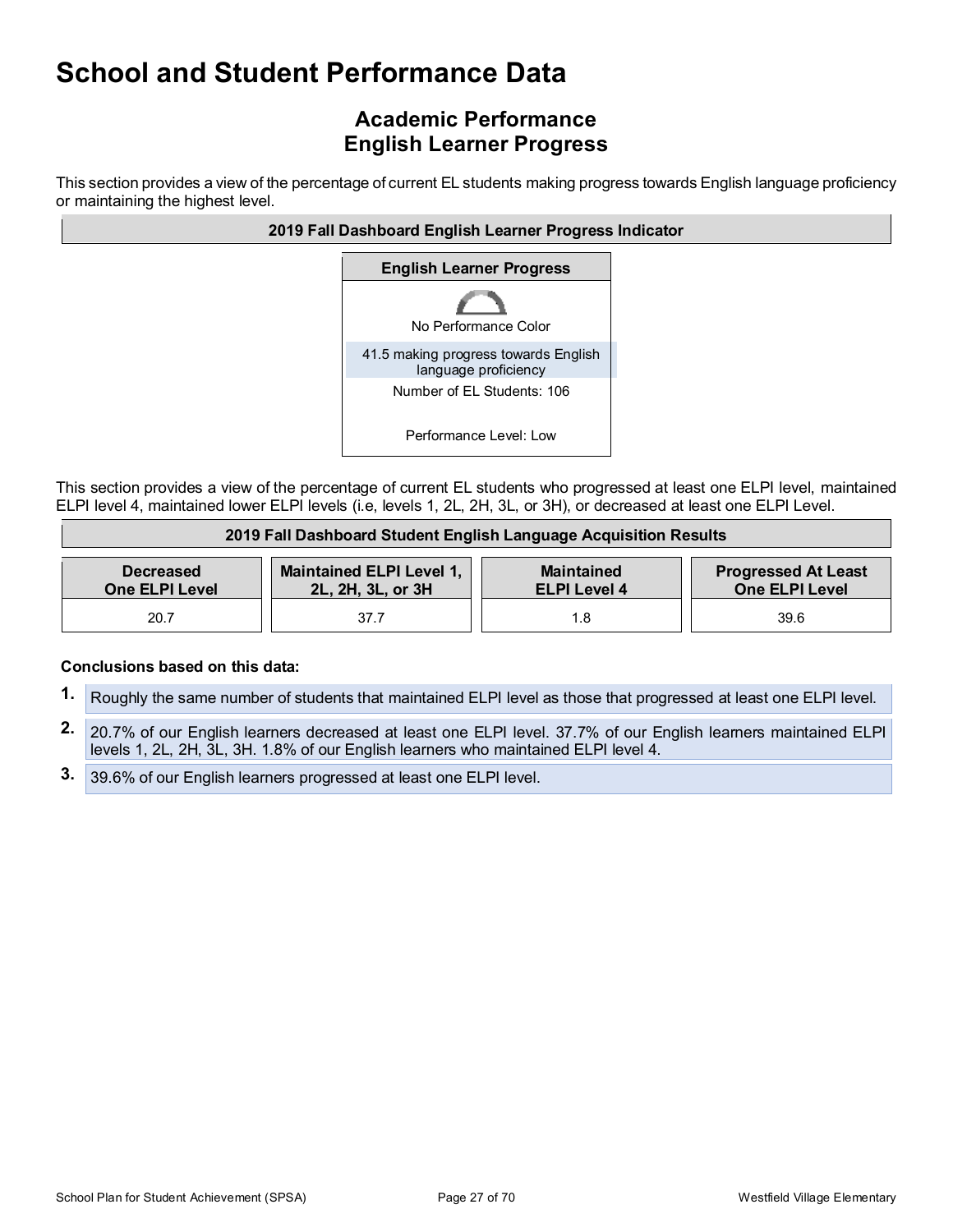# School and Student Performance Data

## Academic Performance
## English Learner Progress

This section provides a view of the percentage of current EL students making progress towards English language proficiency or maintaining the highest level.

| 2019 Fall Dashboard English Learner Progress Indicator |
|---|
| **English Learner Progress** |
| No Performance Color |
| 41.5 making progress towards English language proficiency |
| Number of EL Students: 106 |
| Performance Level: Low |

This section provides a view of the percentage of current EL students who progressed at least one ELPI level, maintained ELPI level 4, maintained lower ELPI levels (i.e, levels 1, 2L, 2H, 3L, or 3H), or decreased at least one ELPI Level.

**2019 Fall Dashboard Student English Language Acquisition Results**

| Decreased One ELPI Level | Maintained ELPI Level 1, 2L, 2H, 3L, or 3H | Maintained ELPI Level 4 | Progressed At Least One ELPI Level |
|---|---|---|---|
| 20.7 | 37.7 | 1.8 | 39.6 |

**Conclusions based on this data:**

1. Roughly the same number of students that maintained ELPI level as those that progressed at least one ELPI level.
2. 20.7% of our English learners decreased at least one ELPI level. 37.7% of our English learners maintained ELPI levels 1, 2L, 2H, 3L, 3H. 1.8% of our English learners who maintained ELPI level 4.
3. 39.6% of our English learners progressed at least one ELPI level.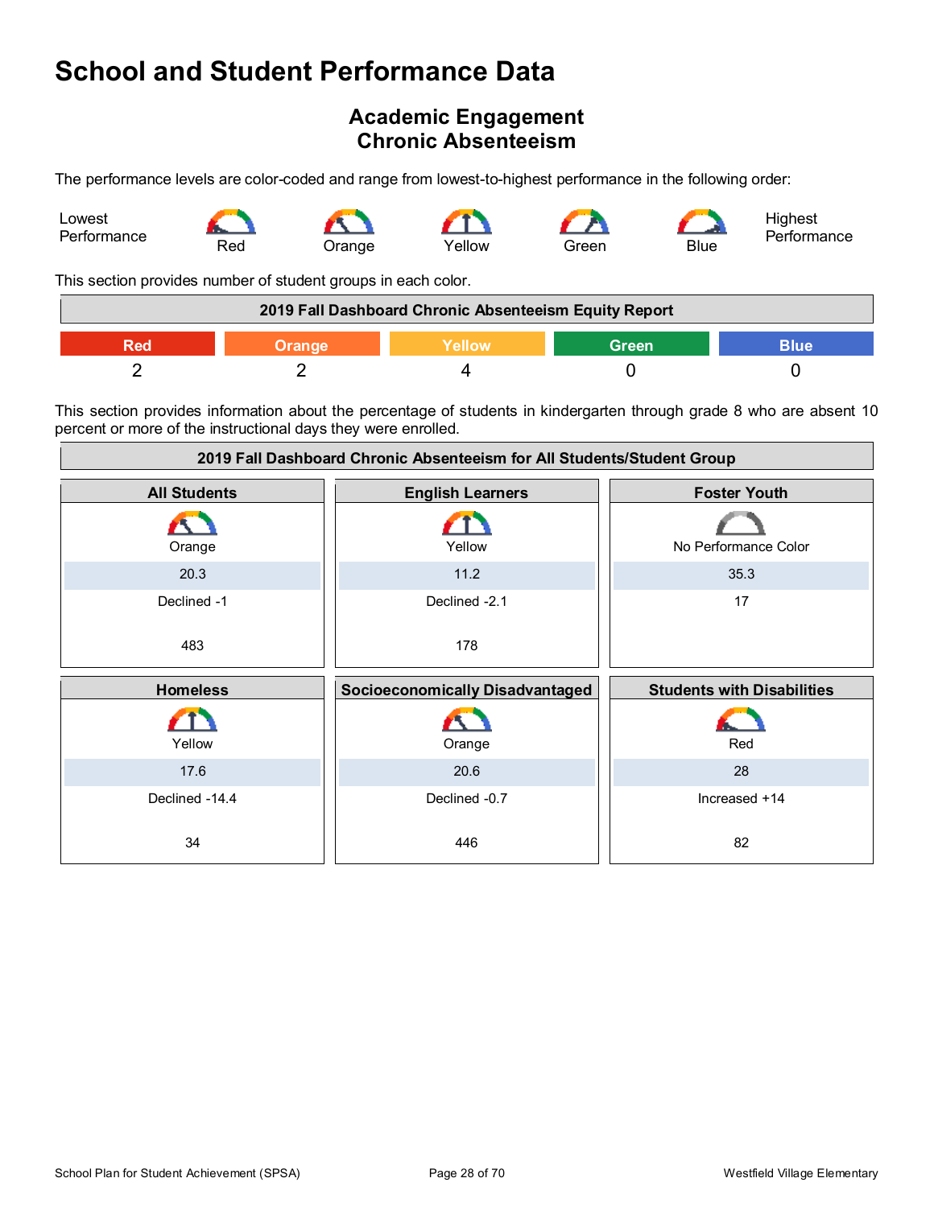# School and Student Performance Data

## Academic Engagement
## Chronic Absenteeism

The performance levels are color-coded and range from lowest-to-highest performance in the following order:

Lowest Performance — Red — Orange — Yellow — Green — Blue — Highest Performance

This section provides number of student groups in each color.

| 2019 Fall Dashboard Chronic Absenteeism Equity Report | | | | |
|---|---|---|---|---|
| Red | Orange | Yellow | Green | Blue |
| 2 | 2 | 4 | 0 | 0 |

This section provides information about the percentage of students in kindergarten through grade 8 who are absent 10 percent or more of the instructional days they were enrolled.

**2019 Fall Dashboard Chronic Absenteeism for All Students/Student Group**

| All Students | English Learners | Foster Youth |
|---|---|---|
| Orange | Yellow | No Performance Color |
| 20.3 | 11.2 | 35.3 |
| Declined -1 | Declined -2.1 | 17 |
| 483 | 178 | |

| Homeless | Socioeconomically Disadvantaged | Students with Disabilities |
|---|---|---|
| Yellow | Orange | Red |
| 17.6 | 20.6 | 28 |
| Declined -14.4 | Declined -0.7 | Increased +14 |
| 34 | 446 | 82 |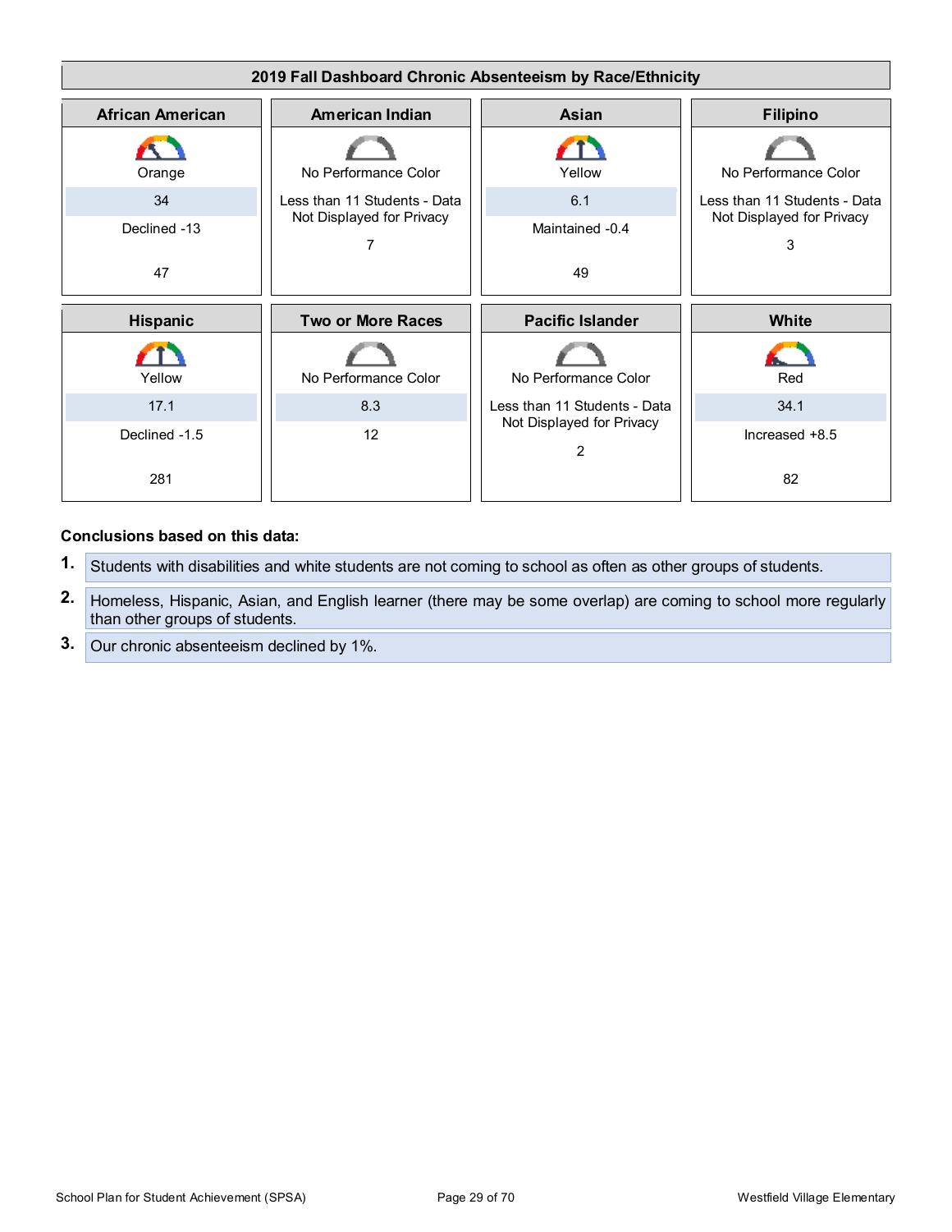## 2019 Fall Dashboard Chronic Absenteeism by Race/Ethnicity

| African American | American Indian | Asian | Filipino |
|---|---|---|---|
| Orange | No Performance Color | Yellow | No Performance Color |
| 34 | Less than 11 Students - Data Not Displayed for Privacy | 6.1 | Less than 11 Students - Data Not Displayed for Privacy |
| Declined -13 | 7 | Maintained -0.4 | 3 |
| 47 | | 49 | |

| Hispanic | Two or More Races | Pacific Islander | White |
|---|---|---|---|
| Yellow | No Performance Color | No Performance Color | Red |
| 17.1 | 8.3 | Less than 11 Students - Data Not Displayed for Privacy | 34.1 |
| Declined -1.5 | 12 | 2 | Increased +8.5 |
| 281 | | | 82 |

**Conclusions based on this data:**

1. Students with disabilities and white students are not coming to school as often as other groups of students.
2. Homeless, Hispanic, Asian, and English learner (there may be some overlap) are coming to school more regularly than other groups of students.
3. Our chronic absenteeism declined by 1%.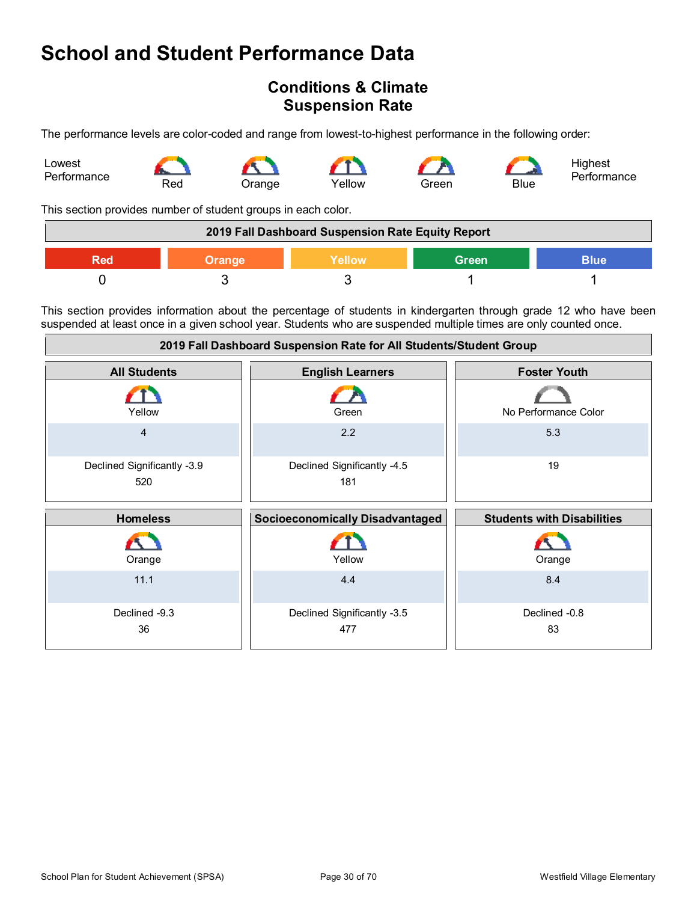# School and Student Performance Data

## Conditions & Climate
## Suspension Rate

The performance levels are color-coded and range from lowest-to-highest performance in the following order:

Lowest Performance — Red — Orange — Yellow — Green — Blue — Highest Performance

This section provides number of student groups in each color.

| 2019 Fall Dashboard Suspension Rate Equity Report | | | | |
|---|---|---|---|---|
| Red | Orange | Yellow | Green | Blue |
| 0 | 3 | 3 | 1 | 1 |

This section provides information about the percentage of students in kindergarten through grade 12 who have been suspended at least once in a given school year. Students who are suspended multiple times are only counted once.

| 2019 Fall Dashboard Suspension Rate for All Students/Student Group | | |
|---|---|---|
| **All Students** | **English Learners** | **Foster Youth** |
| Yellow | Green | No Performance Color |
| 4 | 2.2 | 5.3 |
| Declined Significantly -3.9 | Declined Significantly -4.5 | 19 |
| 520 | 181 | |
| **Homeless** | **Socioeconomically Disadvantaged** | **Students with Disabilities** |
| Orange | Yellow | Orange |
| 11.1 | 4.4 | 8.4 |
| Declined -9.3 | Declined Significantly -3.5 | Declined -0.8 |
| 36 | 477 | 83 |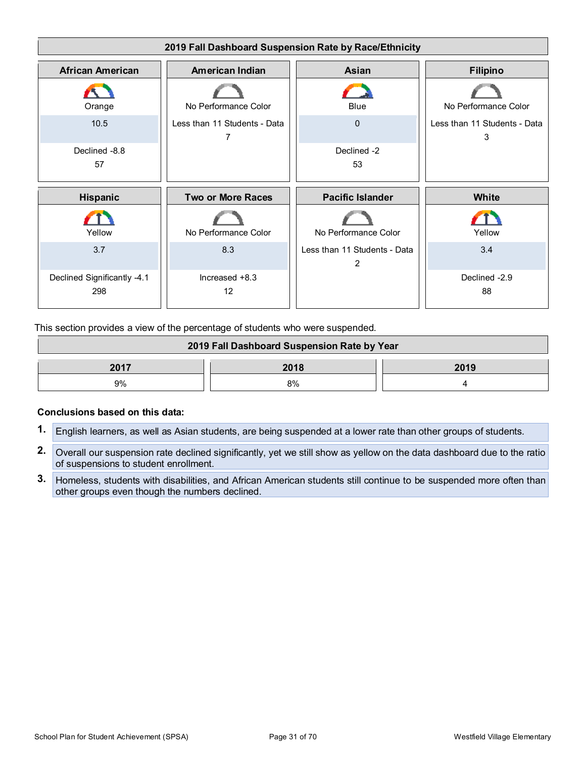## 2019 Fall Dashboard Suspension Rate by Race/Ethnicity

| African American | American Indian | Asian | Filipino |
|---|---|---|---|
| Orange | No Performance Color | Blue | No Performance Color |
| 10.5 | Less than 11 Students - Data 7 | 0 | Less than 11 Students - Data 3 |
| Declined -8.8 | | Declined -2 | |
| 57 | | 53 | |

| Hispanic | Two or More Races | Pacific Islander | White |
|---|---|---|---|
| Yellow | No Performance Color | No Performance Color | Yellow |
| 3.7 | 8.3 | Less than 11 Students - Data 2 | 3.4 |
| Declined Significantly -4.1 | Increased +8.3 | | Declined -2.9 |
| 298 | 12 | | 88 |

This section provides a view of the percentage of students who were suspended.

## 2019 Fall Dashboard Suspension Rate by Year

| 2017 | 2018 | 2019 |
|---|---|---|
| 9% | 8% | 4 |

**Conclusions based on this data:**

1. English learners, as well as Asian students, are being suspended at a lower rate than other groups of students.
2. Overall our suspension rate declined significantly, yet we still show as yellow on the data dashboard due to the ratio of suspensions to student enrollment.
3. Homeless, students with disabilities, and African American students still continue to be suspended more often than other groups even though the numbers declined.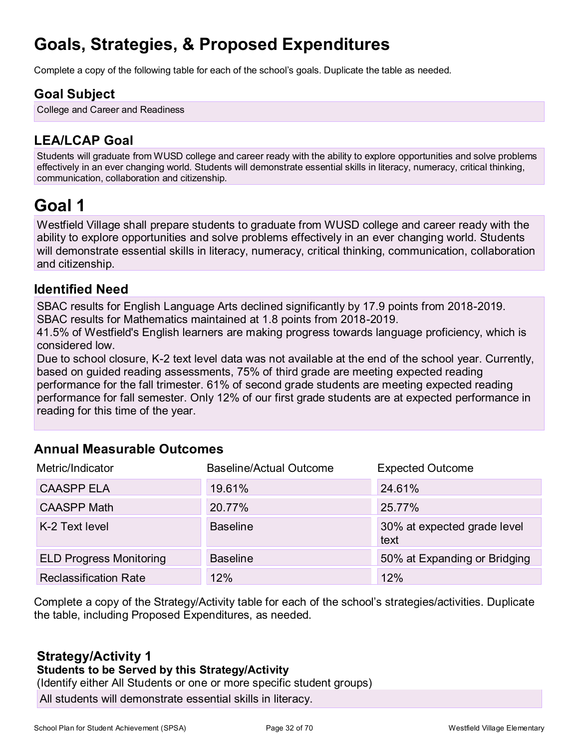# Goals, Strategies, & Proposed Expenditures

Complete a copy of the following table for each of the school's goals. Duplicate the table as needed.

## Goal Subject

College and Career and Readiness

## LEA/LCAP Goal

Students will graduate from WUSD college and career ready with the ability to explore opportunities and solve problems effectively in an ever changing world. Students will demonstrate essential skills in literacy, numeracy, critical thinking, communication, collaboration and citizenship.

# Goal 1

Westfield Village shall prepare students to graduate from WUSD college and career ready with the ability to explore opportunities and solve problems effectively in an ever changing world. Students will demonstrate essential skills in literacy, numeracy, critical thinking, communication, collaboration and citizenship.

## Identified Need

SBAC results for English Language Arts declined significantly by 17.9 points from 2018-2019.
SBAC results for Mathematics maintained at 1.8 points from 2018-2019.
41.5% of Westfield's English learners are making progress towards language proficiency, which is considered low.
Due to school closure, K-2 text level data was not available at the end of the school year. Currently, based on guided reading assessments, 75% of third grade are meeting expected reading performance for the fall trimester. 61% of second grade students are meeting expected reading performance for fall semester. Only 12% of our first grade students are at expected performance in reading for this time of the year.

## Annual Measurable Outcomes

| Metric/Indicator | Baseline/Actual Outcome | Expected Outcome |
|---|---|---|
| CAASPP ELA | 19.61% | 24.61% |
| CAASPP Math | 20.77% | 25.77% |
| K-2 Text level | Baseline | 30% at expected grade level text |
| ELD Progress Monitoring | Baseline | 50% at Expanding or Bridging |
| Reclassification Rate | 12% | 12% |

Complete a copy of the Strategy/Activity table for each of the school's strategies/activities. Duplicate the table, including Proposed Expenditures, as needed.

### Strategy/Activity 1

**Students to be Served by this Strategy/Activity**

(Identify either All Students or one or more specific student groups)

All students will demonstrate essential skills in literacy.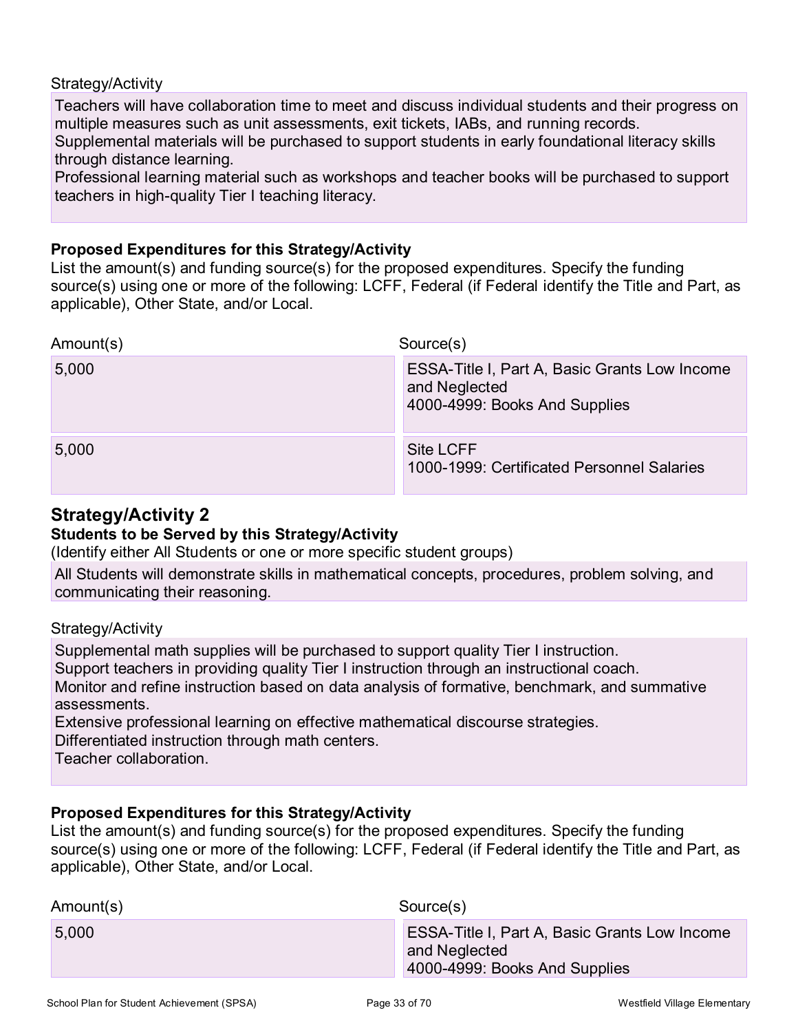Strategy/Activity

Teachers will have collaboration time to meet and discuss individual students and their progress on multiple measures such as unit assessments, exit tickets, IABs, and running records.
Supplemental materials will be purchased to support students in early foundational literacy skills through distance learning.
Professional learning material such as workshops and teacher books will be purchased to support teachers in high-quality Tier I teaching literacy.

**Proposed Expenditures for this Strategy/Activity**

List the amount(s) and funding source(s) for the proposed expenditures. Specify the funding source(s) using one or more of the following: LCFF, Federal (if Federal identify the Title and Part, as applicable), Other State, and/or Local.

| Amount(s) | Source(s) |
|---|---|
| 5,000 | ESSA-Title I, Part A, Basic Grants Low Income and Neglected<br>4000-4999: Books And Supplies |
| 5,000 | Site LCFF<br>1000-1999: Certificated Personnel Salaries |

## Strategy/Activity 2

**Students to be Served by this Strategy/Activity**

(Identify either All Students or one or more specific student groups)

All Students will demonstrate skills in mathematical concepts, procedures, problem solving, and communicating their reasoning.

Strategy/Activity

Supplemental math supplies will be purchased to support quality Tier I instruction.
Support teachers in providing quality Tier I instruction through an instructional coach.
Monitor and refine instruction based on data analysis of formative, benchmark, and summative assessments.
Extensive professional learning on effective mathematical discourse strategies.
Differentiated instruction through math centers.
Teacher collaboration.

**Proposed Expenditures for this Strategy/Activity**

List the amount(s) and funding source(s) for the proposed expenditures. Specify the funding source(s) using one or more of the following: LCFF, Federal (if Federal identify the Title and Part, as applicable), Other State, and/or Local.

| Amount(s) | Source(s) |
|---|---|
| 5,000 | ESSA-Title I, Part A, Basic Grants Low Income and Neglected<br>4000-4999: Books And Supplies |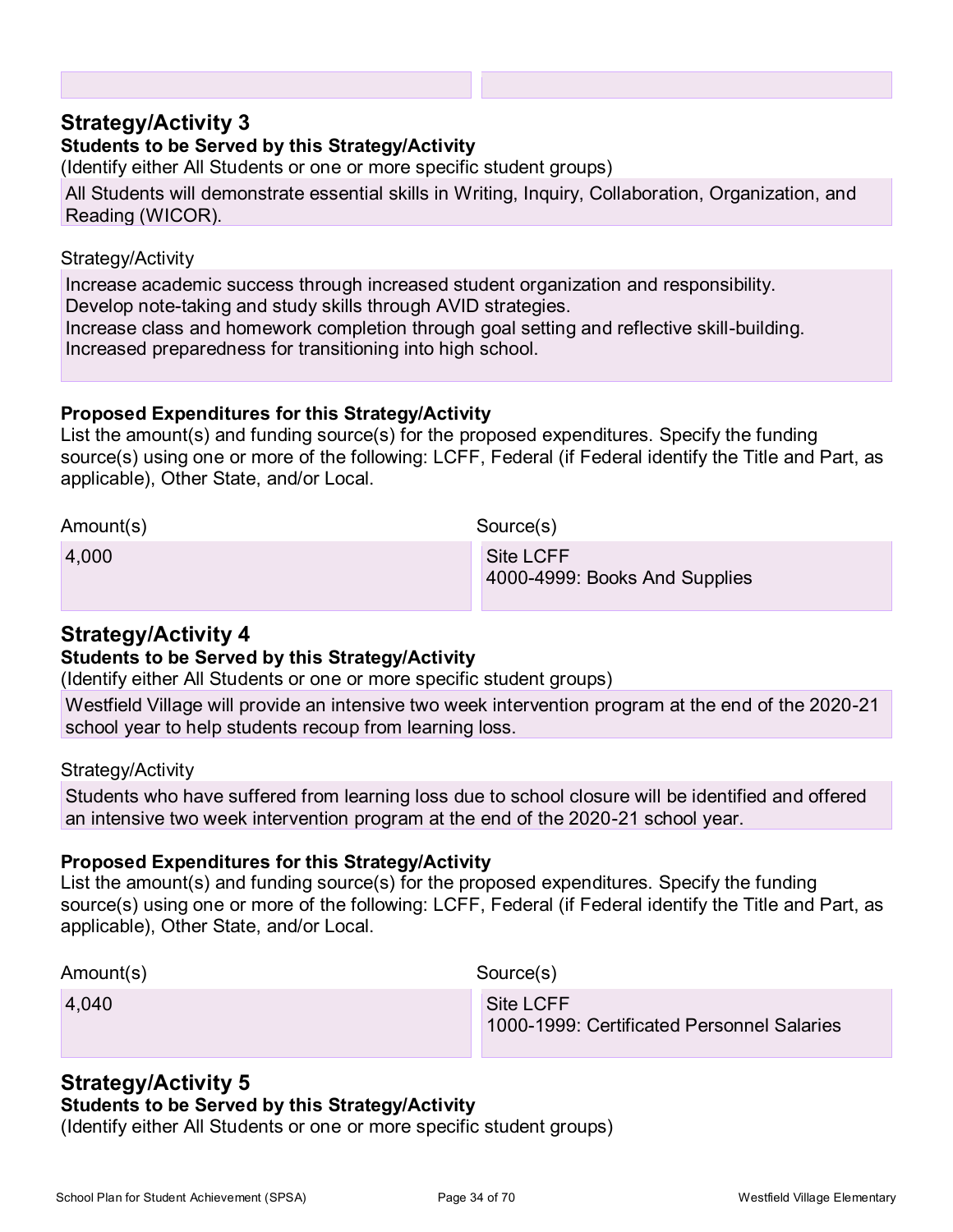## Strategy/Activity 3

**Students to be Served by this Strategy/Activity**

(Identify either All Students or one or more specific student groups)

All Students will demonstrate essential skills in Writing, Inquiry, Collaboration, Organization, and Reading (WICOR).

Strategy/Activity

Increase academic success through increased student organization and responsibility.
Develop note-taking and study skills through AVID strategies.
Increase class and homework completion through goal setting and reflective skill-building.
Increased preparedness for transitioning into high school.

**Proposed Expenditures for this Strategy/Activity**

List the amount(s) and funding source(s) for the proposed expenditures. Specify the funding source(s) using one or more of the following: LCFF, Federal (if Federal identify the Title and Part, as applicable), Other State, and/or Local.

| Amount(s) | Source(s) |
|---|---|
| 4,000 | Site LCFF<br>4000-4999: Books And Supplies |

## Strategy/Activity 4

**Students to be Served by this Strategy/Activity**

(Identify either All Students or one or more specific student groups)

Westfield Village will provide an intensive two week intervention program at the end of the 2020-21 school year to help students recoup from learning loss.

Strategy/Activity

Students who have suffered from learning loss due to school closure will be identified and offered an intensive two week intervention program at the end of the 2020-21 school year.

**Proposed Expenditures for this Strategy/Activity**

List the amount(s) and funding source(s) for the proposed expenditures. Specify the funding source(s) using one or more of the following: LCFF, Federal (if Federal identify the Title and Part, as applicable), Other State, and/or Local.

| Amount(s) | Source(s) |
|---|---|
| 4,040 | Site LCFF<br>1000-1999: Certificated Personnel Salaries |

## Strategy/Activity 5

**Students to be Served by this Strategy/Activity**

(Identify either All Students or one or more specific student groups)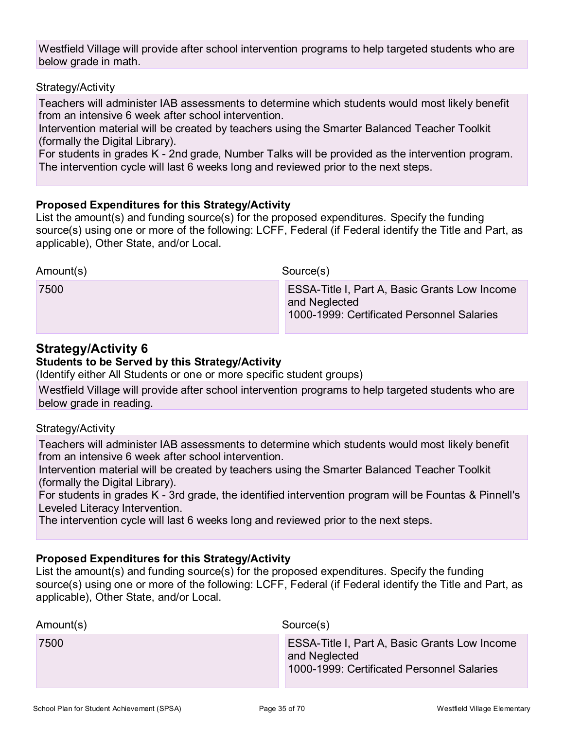Westfield Village will provide after school intervention programs to help targeted students who are below grade in math.

Strategy/Activity

Teachers will administer IAB assessments to determine which students would most likely benefit from an intensive 6 week after school intervention.
Intervention material will be created by teachers using the Smarter Balanced Teacher Toolkit (formally the Digital Library).
For students in grades K - 2nd grade, Number Talks will be provided as the intervention program.
The intervention cycle will last 6 weeks long and reviewed prior to the next steps.

**Proposed Expenditures for this Strategy/Activity**
List the amount(s) and funding source(s) for the proposed expenditures. Specify the funding source(s) using one or more of the following: LCFF, Federal (if Federal identify the Title and Part, as applicable), Other State, and/or Local.

| Amount(s) | Source(s) |
|---|---|
| 7500 | ESSA-Title I, Part A, Basic Grants Low Income and Neglected<br>1000-1999: Certificated Personnel Salaries |

## Strategy/Activity 6

**Students to be Served by this Strategy/Activity**
(Identify either All Students or one or more specific student groups)

Westfield Village will provide after school intervention programs to help targeted students who are below grade in reading.

Strategy/Activity

Teachers will administer IAB assessments to determine which students would most likely benefit from an intensive 6 week after school intervention.
Intervention material will be created by teachers using the Smarter Balanced Teacher Toolkit (formally the Digital Library).
For students in grades K - 3rd grade, the identified intervention program will be Fountas & Pinnell's Leveled Literacy Intervention.
The intervention cycle will last 6 weeks long and reviewed prior to the next steps.

**Proposed Expenditures for this Strategy/Activity**
List the amount(s) and funding source(s) for the proposed expenditures. Specify the funding source(s) using one or more of the following: LCFF, Federal (if Federal identify the Title and Part, as applicable), Other State, and/or Local.

| Amount(s) | Source(s) |
|---|---|
| 7500 | ESSA-Title I, Part A, Basic Grants Low Income and Neglected<br>1000-1999: Certificated Personnel Salaries |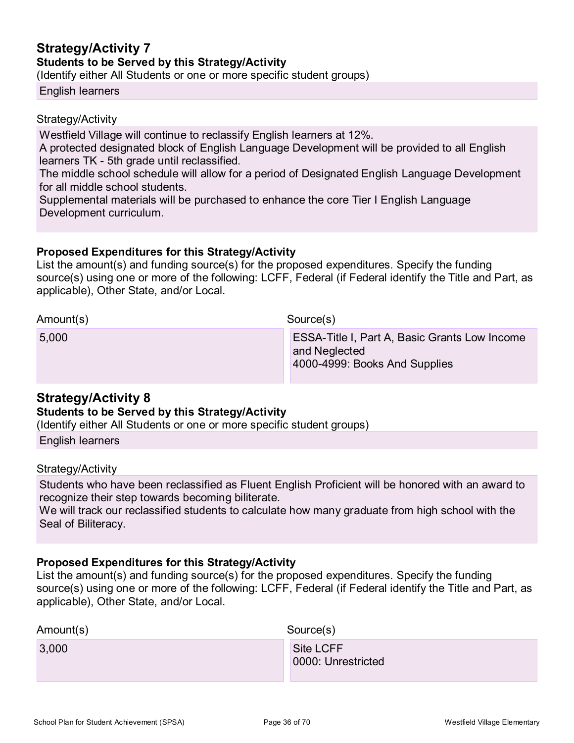## Strategy/Activity 7

**Students to be Served by this Strategy/Activity**

(Identify either All Students or one or more specific student groups)

English learners

Strategy/Activity

Westfield Village will continue to reclassify English learners at 12%.
A protected designated block of English Language Development will be provided to all English learners TK - 5th grade until reclassified.
The middle school schedule will allow for a period of Designated English Language Development for all middle school students.
Supplemental materials will be purchased to enhance the core Tier I English Language Development curriculum.

**Proposed Expenditures for this Strategy/Activity**

List the amount(s) and funding source(s) for the proposed expenditures. Specify the funding source(s) using one or more of the following: LCFF, Federal (if Federal identify the Title and Part, as applicable), Other State, and/or Local.

| Amount(s) | Source(s) |
|---|---|
| 5,000 | ESSA-Title I, Part A, Basic Grants Low Income and Neglected<br>4000-4999: Books And Supplies |

## Strategy/Activity 8

**Students to be Served by this Strategy/Activity**

(Identify either All Students or one or more specific student groups)

English learners

Strategy/Activity

Students who have been reclassified as Fluent English Proficient will be honored with an award to recognize their step towards becoming biliterate.
We will track our reclassified students to calculate how many graduate from high school with the Seal of Biliteracy.

**Proposed Expenditures for this Strategy/Activity**

List the amount(s) and funding source(s) for the proposed expenditures. Specify the funding source(s) using one or more of the following: LCFF, Federal (if Federal identify the Title and Part, as applicable), Other State, and/or Local.

| Amount(s) | Source(s) |
|---|---|
| 3,000 | Site LCFF<br>0000: Unrestricted |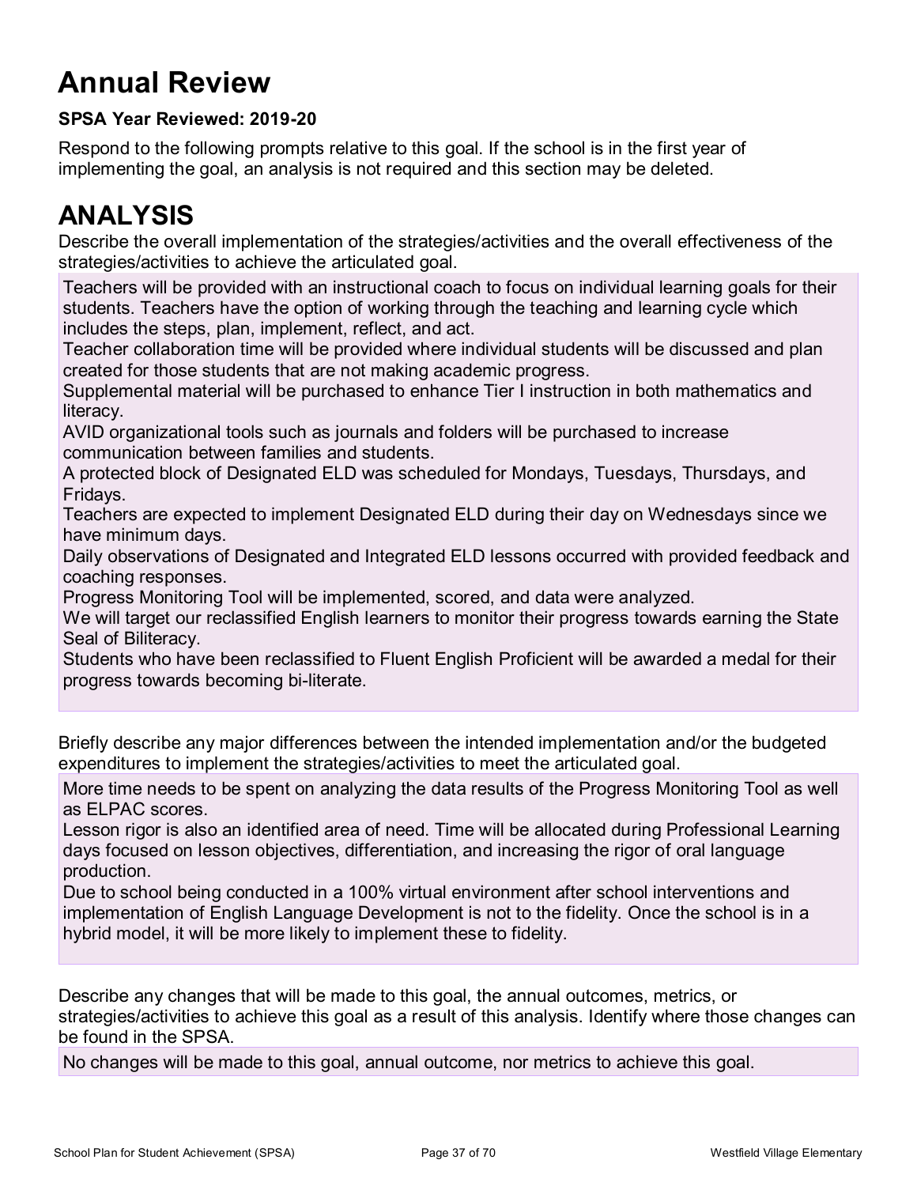# Annual Review

**SPSA Year Reviewed: 2019-20**

Respond to the following prompts relative to this goal. If the school is in the first year of implementing the goal, an analysis is not required and this section may be deleted.

# ANALYSIS

Describe the overall implementation of the strategies/activities and the overall effectiveness of the strategies/activities to achieve the articulated goal.

Teachers will be provided with an instructional coach to focus on individual learning goals for their students. Teachers have the option of working through the teaching and learning cycle which includes the steps, plan, implement, reflect, and act.
Teacher collaboration time will be provided where individual students will be discussed and plan created for those students that are not making academic progress.
Supplemental material will be purchased to enhance Tier I instruction in both mathematics and literacy.
AVID organizational tools such as journals and folders will be purchased to increase communication between families and students.
A protected block of Designated ELD was scheduled for Mondays, Tuesdays, Thursdays, and Fridays.
Teachers are expected to implement Designated ELD during their day on Wednesdays since we have minimum days.
Daily observations of Designated and Integrated ELD lessons occurred with provided feedback and coaching responses.
Progress Monitoring Tool will be implemented, scored, and data were analyzed.
We will target our reclassified English learners to monitor their progress towards earning the State Seal of Biliteracy.
Students who have been reclassified to Fluent English Proficient will be awarded a medal for their progress towards becoming bi-literate.

Briefly describe any major differences between the intended implementation and/or the budgeted expenditures to implement the strategies/activities to meet the articulated goal.

More time needs to be spent on analyzing the data results of the Progress Monitoring Tool as well as ELPAC scores.
Lesson rigor is also an identified area of need. Time will be allocated during Professional Learning days focused on lesson objectives, differentiation, and increasing the rigor of oral language production.
Due to school being conducted in a 100% virtual environment after school interventions and implementation of English Language Development is not to the fidelity. Once the school is in a hybrid model, it will be more likely to implement these to fidelity.

Describe any changes that will be made to this goal, the annual outcomes, metrics, or strategies/activities to achieve this goal as a result of this analysis. Identify where those changes can be found in the SPSA.

No changes will be made to this goal, annual outcome, nor metrics to achieve this goal.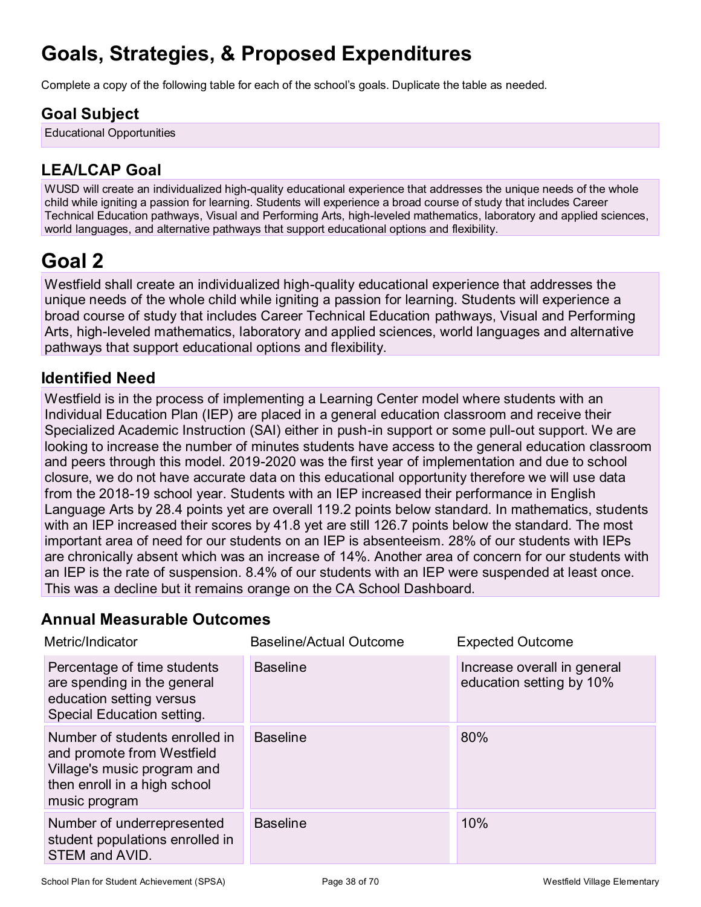# Goals, Strategies, & Proposed Expenditures

Complete a copy of the following table for each of the school's goals. Duplicate the table as needed.

## Goal Subject

Educational Opportunities

## LEA/LCAP Goal

WUSD will create an individualized high-quality educational experience that addresses the unique needs of the whole child while igniting a passion for learning. Students will experience a broad course of study that includes Career Technical Education pathways, Visual and Performing Arts, high-leveled mathematics, laboratory and applied sciences, world languages, and alternative pathways that support educational options and flexibility.

# Goal 2

Westfield shall create an individualized high-quality educational experience that addresses the unique needs of the whole child while igniting a passion for learning. Students will experience a broad course of study that includes Career Technical Education pathways, Visual and Performing Arts, high-leveled mathematics, laboratory and applied sciences, world languages and alternative pathways that support educational options and flexibility.

## Identified Need

Westfield is in the process of implementing a Learning Center model where students with an Individual Education Plan (IEP) are placed in a general education classroom and receive their Specialized Academic Instruction (SAI) either in push-in support or some pull-out support. We are looking to increase the number of minutes students have access to the general education classroom and peers through this model. 2019-2020 was the first year of implementation and due to school closure, we do not have accurate data on this educational opportunity therefore we will use data from the 2018-19 school year. Students with an IEP increased their performance in English Language Arts by 28.4 points yet are overall 119.2 points below standard. In mathematics, students with an IEP increased their scores by 41.8 yet are still 126.7 points below the standard. The most important area of need for our students on an IEP is absenteeism. 28% of our students with IEPs are chronically absent which was an increase of 14%. Another area of concern for our students with an IEP is the rate of suspension. 8.4% of our students with an IEP were suspended at least once. This was a decline but it remains orange on the CA School Dashboard.

## Annual Measurable Outcomes

| Metric/Indicator | Baseline/Actual Outcome | Expected Outcome |
|---|---|---|
| Percentage of time students are spending in the general education setting versus Special Education setting. | Baseline | Increase overall in general education setting by 10% |
| Number of students enrolled in and promote from Westfield Village's music program and then enroll in a high school music program | Baseline | 80% |
| Number of underrepresented student populations enrolled in STEM and AVID. | Baseline | 10% |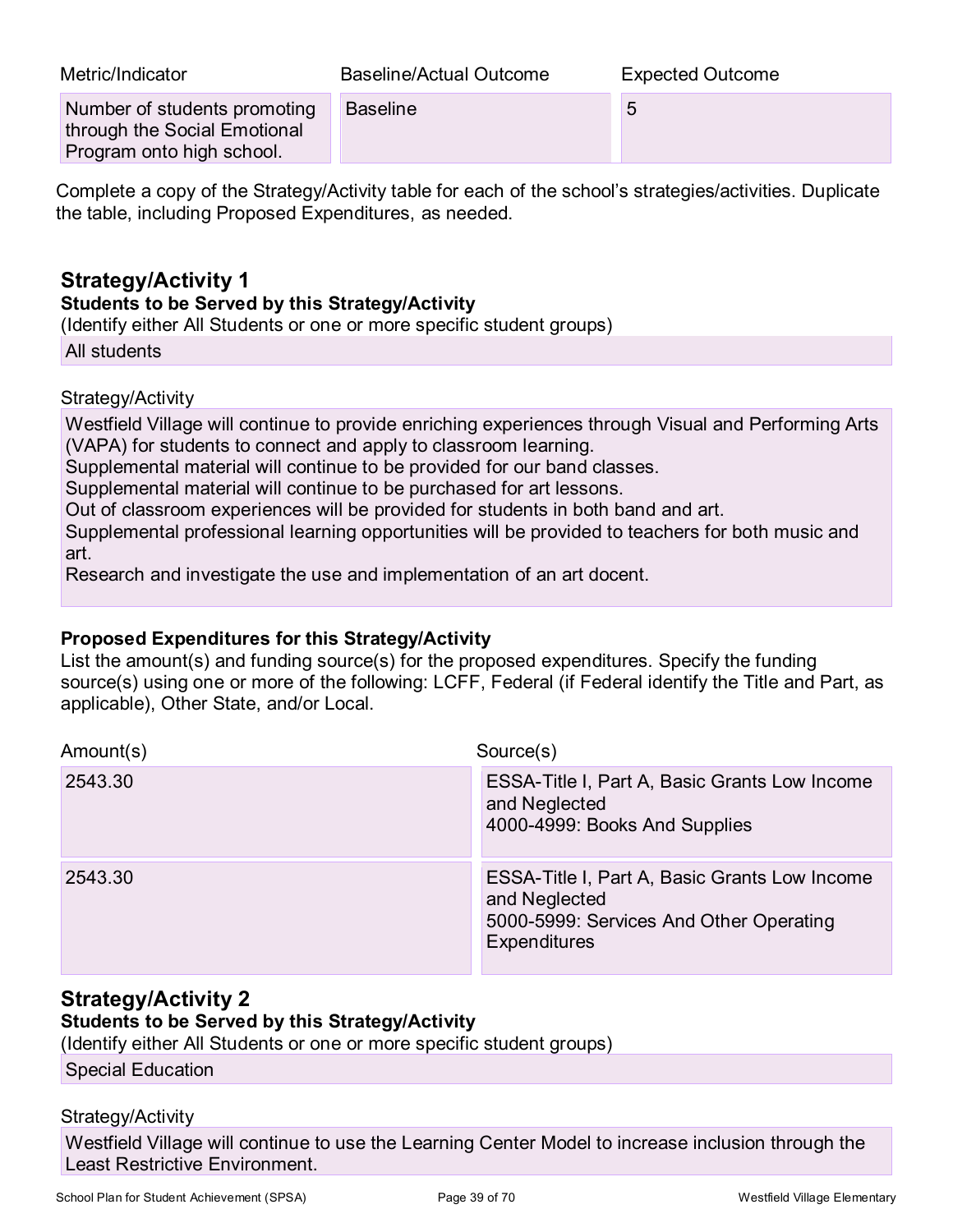| Metric/Indicator | Baseline/Actual Outcome | Expected Outcome |
| --- | --- | --- |
| Number of students promoting through the Social Emotional Program onto high school. | Baseline | 5 |

Complete a copy of the Strategy/Activity table for each of the school's strategies/activities. Duplicate the table, including Proposed Expenditures, as needed.

## Strategy/Activity 1

**Students to be Served by this Strategy/Activity**

(Identify either All Students or one or more specific student groups)

All students

Strategy/Activity

Westfield Village will continue to provide enriching experiences through Visual and Performing Arts (VAPA) for students to connect and apply to classroom learning.
Supplemental material will continue to be provided for our band classes.
Supplemental material will continue to be purchased for art lessons.
Out of classroom experiences will be provided for students in both band and art.
Supplemental professional learning opportunities will be provided to teachers for both music and art.
Research and investigate the use and implementation of an art docent.

**Proposed Expenditures for this Strategy/Activity**

List the amount(s) and funding source(s) for the proposed expenditures. Specify the funding source(s) using one or more of the following: LCFF, Federal (if Federal identify the Title and Part, as applicable), Other State, and/or Local.

| Amount(s) | Source(s) |
| --- | --- |
| 2543.30 | ESSA-Title I, Part A, Basic Grants Low Income and Neglected<br>4000-4999: Books And Supplies |
| 2543.30 | ESSA-Title I, Part A, Basic Grants Low Income and Neglected<br>5000-5999: Services And Other Operating Expenditures |

## Strategy/Activity 2

**Students to be Served by this Strategy/Activity**

(Identify either All Students or one or more specific student groups)

Special Education

Strategy/Activity

Westfield Village will continue to use the Learning Center Model to increase inclusion through the Least Restrictive Environment.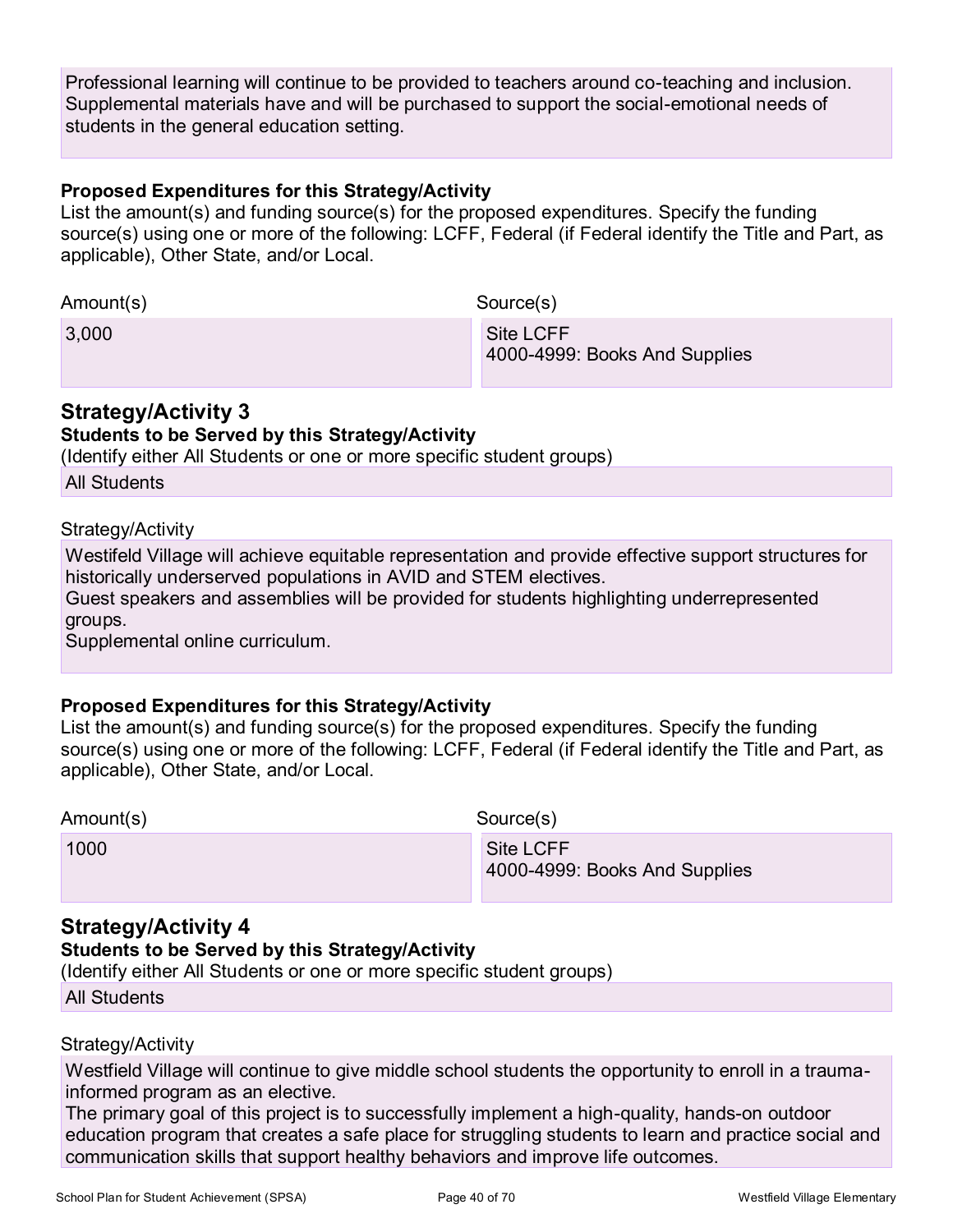Professional learning will continue to be provided to teachers around co-teaching and inclusion. Supplemental materials have and will be purchased to support the social-emotional needs of students in the general education setting.

**Proposed Expenditures for this Strategy/Activity**

List the amount(s) and funding source(s) for the proposed expenditures. Specify the funding source(s) using one or more of the following: LCFF, Federal (if Federal identify the Title and Part, as applicable), Other State, and/or Local.

| Amount(s) | Source(s) |
|---|---|
| 3,000 | Site LCFF<br>4000-4999: Books And Supplies |

## Strategy/Activity 3

**Students to be Served by this Strategy/Activity**

(Identify either All Students or one or more specific student groups)

All Students

Strategy/Activity

Westifeld Village will achieve equitable representation and provide effective support structures for historically underserved populations in AVID and STEM electives.
Guest speakers and assemblies will be provided for students highlighting underrepresented groups.
Supplemental online curriculum.

**Proposed Expenditures for this Strategy/Activity**

List the amount(s) and funding source(s) for the proposed expenditures. Specify the funding source(s) using one or more of the following: LCFF, Federal (if Federal identify the Title and Part, as applicable), Other State, and/or Local.

| Amount(s) | Source(s) |
|---|---|
| 1000 | Site LCFF<br>4000-4999: Books And Supplies |

## Strategy/Activity 4

**Students to be Served by this Strategy/Activity**

(Identify either All Students or one or more specific student groups)

All Students

Strategy/Activity

Westfield Village will continue to give middle school students the opportunity to enroll in a trauma-informed program as an elective.
The primary goal of this project is to successfully implement a high-quality, hands-on outdoor education program that creates a safe place for struggling students to learn and practice social and communication skills that support healthy behaviors and improve life outcomes.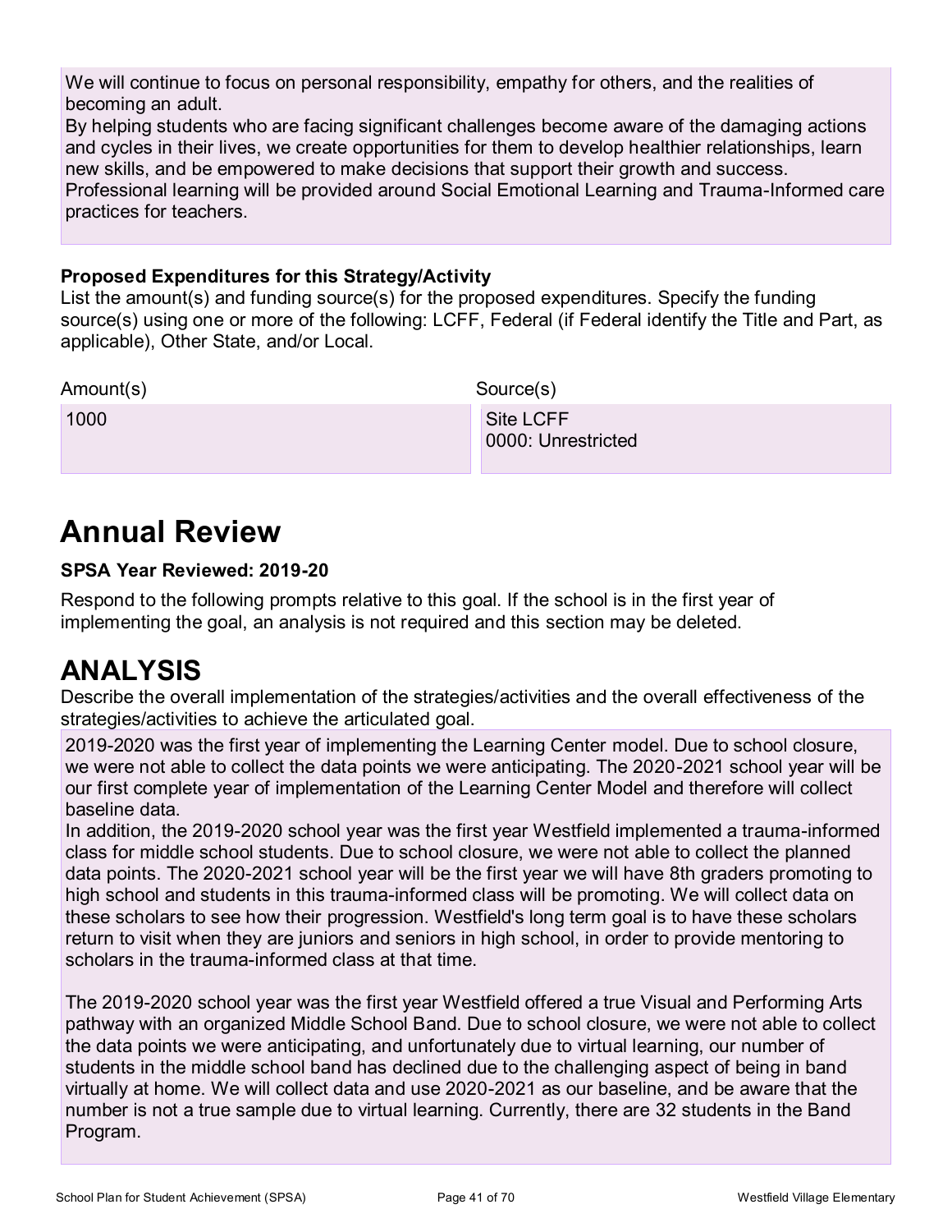We will continue to focus on personal responsibility, empathy for others, and the realities of becoming an adult.
By helping students who are facing significant challenges become aware of the damaging actions and cycles in their lives, we create opportunities for them to develop healthier relationships, learn new skills, and be empowered to make decisions that support their growth and success.
Professional learning will be provided around Social Emotional Learning and Trauma-Informed care practices for teachers.

**Proposed Expenditures for this Strategy/Activity**

List the amount(s) and funding source(s) for the proposed expenditures. Specify the funding source(s) using one or more of the following: LCFF, Federal (if Federal identify the Title and Part, as applicable), Other State, and/or Local.

| Amount(s) | Source(s) |
|---|---|
| 1000 | Site LCFF<br>0000: Unrestricted |

# Annual Review

**SPSA Year Reviewed: 2019-20**

Respond to the following prompts relative to this goal. If the school is in the first year of implementing the goal, an analysis is not required and this section may be deleted.

# ANALYSIS

Describe the overall implementation of the strategies/activities and the overall effectiveness of the strategies/activities to achieve the articulated goal.

2019-2020 was the first year of implementing the Learning Center model. Due to school closure, we were not able to collect the data points we were anticipating. The 2020-2021 school year will be our first complete year of implementation of the Learning Center Model and therefore will collect baseline data.
In addition, the 2019-2020 school year was the first year Westfield implemented a trauma-informed class for middle school students. Due to school closure, we were not able to collect the planned data points. The 2020-2021 school year will be the first year we will have 8th graders promoting to high school and students in this trauma-informed class will be promoting. We will collect data on these scholars to see how their progression. Westfield's long term goal is to have these scholars return to visit when they are juniors and seniors in high school, in order to provide mentoring to scholars in the trauma-informed class at that time.

The 2019-2020 school year was the first year Westfield offered a true Visual and Performing Arts pathway with an organized Middle School Band. Due to school closure, we were not able to collect the data points we were anticipating, and unfortunately due to virtual learning, our number of students in the middle school band has declined due to the challenging aspect of being in band virtually at home. We will collect data and use 2020-2021 as our baseline, and be aware that the number is not a true sample due to virtual learning. Currently, there are 32 students in the Band Program.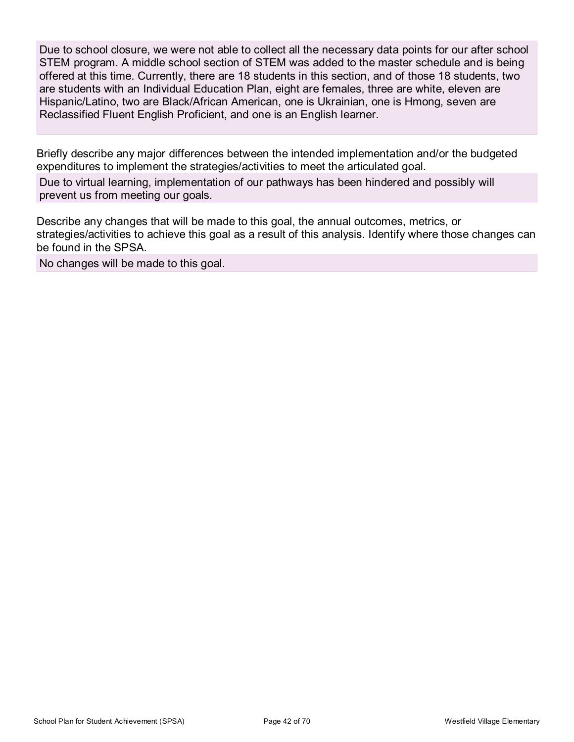Due to school closure, we were not able to collect all the necessary data points for our after school STEM program. A middle school section of STEM was added to the master schedule and is being offered at this time. Currently, there are 18 students in this section, and of those 18 students, two are students with an Individual Education Plan, eight are females, three are white, eleven are Hispanic/Latino, two are Black/African American, one is Ukrainian, one is Hmong, seven are Reclassified Fluent English Proficient, and one is an English learner.

Briefly describe any major differences between the intended implementation and/or the budgeted expenditures to implement the strategies/activities to meet the articulated goal.

Due to virtual learning, implementation of our pathways has been hindered and possibly will prevent us from meeting our goals.

Describe any changes that will be made to this goal, the annual outcomes, metrics, or strategies/activities to achieve this goal as a result of this analysis. Identify where those changes can be found in the SPSA.

No changes will be made to this goal.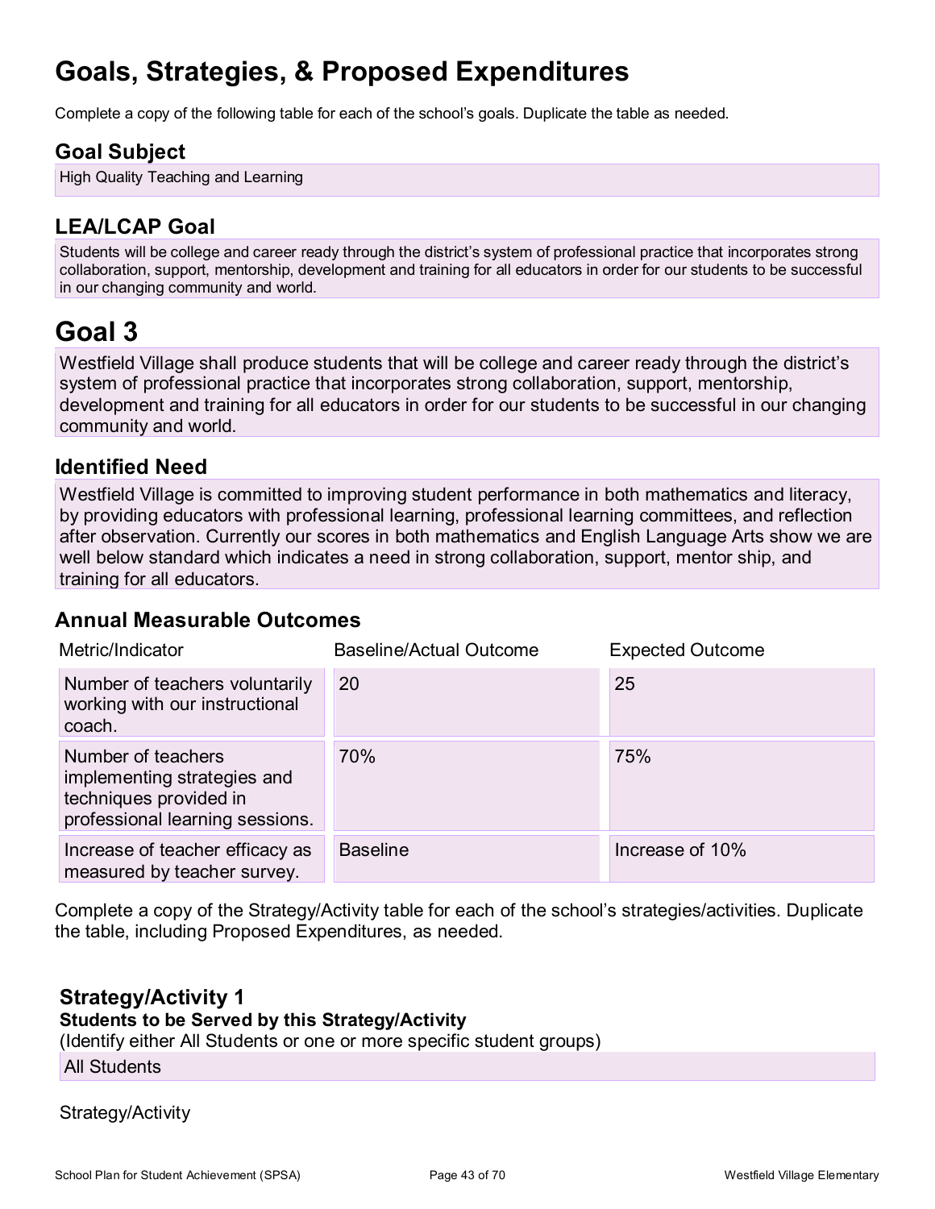# Goals, Strategies, & Proposed Expenditures

Complete a copy of the following table for each of the school's goals. Duplicate the table as needed.

## Goal Subject

High Quality Teaching and Learning

## LEA/LCAP Goal

Students will be college and career ready through the district's system of professional practice that incorporates strong collaboration, support, mentorship, development and training for all educators in order for our students to be successful in our changing community and world.

# Goal 3

Westfield Village shall produce students that will be college and career ready through the district's system of professional practice that incorporates strong collaboration, support, mentorship, development and training for all educators in order for our students to be successful in our changing community and world.

## Identified Need

Westfield Village is committed to improving student performance in both mathematics and literacy, by providing educators with professional learning, professional learning committees, and reflection after observation. Currently our scores in both mathematics and English Language Arts show we are well below standard which indicates a need in strong collaboration, support, mentor ship, and training for all educators.

## Annual Measurable Outcomes

| Metric/Indicator | Baseline/Actual Outcome | Expected Outcome |
| --- | --- | --- |
| Number of teachers voluntarily working with our instructional coach. | 20 | 25 |
| Number of teachers implementing strategies and techniques provided in professional learning sessions. | 70% | 75% |
| Increase of teacher efficacy as measured by teacher survey. | Baseline | Increase of 10% |

Complete a copy of the Strategy/Activity table for each of the school's strategies/activities. Duplicate the table, including Proposed Expenditures, as needed.

### Strategy/Activity 1

**Students to be Served by this Strategy/Activity**

(Identify either All Students or one or more specific student groups)

All Students

Strategy/Activity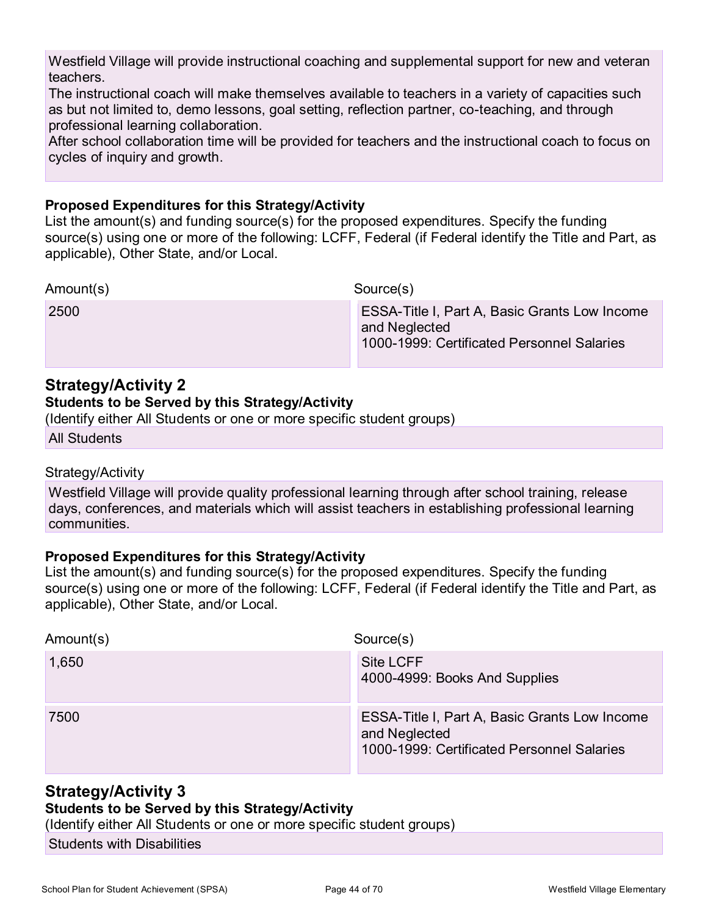Westfield Village will provide instructional coaching and supplemental support for new and veteran teachers.
The instructional coach will make themselves available to teachers in a variety of capacities such as but not limited to, demo lessons, goal setting, reflection partner, co-teaching, and through professional learning collaboration.
After school collaboration time will be provided for teachers and the instructional coach to focus on cycles of inquiry and growth.

**Proposed Expenditures for this Strategy/Activity**
List the amount(s) and funding source(s) for the proposed expenditures. Specify the funding source(s) using one or more of the following: LCFF, Federal (if Federal identify the Title and Part, as applicable), Other State, and/or Local.

| Amount(s) | Source(s) |
|---|---|
| 2500 | ESSA-Title I, Part A, Basic Grants Low Income and Neglected<br>1000-1999: Certificated Personnel Salaries |

## Strategy/Activity 2

**Students to be Served by this Strategy/Activity**
(Identify either All Students or one or more specific student groups)

All Students

Strategy/Activity

Westfield Village will provide quality professional learning through after school training, release days, conferences, and materials which will assist teachers in establishing professional learning communities.

**Proposed Expenditures for this Strategy/Activity**
List the amount(s) and funding source(s) for the proposed expenditures. Specify the funding source(s) using one or more of the following: LCFF, Federal (if Federal identify the Title and Part, as applicable), Other State, and/or Local.

| Amount(s) | Source(s) |
|---|---|
| 1,650 | Site LCFF<br>4000-4999: Books And Supplies |
| 7500 | ESSA-Title I, Part A, Basic Grants Low Income and Neglected<br>1000-1999: Certificated Personnel Salaries |

## Strategy/Activity 3

**Students to be Served by this Strategy/Activity**
(Identify either All Students or one or more specific student groups)

Students with Disabilities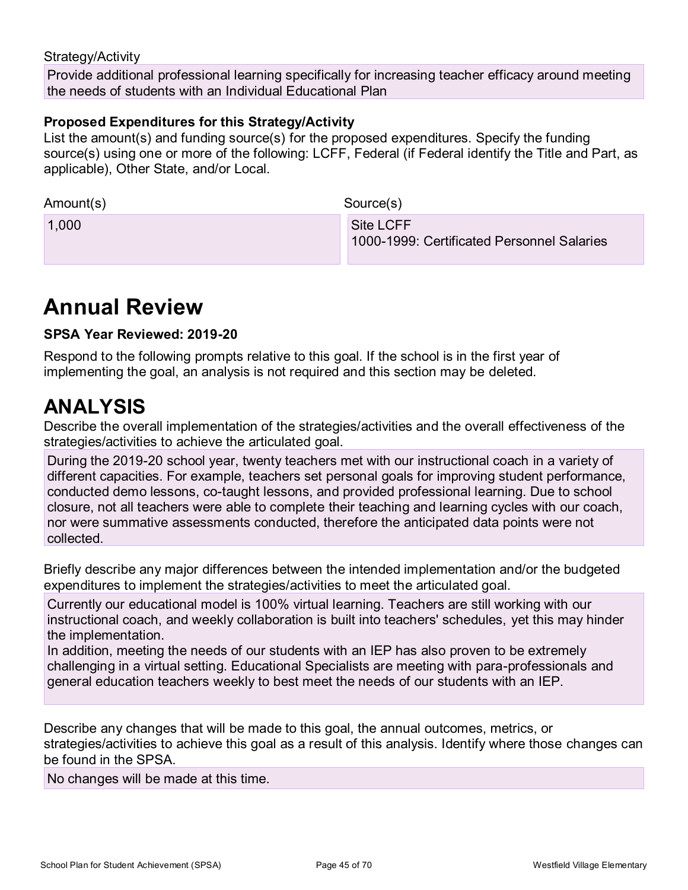Strategy/Activity

Provide additional professional learning specifically for increasing teacher efficacy around meeting the needs of students with an Individual Educational Plan

**Proposed Expenditures for this Strategy/Activity**

List the amount(s) and funding source(s) for the proposed expenditures. Specify the funding source(s) using one or more of the following: LCFF, Federal (if Federal identify the Title and Part, as applicable), Other State, and/or Local.

| Amount(s) | Source(s) |
|---|---|
| 1,000 | Site LCFF<br>1000-1999: Certificated Personnel Salaries |

# Annual Review

**SPSA Year Reviewed: 2019-20**

Respond to the following prompts relative to this goal. If the school is in the first year of implementing the goal, an analysis is not required and this section may be deleted.

# ANALYSIS

Describe the overall implementation of the strategies/activities and the overall effectiveness of the strategies/activities to achieve the articulated goal.

During the 2019-20 school year, twenty teachers met with our instructional coach in a variety of different capacities. For example, teachers set personal goals for improving student performance, conducted demo lessons, co-taught lessons, and provided professional learning. Due to school closure, not all teachers were able to complete their teaching and learning cycles with our coach, nor were summative assessments conducted, therefore the anticipated data points were not collected.

Briefly describe any major differences between the intended implementation and/or the budgeted expenditures to implement the strategies/activities to meet the articulated goal.

Currently our educational model is 100% virtual learning. Teachers are still working with our instructional coach, and weekly collaboration is built into teachers' schedules, yet this may hinder the implementation.
In addition, meeting the needs of our students with an IEP has also proven to be extremely challenging in a virtual setting. Educational Specialists are meeting with para-professionals and general education teachers weekly to best meet the needs of our students with an IEP.

Describe any changes that will be made to this goal, the annual outcomes, metrics, or strategies/activities to achieve this goal as a result of this analysis. Identify where those changes can be found in the SPSA.

No changes will be made at this time.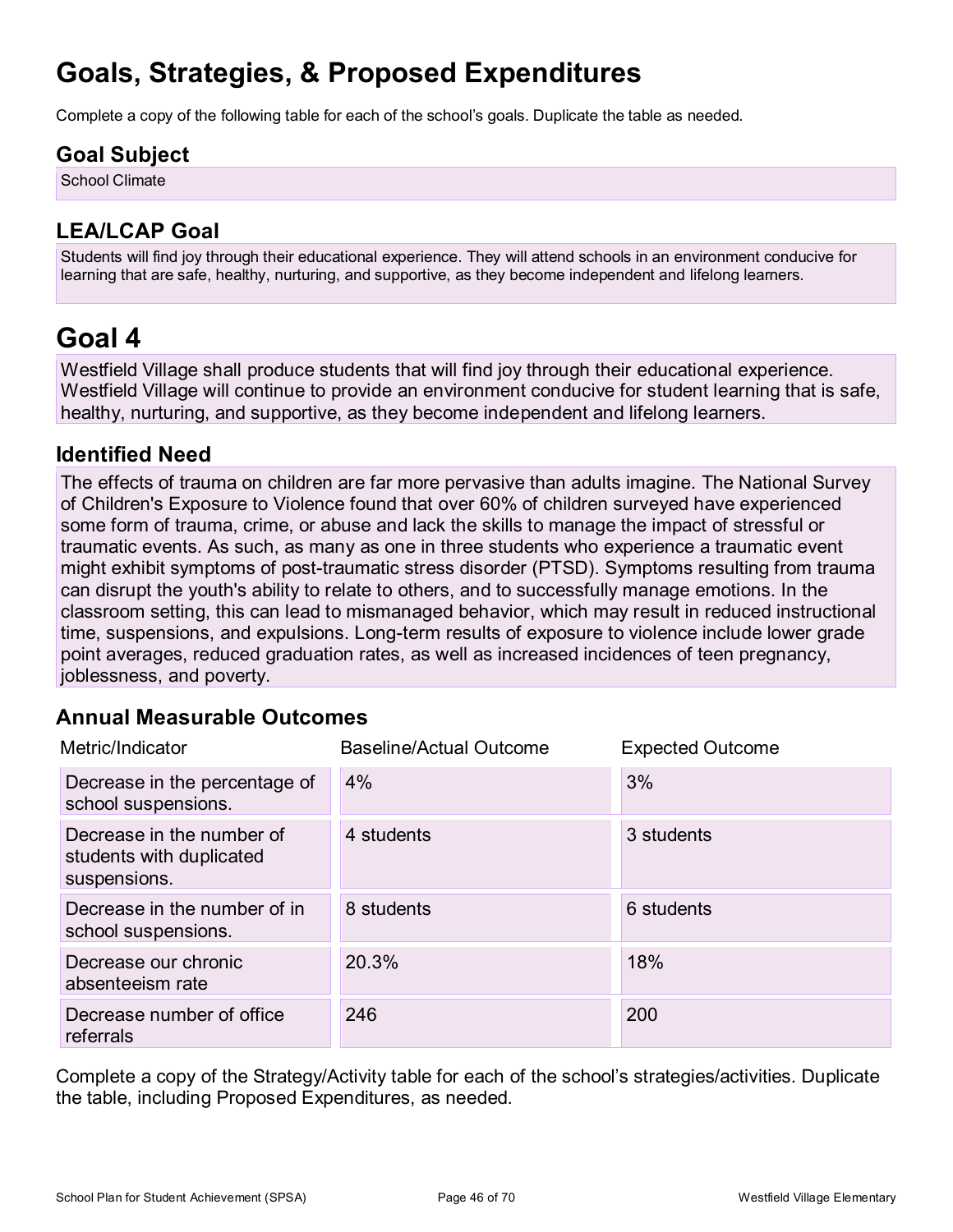# Goals, Strategies, & Proposed Expenditures

Complete a copy of the following table for each of the school's goals. Duplicate the table as needed.

## Goal Subject

School Climate

## LEA/LCAP Goal

Students will find joy through their educational experience. They will attend schools in an environment conducive for learning that are safe, healthy, nurturing, and supportive, as they become independent and lifelong learners.

# Goal 4

Westfield Village shall produce students that will find joy through their educational experience. Westfield Village will continue to provide an environment conducive for student learning that is safe, healthy, nurturing, and supportive, as they become independent and lifelong learners.

## Identified Need

The effects of trauma on children are far more pervasive than adults imagine. The National Survey of Children's Exposure to Violence found that over 60% of children surveyed have experienced some form of trauma, crime, or abuse and lack the skills to manage the impact of stressful or traumatic events. As such, as many as one in three students who experience a traumatic event might exhibit symptoms of post-traumatic stress disorder (PTSD). Symptoms resulting from trauma can disrupt the youth's ability to relate to others, and to successfully manage emotions. In the classroom setting, this can lead to mismanaged behavior, which may result in reduced instructional time, suspensions, and expulsions. Long-term results of exposure to violence include lower grade point averages, reduced graduation rates, as well as increased incidences of teen pregnancy, joblessness, and poverty.

## Annual Measurable Outcomes

| Metric/Indicator | Baseline/Actual Outcome | Expected Outcome |
|---|---|---|
| Decrease in the percentage of school suspensions. | 4% | 3% |
| Decrease in the number of students with duplicated suspensions. | 4 students | 3 students |
| Decrease in the number of in school suspensions. | 8 students | 6 students |
| Decrease our chronic absenteeism rate | 20.3% | 18% |
| Decrease number of office referrals | 246 | 200 |

Complete a copy of the Strategy/Activity table for each of the school's strategies/activities. Duplicate the table, including Proposed Expenditures, as needed.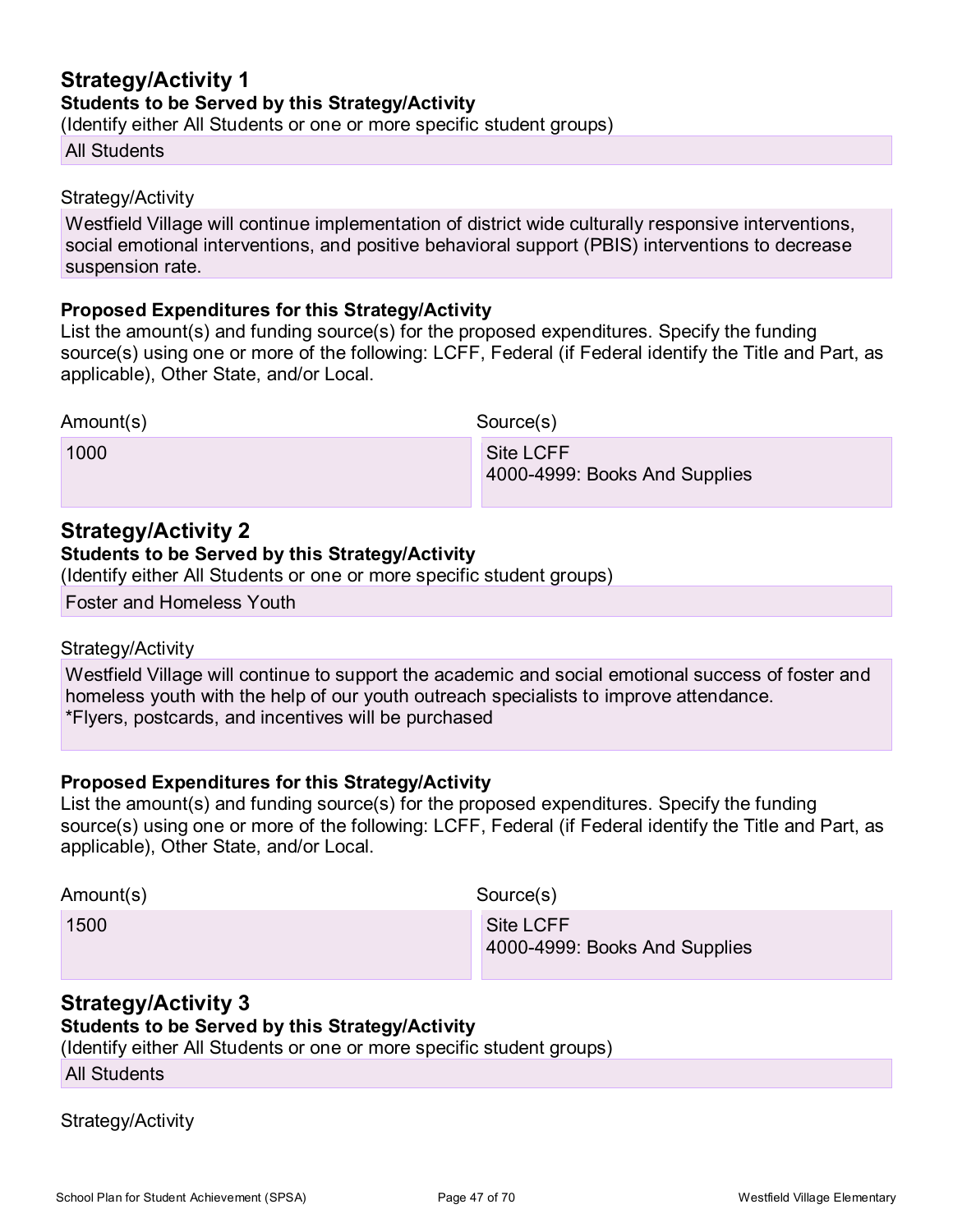## Strategy/Activity 1

**Students to be Served by this Strategy/Activity**

(Identify either All Students or one or more specific student groups)

All Students

Strategy/Activity

Westfield Village will continue implementation of district wide culturally responsive interventions, social emotional interventions, and positive behavioral support (PBIS) interventions to decrease suspension rate.

**Proposed Expenditures for this Strategy/Activity**

List the amount(s) and funding source(s) for the proposed expenditures. Specify the funding source(s) using one or more of the following: LCFF, Federal (if Federal identify the Title and Part, as applicable), Other State, and/or Local.

| Amount(s) | Source(s) |
| --- | --- |
| 1000 | Site LCFF<br>4000-4999: Books And Supplies |

## Strategy/Activity 2

**Students to be Served by this Strategy/Activity**

(Identify either All Students or one or more specific student groups)

Foster and Homeless Youth

Strategy/Activity

Westfield Village will continue to support the academic and social emotional success of foster and homeless youth with the help of our youth outreach specialists to improve attendance.
*Flyers, postcards, and incentives will be purchased

**Proposed Expenditures for this Strategy/Activity**

List the amount(s) and funding source(s) for the proposed expenditures. Specify the funding source(s) using one or more of the following: LCFF, Federal (if Federal identify the Title and Part, as applicable), Other State, and/or Local.

| Amount(s) | Source(s) |
| --- | --- |
| 1500 | Site LCFF<br>4000-4999: Books And Supplies |

## Strategy/Activity 3

**Students to be Served by this Strategy/Activity**

(Identify either All Students or one or more specific student groups)

All Students

Strategy/Activity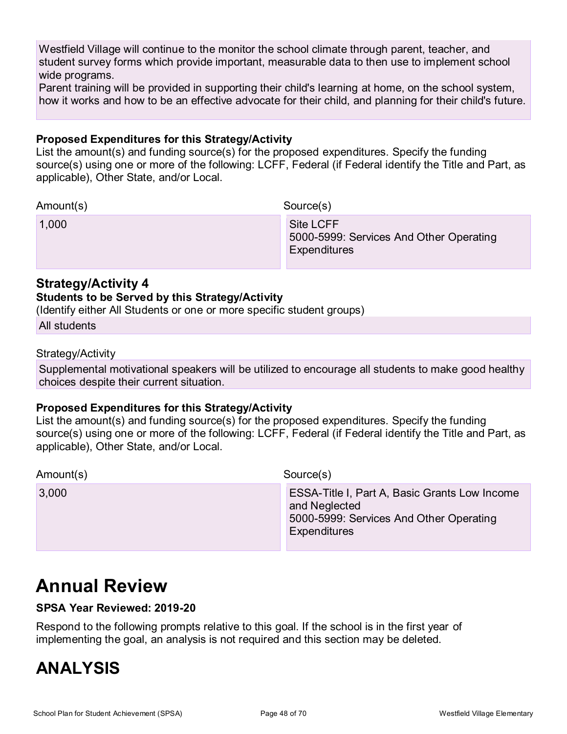Westfield Village will continue to the monitor the school climate through parent, teacher, and student survey forms which provide important, measurable data to then use to implement school wide programs.
Parent training will be provided in supporting their child's learning at home, on the school system, how it works and how to be an effective advocate for their child, and planning for their child's future.

**Proposed Expenditures for this Strategy/Activity**
List the amount(s) and funding source(s) for the proposed expenditures. Specify the funding source(s) using one or more of the following: LCFF, Federal (if Federal identify the Title and Part, as applicable), Other State, and/or Local.

| Amount(s) | Source(s) |
| --- | --- |
| 1,000 | Site LCFF<br>5000-5999: Services And Other Operating Expenditures |

### Strategy/Activity 4

**Students to be Served by this Strategy/Activity**
(Identify either All Students or one or more specific student groups)

All students

Strategy/Activity

Supplemental motivational speakers will be utilized to encourage all students to make good healthy choices despite their current situation.

**Proposed Expenditures for this Strategy/Activity**
List the amount(s) and funding source(s) for the proposed expenditures. Specify the funding source(s) using one or more of the following: LCFF, Federal (if Federal identify the Title and Part, as applicable), Other State, and/or Local.

| Amount(s) | Source(s) |
| --- | --- |
| 3,000 | ESSA-Title I, Part A, Basic Grants Low Income and Neglected<br>5000-5999: Services And Other Operating Expenditures |

# Annual Review

**SPSA Year Reviewed: 2019-20**

Respond to the following prompts relative to this goal. If the school is in the first year of implementing the goal, an analysis is not required and this section may be deleted.

# ANALYSIS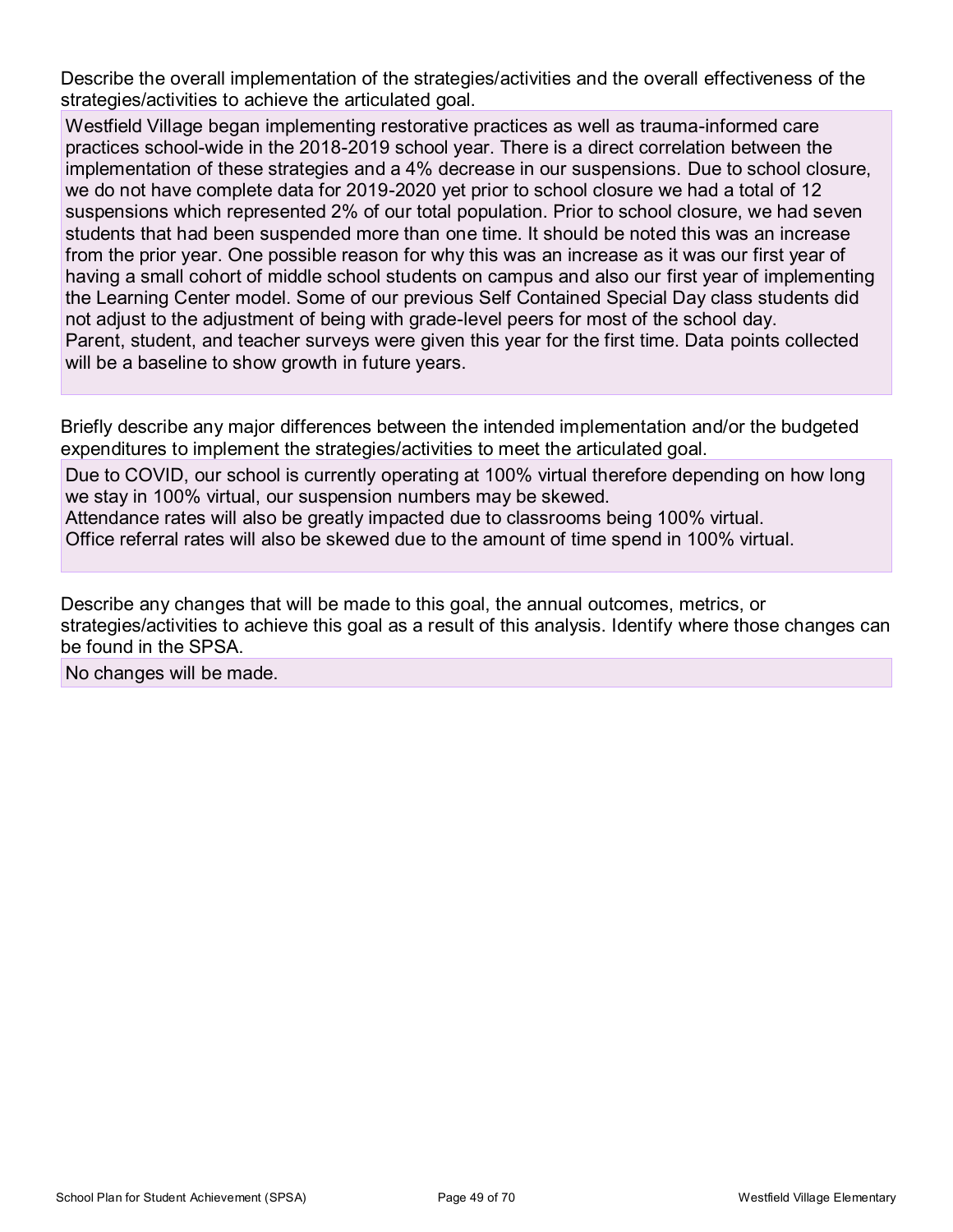Describe the overall implementation of the strategies/activities and the overall effectiveness of the strategies/activities to achieve the articulated goal.

Westfield Village began implementing restorative practices as well as trauma-informed care practices school-wide in the 2018-2019 school year. There is a direct correlation between the implementation of these strategies and a 4% decrease in our suspensions. Due to school closure, we do not have complete data for 2019-2020 yet prior to school closure we had a total of 12 suspensions which represented 2% of our total population. Prior to school closure, we had seven students that had been suspended more than one time. It should be noted this was an increase from the prior year. One possible reason for why this was an increase as it was our first year of having a small cohort of middle school students on campus and also our first year of implementing the Learning Center model. Some of our previous Self Contained Special Day class students did not adjust to the adjustment of being with grade-level peers for most of the school day.
Parent, student, and teacher surveys were given this year for the first time. Data points collected will be a baseline to show growth in future years.

Briefly describe any major differences between the intended implementation and/or the budgeted expenditures to implement the strategies/activities to meet the articulated goal.

Due to COVID, our school is currently operating at 100% virtual therefore depending on how long we stay in 100% virtual, our suspension numbers may be skewed.
Attendance rates will also be greatly impacted due to classrooms being 100% virtual.
Office referral rates will also be skewed due to the amount of time spend in 100% virtual.

Describe any changes that will be made to this goal, the annual outcomes, metrics, or strategies/activities to achieve this goal as a result of this analysis. Identify where those changes can be found in the SPSA.

No changes will be made.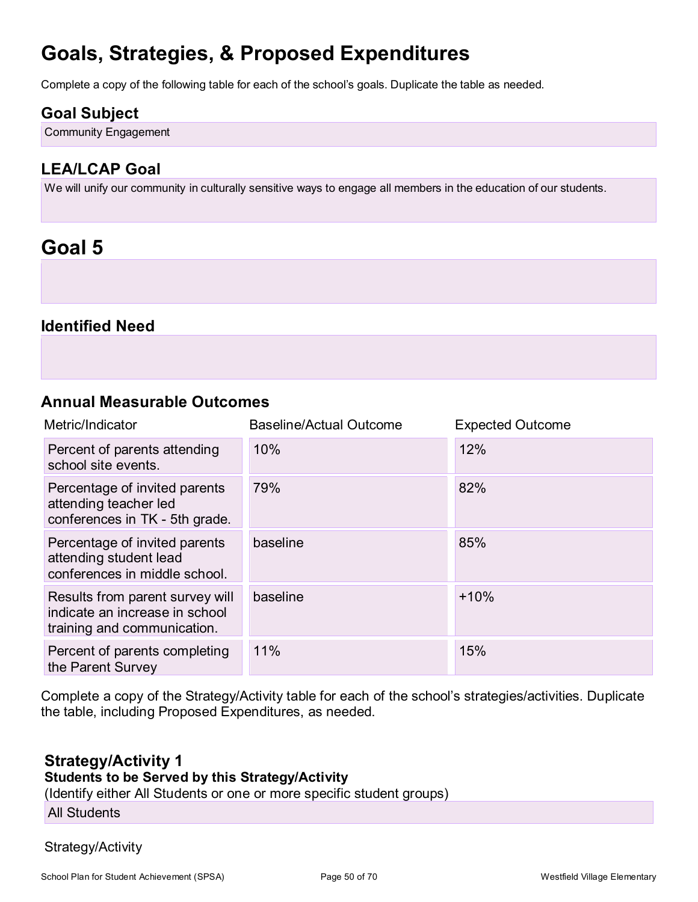# Goals, Strategies, & Proposed Expenditures

Complete a copy of the following table for each of the school's goals. Duplicate the table as needed.

## Goal Subject

Community Engagement

## LEA/LCAP Goal

We will unify our community in culturally sensitive ways to engage all members in the education of our students.

# Goal 5

## Identified Need

## Annual Measurable Outcomes

| Metric/Indicator | Baseline/Actual Outcome | Expected Outcome |
|---|---|---|
| Percent of parents attending school site events. | 10% | 12% |
| Percentage of invited parents attending teacher led conferences in TK - 5th grade. | 79% | 82% |
| Percentage of invited parents attending student lead conferences in middle school. | baseline | 85% |
| Results from parent survey will indicate an increase in school training and communication. | baseline | +10% |
| Percent of parents completing the Parent Survey | 11% | 15% |

Complete a copy of the Strategy/Activity table for each of the school's strategies/activities. Duplicate the table, including Proposed Expenditures, as needed.

### Strategy/Activity 1

**Students to be Served by this Strategy/Activity**

(Identify either All Students or one or more specific student groups)

All Students

Strategy/Activity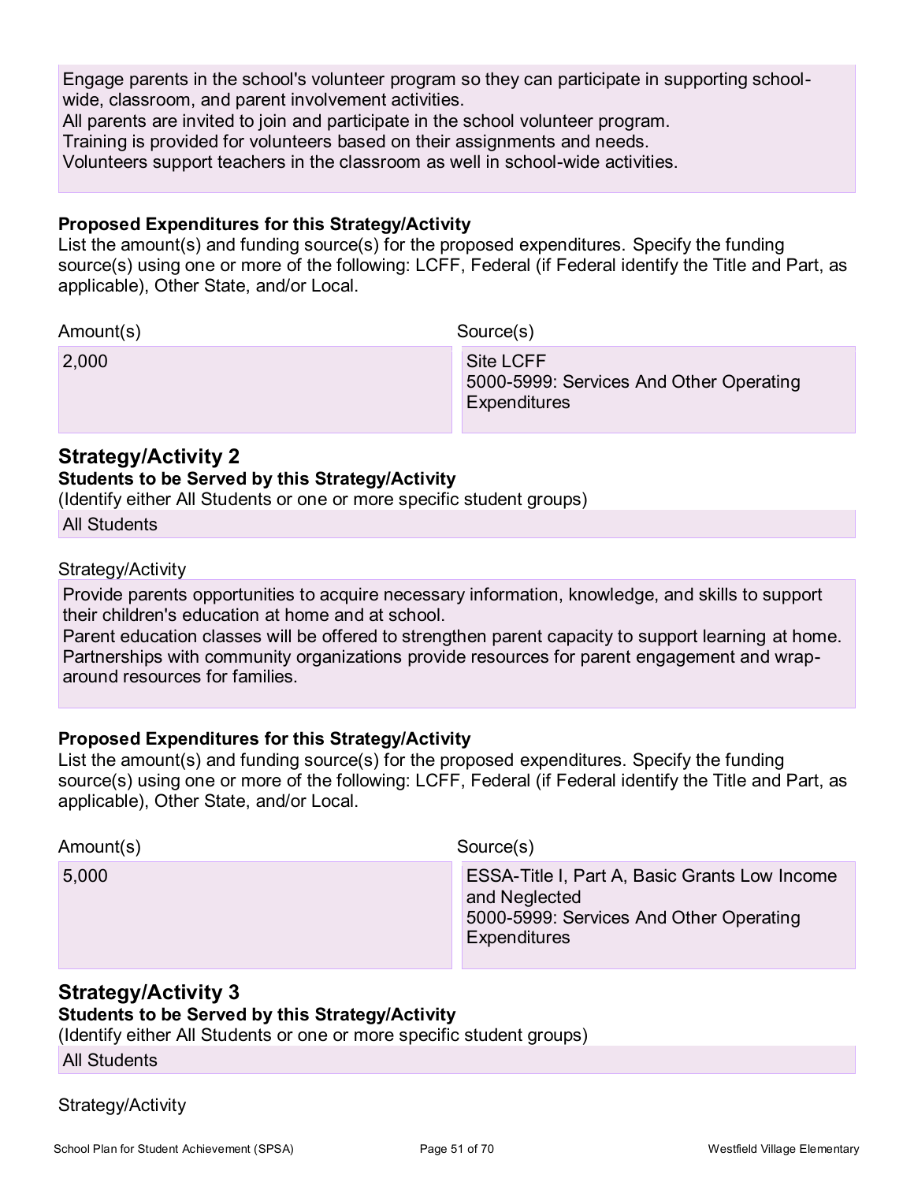Engage parents in the school's volunteer program so they can participate in supporting school-wide, classroom, and parent involvement activities.
All parents are invited to join and participate in the school volunteer program.
Training is provided for volunteers based on their assignments and needs.
Volunteers support teachers in the classroom as well in school-wide activities.

**Proposed Expenditures for this Strategy/Activity**
List the amount(s) and funding source(s) for the proposed expenditures. Specify the funding source(s) using one or more of the following: LCFF, Federal (if Federal identify the Title and Part, as applicable), Other State, and/or Local.

| Amount(s) | Source(s) |
|---|---|
| 2,000 | Site LCFF<br>5000-5999: Services And Other Operating Expenditures |

## Strategy/Activity 2

**Students to be Served by this Strategy/Activity**
(Identify either All Students or one or more specific student groups)

All Students

Strategy/Activity

Provide parents opportunities to acquire necessary information, knowledge, and skills to support their children's education at home and at school.
Parent education classes will be offered to strengthen parent capacity to support learning at home.
Partnerships with community organizations provide resources for parent engagement and wrap-around resources for families.

**Proposed Expenditures for this Strategy/Activity**
List the amount(s) and funding source(s) for the proposed expenditures. Specify the funding source(s) using one or more of the following: LCFF, Federal (if Federal identify the Title and Part, as applicable), Other State, and/or Local.

| Amount(s) | Source(s) |
|---|---|
| 5,000 | ESSA-Title I, Part A, Basic Grants Low Income and Neglected<br>5000-5999: Services And Other Operating Expenditures |

## Strategy/Activity 3

**Students to be Served by this Strategy/Activity**
(Identify either All Students or one or more specific student groups)

All Students

Strategy/Activity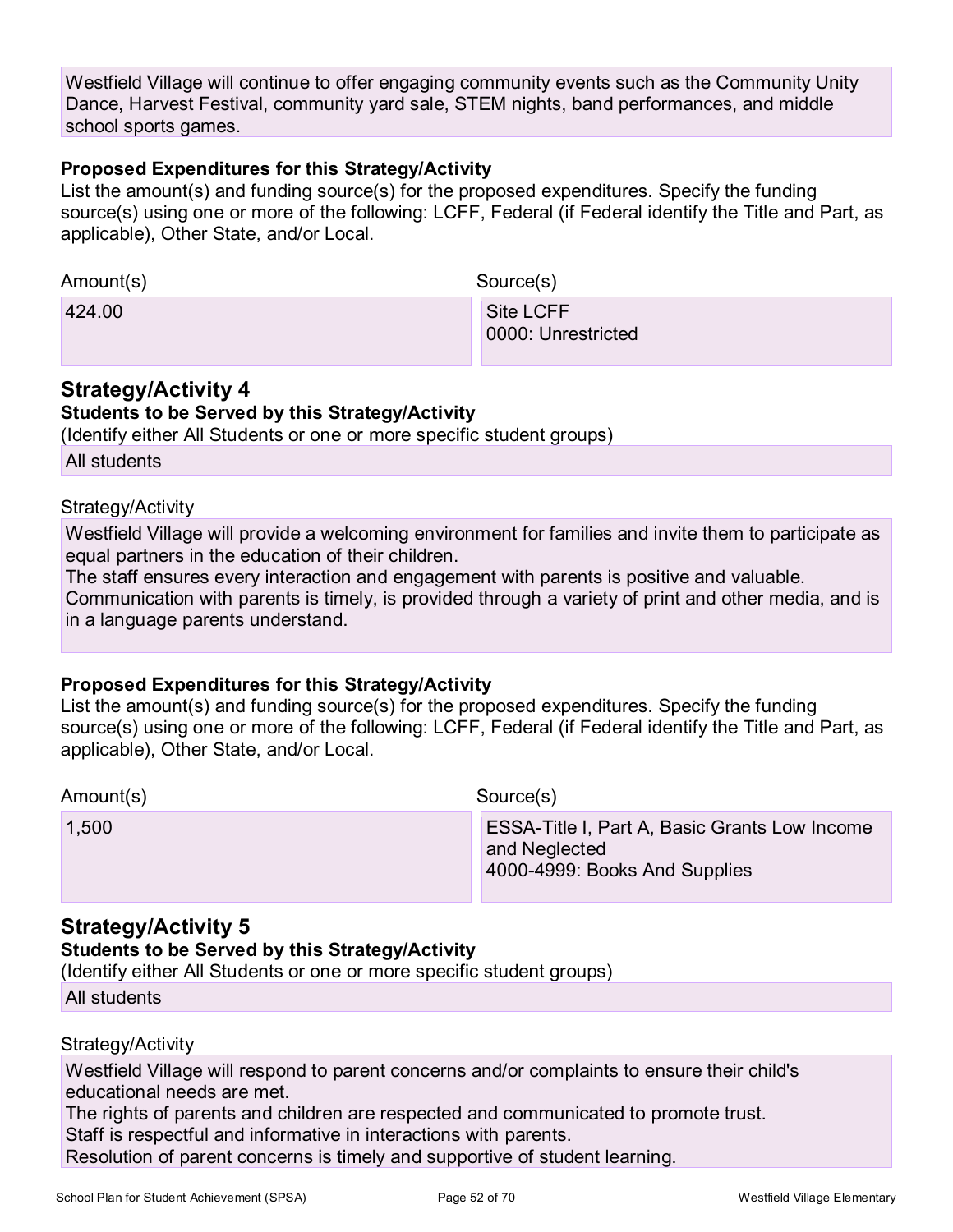Westfield Village will continue to offer engaging community events such as the Community Unity Dance, Harvest Festival, community yard sale, STEM nights, band performances, and middle school sports games.

**Proposed Expenditures for this Strategy/Activity**

List the amount(s) and funding source(s) for the proposed expenditures. Specify the funding source(s) using one or more of the following: LCFF, Federal (if Federal identify the Title and Part, as applicable), Other State, and/or Local.

| Amount(s) | Source(s) |
| --- | --- |
| 424.00 | Site LCFF<br>0000: Unrestricted |

## Strategy/Activity 4

**Students to be Served by this Strategy/Activity**

(Identify either All Students or one or more specific student groups)

All students

Strategy/Activity

Westfield Village will provide a welcoming environment for families and invite them to participate as equal partners in the education of their children.
The staff ensures every interaction and engagement with parents is positive and valuable.
Communication with parents is timely, is provided through a variety of print and other media, and is in a language parents understand.

**Proposed Expenditures for this Strategy/Activity**

List the amount(s) and funding source(s) for the proposed expenditures. Specify the funding source(s) using one or more of the following: LCFF, Federal (if Federal identify the Title and Part, as applicable), Other State, and/or Local.

| Amount(s) | Source(s) |
| --- | --- |
| 1,500 | ESSA-Title I, Part A, Basic Grants Low Income and Neglected<br>4000-4999: Books And Supplies |

## Strategy/Activity 5

**Students to be Served by this Strategy/Activity**

(Identify either All Students or one or more specific student groups)

All students

Strategy/Activity

Westfield Village will respond to parent concerns and/or complaints to ensure their child's educational needs are met.
The rights of parents and children are respected and communicated to promote trust.
Staff is respectful and informative in interactions with parents.
Resolution of parent concerns is timely and supportive of student learning.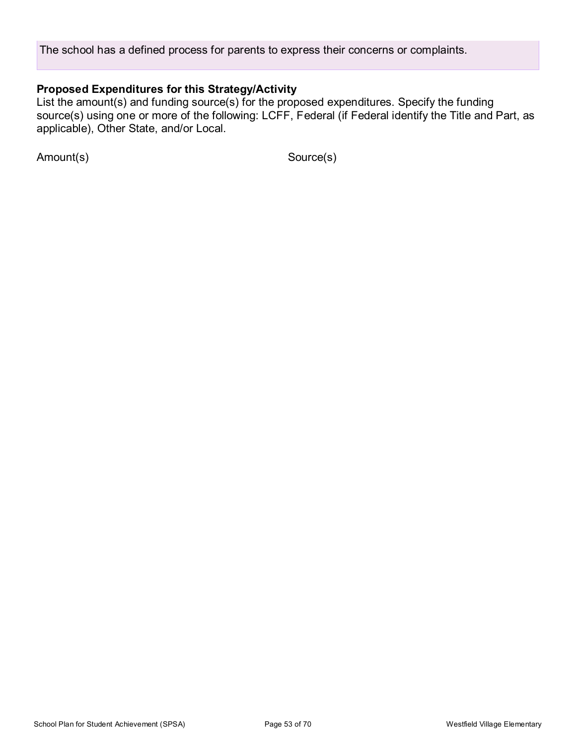The school has a defined process for parents to express their concerns or complaints.

**Proposed Expenditures for this Strategy/Activity**

List the amount(s) and funding source(s) for the proposed expenditures. Specify the funding source(s) using one or more of the following: LCFF, Federal (if Federal identify the Title and Part, as applicable), Other State, and/or Local.

| Amount(s) | Source(s) |
|---|---|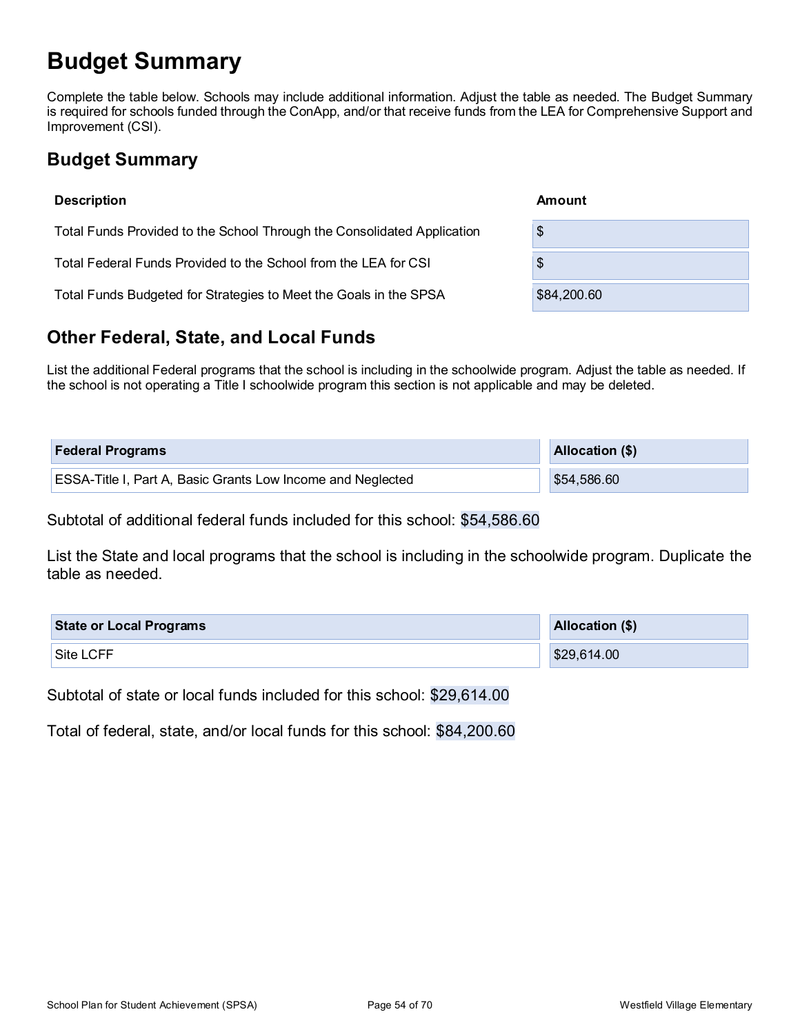# Budget Summary

Complete the table below. Schools may include additional information. Adjust the table as needed. The Budget Summary is required for schools funded through the ConApp, and/or that receive funds from the LEA for Comprehensive Support and Improvement (CSI).

## Budget Summary

| Description | Amount |
| --- | --- |
| Total Funds Provided to the School Through the Consolidated Application | $ |
| Total Federal Funds Provided to the School from the LEA for CSI | $ |
| Total Funds Budgeted for Strategies to Meet the Goals in the SPSA | $84,200.60 |

## Other Federal, State, and Local Funds

List the additional Federal programs that the school is including in the schoolwide program. Adjust the table as needed. If the school is not operating a Title I schoolwide program this section is not applicable and may be deleted.

| Federal Programs | Allocation ($) |
| --- | --- |
| ESSA-Title I, Part A, Basic Grants Low Income and Neglected | $54,586.60 |

Subtotal of additional federal funds included for this school: $54,586.60

List the State and local programs that the school is including in the schoolwide program. Duplicate the table as needed.

| State or Local Programs | Allocation ($) |
| --- | --- |
| Site LCFF | $29,614.00 |

Subtotal of state or local funds included for this school: $29,614.00

Total of federal, state, and/or local funds for this school: $84,200.60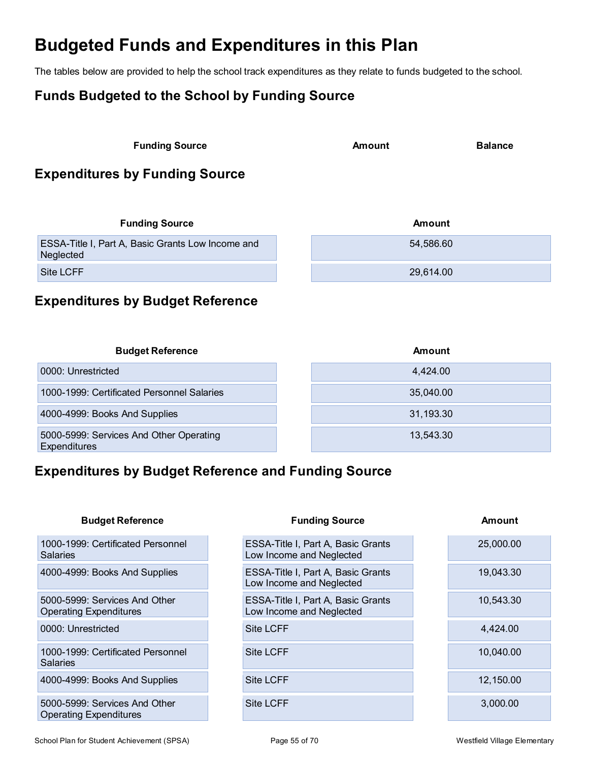# Budgeted Funds and Expenditures in this Plan

The tables below are provided to help the school track expenditures as they relate to funds budgeted to the school.

## Funds Budgeted to the School by Funding Source

| Funding Source | Amount | Balance |
|---|---|---|

## Expenditures by Funding Source

| Funding Source | Amount |
|---|---|
| ESSA-Title I, Part A, Basic Grants Low Income and Neglected | 54,586.60 |
| Site LCFF | 29,614.00 |

## Expenditures by Budget Reference

| Budget Reference | Amount |
|---|---|
| 0000: Unrestricted | 4,424.00 |
| 1000-1999: Certificated Personnel Salaries | 35,040.00 |
| 4000-4999: Books And Supplies | 31,193.30 |
| 5000-5999: Services And Other Operating Expenditures | 13,543.30 |

## Expenditures by Budget Reference and Funding Source

| Budget Reference | Funding Source | Amount |
|---|---|---|
| 1000-1999: Certificated Personnel Salaries | ESSA-Title I, Part A, Basic Grants Low Income and Neglected | 25,000.00 |
| 4000-4999: Books And Supplies | ESSA-Title I, Part A, Basic Grants Low Income and Neglected | 19,043.30 |
| 5000-5999: Services And Other Operating Expenditures | ESSA-Title I, Part A, Basic Grants Low Income and Neglected | 10,543.30 |
| 0000: Unrestricted | Site LCFF | 4,424.00 |
| 1000-1999: Certificated Personnel Salaries | Site LCFF | 10,040.00 |
| 4000-4999: Books And Supplies | Site LCFF | 12,150.00 |
| 5000-5999: Services And Other Operating Expenditures | Site LCFF | 3,000.00 |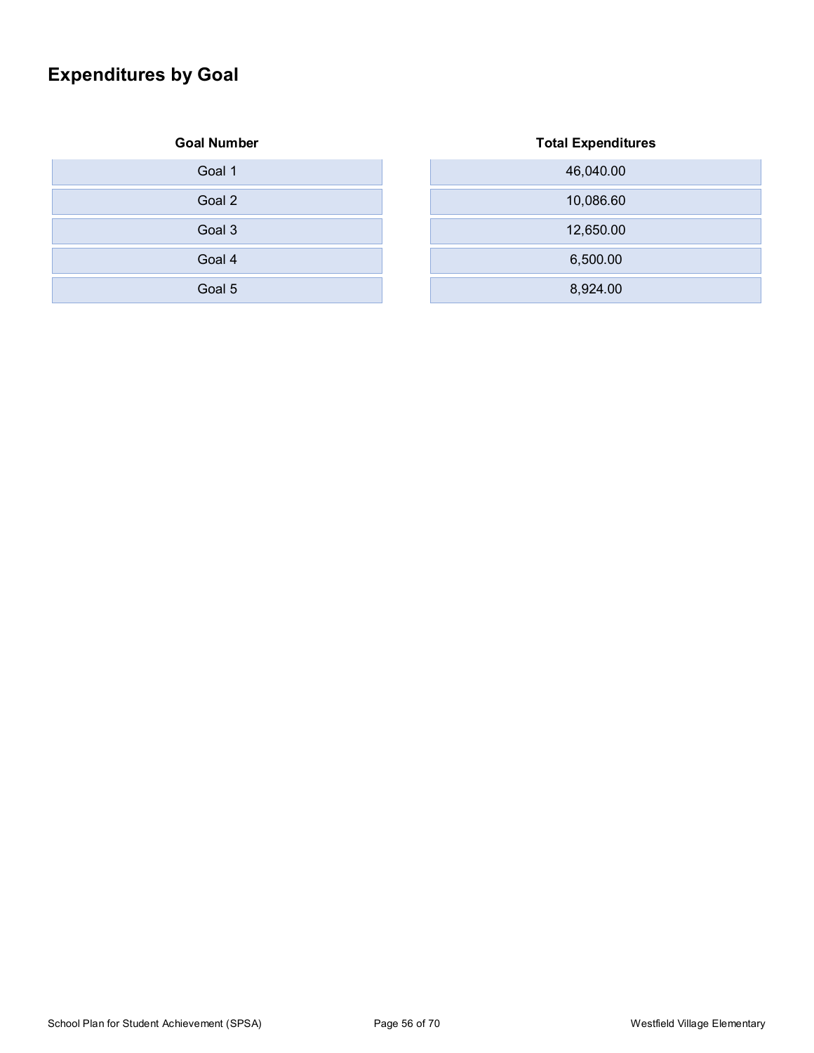## Expenditures by Goal

| Goal Number | Total Expenditures |
|---|---|
| Goal 1 | 46,040.00 |
| Goal 2 | 10,086.60 |
| Goal 3 | 12,650.00 |
| Goal 4 | 6,500.00 |
| Goal 5 | 8,924.00 |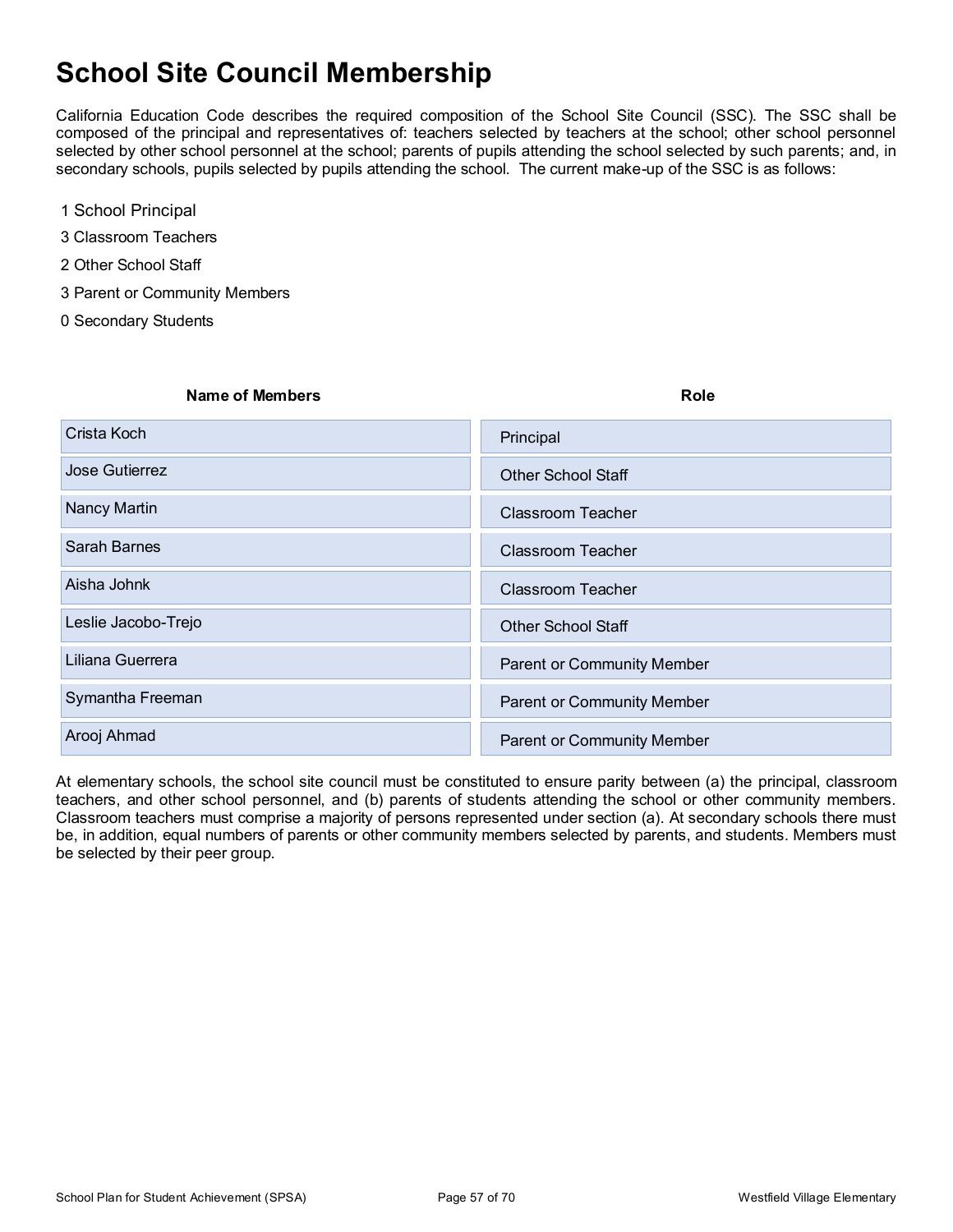# School Site Council Membership

California Education Code describes the required composition of the School Site Council (SSC). The SSC shall be composed of the principal and representatives of: teachers selected by teachers at the school; other school personnel selected by other school personnel at the school; parents of pupils attending the school selected by such parents; and, in secondary schools, pupils selected by pupils attending the school. The current make-up of the SSC is as follows:

1 School Principal

3 Classroom Teachers

2 Other School Staff

3 Parent or Community Members

0 Secondary Students

| Name of Members | Role |
|---|---|
| Crista Koch | Principal |
| Jose Gutierrez | Other School Staff |
| Nancy Martin | Classroom Teacher |
| Sarah Barnes | Classroom Teacher |
| Aisha Johnk | Classroom Teacher |
| Leslie Jacobo-Trejo | Other School Staff |
| Liliana Guerrera | Parent or Community Member |
| Symantha Freeman | Parent or Community Member |
| Arooj Ahmad | Parent or Community Member |

At elementary schools, the school site council must be constituted to ensure parity between (a) the principal, classroom teachers, and other school personnel, and (b) parents of students attending the school or other community members. Classroom teachers must comprise a majority of persons represented under section (a). At secondary schools there must be, in addition, equal numbers of parents or other community members selected by parents, and students. Members must be selected by their peer group.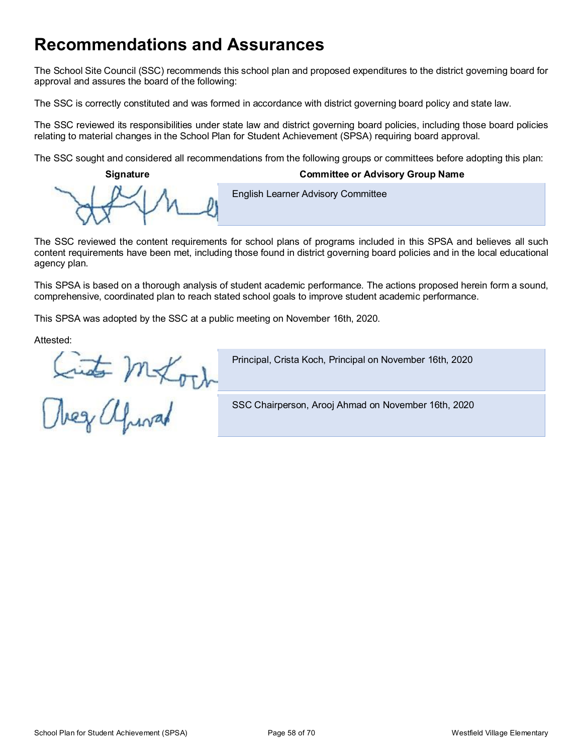# Recommendations and Assurances

The School Site Council (SSC) recommends this school plan and proposed expenditures to the district governing board for approval and assures the board of the following:

The SSC is correctly constituted and was formed in accordance with district governing board policy and state law.

The SSC reviewed its responsibilities under state law and district governing board policies, including those board policies relating to material changes in the School Plan for Student Achievement (SPSA) requiring board approval.

The SSC sought and considered all recommendations from the following groups or committees before adopting this plan:

| Signature | Committee or Advisory Group Name |
| --- | --- |
| | English Learner Advisory Committee |

The SSC reviewed the content requirements for school plans of programs included in this SPSA and believes all such content requirements have been met, including those found in district governing board policies and in the local educational agency plan.

This SPSA is based on a thorough analysis of student academic performance. The actions proposed herein form a sound, comprehensive, coordinated plan to reach stated school goals to improve student academic performance.

This SPSA was adopted by the SSC at a public meeting on November 16th, 2020.

Attested:

| | |
| --- | --- |
| | Principal, Crista Koch, Principal on November 16th, 2020 |
| | SSC Chairperson, Arooj Ahmad on November 16th, 2020 |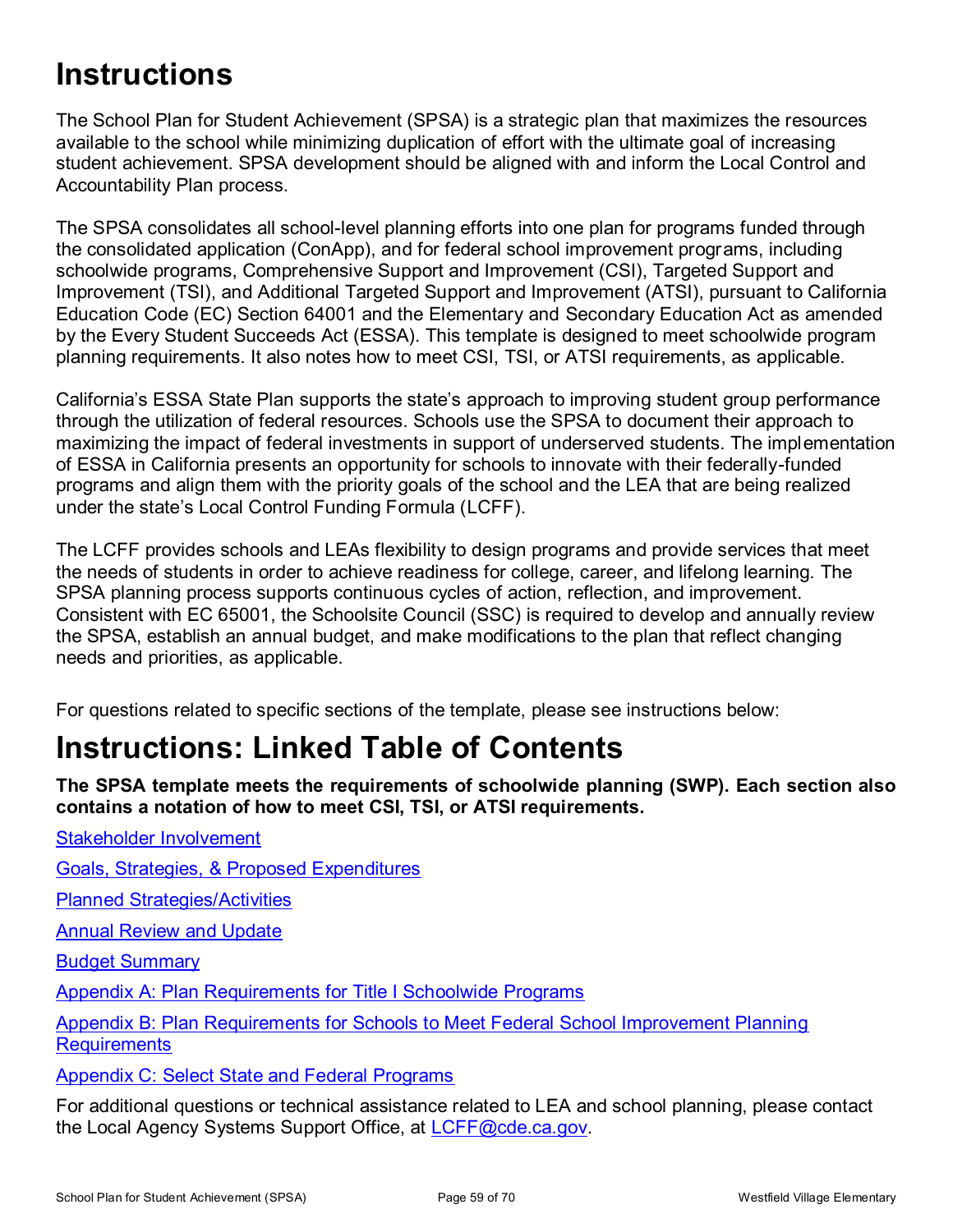# Instructions

The School Plan for Student Achievement (SPSA) is a strategic plan that maximizes the resources available to the school while minimizing duplication of effort with the ultimate goal of increasing student achievement. SPSA development should be aligned with and inform the Local Control and Accountability Plan process.

The SPSA consolidates all school-level planning efforts into one plan for programs funded through the consolidated application (ConApp), and for federal school improvement programs, including schoolwide programs, Comprehensive Support and Improvement (CSI), Targeted Support and Improvement (TSI), and Additional Targeted Support and Improvement (ATSI), pursuant to California Education Code (EC) Section 64001 and the Elementary and Secondary Education Act as amended by the Every Student Succeeds Act (ESSA). This template is designed to meet schoolwide program planning requirements. It also notes how to meet CSI, TSI, or ATSI requirements, as applicable.

California's ESSA State Plan supports the state's approach to improving student group performance through the utilization of federal resources. Schools use the SPSA to document their approach to maximizing the impact of federal investments in support of underserved students. The implementation of ESSA in California presents an opportunity for schools to innovate with their federally-funded programs and align them with the priority goals of the school and the LEA that are being realized under the state's Local Control Funding Formula (LCFF).

The LCFF provides schools and LEAs flexibility to design programs and provide services that meet the needs of students in order to achieve readiness for college, career, and lifelong learning. The SPSA planning process supports continuous cycles of action, reflection, and improvement. Consistent with EC 65001, the Schoolsite Council (SSC) is required to develop and annually review the SPSA, establish an annual budget, and make modifications to the plan that reflect changing needs and priorities, as applicable.

For questions related to specific sections of the template, please see instructions below:

# Instructions: Linked Table of Contents

**The SPSA template meets the requirements of schoolwide planning (SWP). Each section also contains a notation of how to meet CSI, TSI, or ATSI requirements.**

Stakeholder Involvement

Goals, Strategies, & Proposed Expenditures

Planned Strategies/Activities

Annual Review and Update

Budget Summary

Appendix A: Plan Requirements for Title I Schoolwide Programs

Appendix B: Plan Requirements for Schools to Meet Federal School Improvement Planning Requirements

Appendix C: Select State and Federal Programs

For additional questions or technical assistance related to LEA and school planning, please contact the Local Agency Systems Support Office, at LCFF@cde.ca.gov.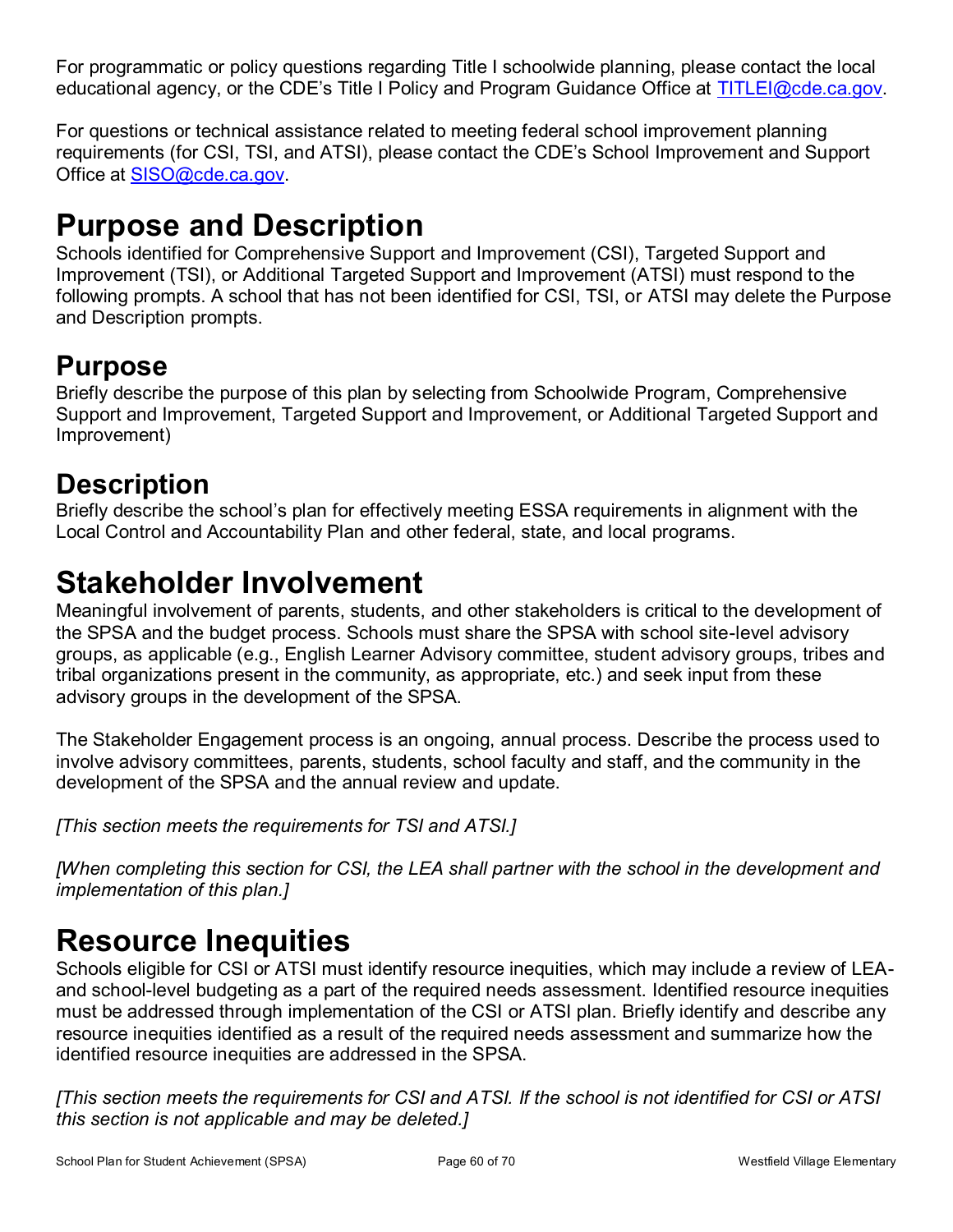For programmatic or policy questions regarding Title I schoolwide planning, please contact the local educational agency, or the CDE's Title I Policy and Program Guidance Office at [TITLEI@cde.ca.gov](mailto:TITLEI@cde.ca.gov).

For questions or technical assistance related to meeting federal school improvement planning requirements (for CSI, TSI, and ATSI), please contact the CDE's School Improvement and Support Office at [SISO@cde.ca.gov](mailto:SISO@cde.ca.gov).

# Purpose and Description

Schools identified for Comprehensive Support and Improvement (CSI), Targeted Support and Improvement (TSI), or Additional Targeted Support and Improvement (ATSI) must respond to the following prompts. A school that has not been identified for CSI, TSI, or ATSI may delete the Purpose and Description prompts.

## Purpose

Briefly describe the purpose of this plan by selecting from Schoolwide Program, Comprehensive Support and Improvement, Targeted Support and Improvement, or Additional Targeted Support and Improvement)

## Description

Briefly describe the school's plan for effectively meeting ESSA requirements in alignment with the Local Control and Accountability Plan and other federal, state, and local programs.

# Stakeholder Involvement

Meaningful involvement of parents, students, and other stakeholders is critical to the development of the SPSA and the budget process. Schools must share the SPSA with school site-level advisory groups, as applicable (e.g., English Learner Advisory committee, student advisory groups, tribes and tribal organizations present in the community, as appropriate, etc.) and seek input from these advisory groups in the development of the SPSA.

The Stakeholder Engagement process is an ongoing, annual process. Describe the process used to involve advisory committees, parents, students, school faculty and staff, and the community in the development of the SPSA and the annual review and update.

*[This section meets the requirements for TSI and ATSI.]*

*[When completing this section for CSI, the LEA shall partner with the school in the development and implementation of this plan.]*

# Resource Inequities

Schools eligible for CSI or ATSI must identify resource inequities, which may include a review of LEA- and school-level budgeting as a part of the required needs assessment. Identified resource inequities must be addressed through implementation of the CSI or ATSI plan. Briefly identify and describe any resource inequities identified as a result of the required needs assessment and summarize how the identified resource inequities are addressed in the SPSA.

*[This section meets the requirements for CSI and ATSI. If the school is not identified for CSI or ATSI this section is not applicable and may be deleted.]*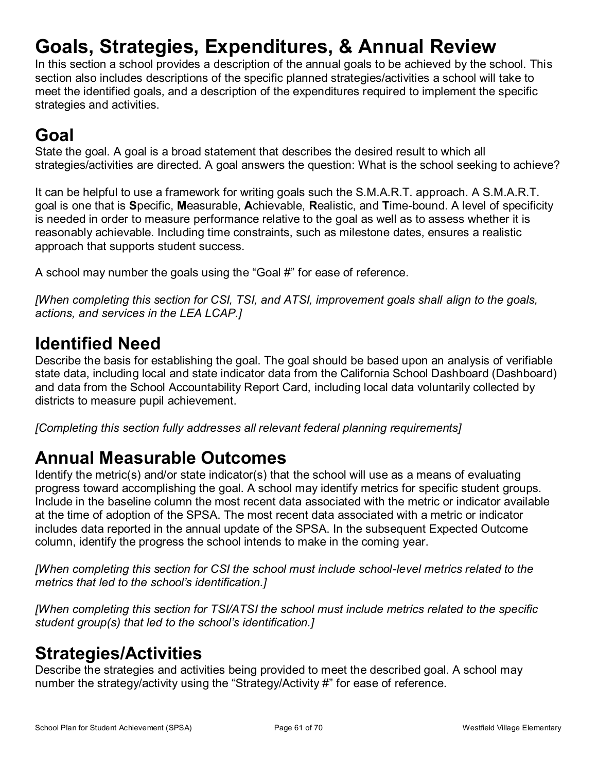# Goals, Strategies, Expenditures, & Annual Review

In this section a school provides a description of the annual goals to be achieved by the school. This section also includes descriptions of the specific planned strategies/activities a school will take to meet the identified goals, and a description of the expenditures required to implement the specific strategies and activities.

## Goal

State the goal. A goal is a broad statement that describes the desired result to which all strategies/activities are directed. A goal answers the question: What is the school seeking to achieve?

It can be helpful to use a framework for writing goals such the S.M.A.R.T. approach. A S.M.A.R.T. goal is one that is **S**pecific, **M**easurable, **A**chievable, **R**ealistic, and **T**ime-bound. A level of specificity is needed in order to measure performance relative to the goal as well as to assess whether it is reasonably achievable. Including time constraints, such as milestone dates, ensures a realistic approach that supports student success.

A school may number the goals using the "Goal #" for ease of reference.

*[When completing this section for CSI, TSI, and ATSI, improvement goals shall align to the goals, actions, and services in the LEA LCAP.]*

## Identified Need

Describe the basis for establishing the goal. The goal should be based upon an analysis of verifiable state data, including local and state indicator data from the California School Dashboard (Dashboard) and data from the School Accountability Report Card, including local data voluntarily collected by districts to measure pupil achievement.

*[Completing this section fully addresses all relevant federal planning requirements]*

## Annual Measurable Outcomes

Identify the metric(s) and/or state indicator(s) that the school will use as a means of evaluating progress toward accomplishing the goal. A school may identify metrics for specific student groups. Include in the baseline column the most recent data associated with the metric or indicator available at the time of adoption of the SPSA. The most recent data associated with a metric or indicator includes data reported in the annual update of the SPSA. In the subsequent Expected Outcome column, identify the progress the school intends to make in the coming year.

*[When completing this section for CSI the school must include school-level metrics related to the metrics that led to the school's identification.]*

*[When completing this section for TSI/ATSI the school must include metrics related to the specific student group(s) that led to the school's identification.]*

## Strategies/Activities

Describe the strategies and activities being provided to meet the described goal. A school may number the strategy/activity using the "Strategy/Activity #" for ease of reference.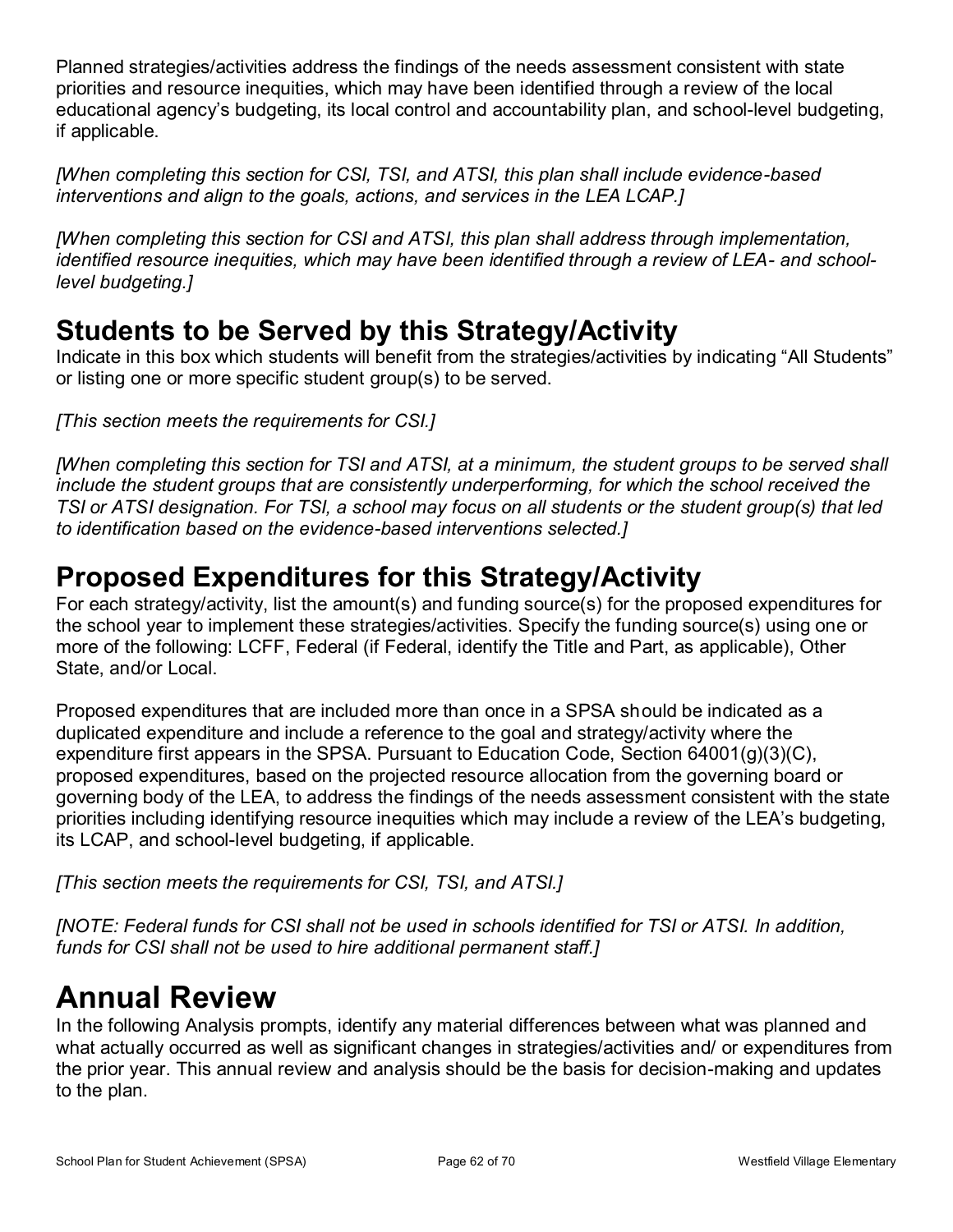Planned strategies/activities address the findings of the needs assessment consistent with state priorities and resource inequities, which may have been identified through a review of the local educational agency's budgeting, its local control and accountability plan, and school-level budgeting, if applicable.

*[When completing this section for CSI, TSI, and ATSI, this plan shall include evidence-based interventions and align to the goals, actions, and services in the LEA LCAP.]*

*[When completing this section for CSI and ATSI, this plan shall address through implementation, identified resource inequities, which may have been identified through a review of LEA- and school-level budgeting.]*

## Students to be Served by this Strategy/Activity

Indicate in this box which students will benefit from the strategies/activities by indicating "All Students" or listing one or more specific student group(s) to be served.

*[This section meets the requirements for CSI.]*

*[When completing this section for TSI and ATSI, at a minimum, the student groups to be served shall include the student groups that are consistently underperforming, for which the school received the TSI or ATSI designation. For TSI, a school may focus on all students or the student group(s) that led to identification based on the evidence-based interventions selected.]*

## Proposed Expenditures for this Strategy/Activity

For each strategy/activity, list the amount(s) and funding source(s) for the proposed expenditures for the school year to implement these strategies/activities. Specify the funding source(s) using one or more of the following: LCFF, Federal (if Federal, identify the Title and Part, as applicable), Other State, and/or Local.

Proposed expenditures that are included more than once in a SPSA should be indicated as a duplicated expenditure and include a reference to the goal and strategy/activity where the expenditure first appears in the SPSA. Pursuant to Education Code, Section 64001(g)(3)(C), proposed expenditures, based on the projected resource allocation from the governing board or governing body of the LEA, to address the findings of the needs assessment consistent with the state priorities including identifying resource inequities which may include a review of the LEA's budgeting, its LCAP, and school-level budgeting, if applicable.

*[This section meets the requirements for CSI, TSI, and ATSI.]*

*[NOTE: Federal funds for CSI shall not be used in schools identified for TSI or ATSI. In addition, funds for CSI shall not be used to hire additional permanent staff.]*

# Annual Review

In the following Analysis prompts, identify any material differences between what was planned and what actually occurred as well as significant changes in strategies/activities and/ or expenditures from the prior year. This annual review and analysis should be the basis for decision-making and updates to the plan.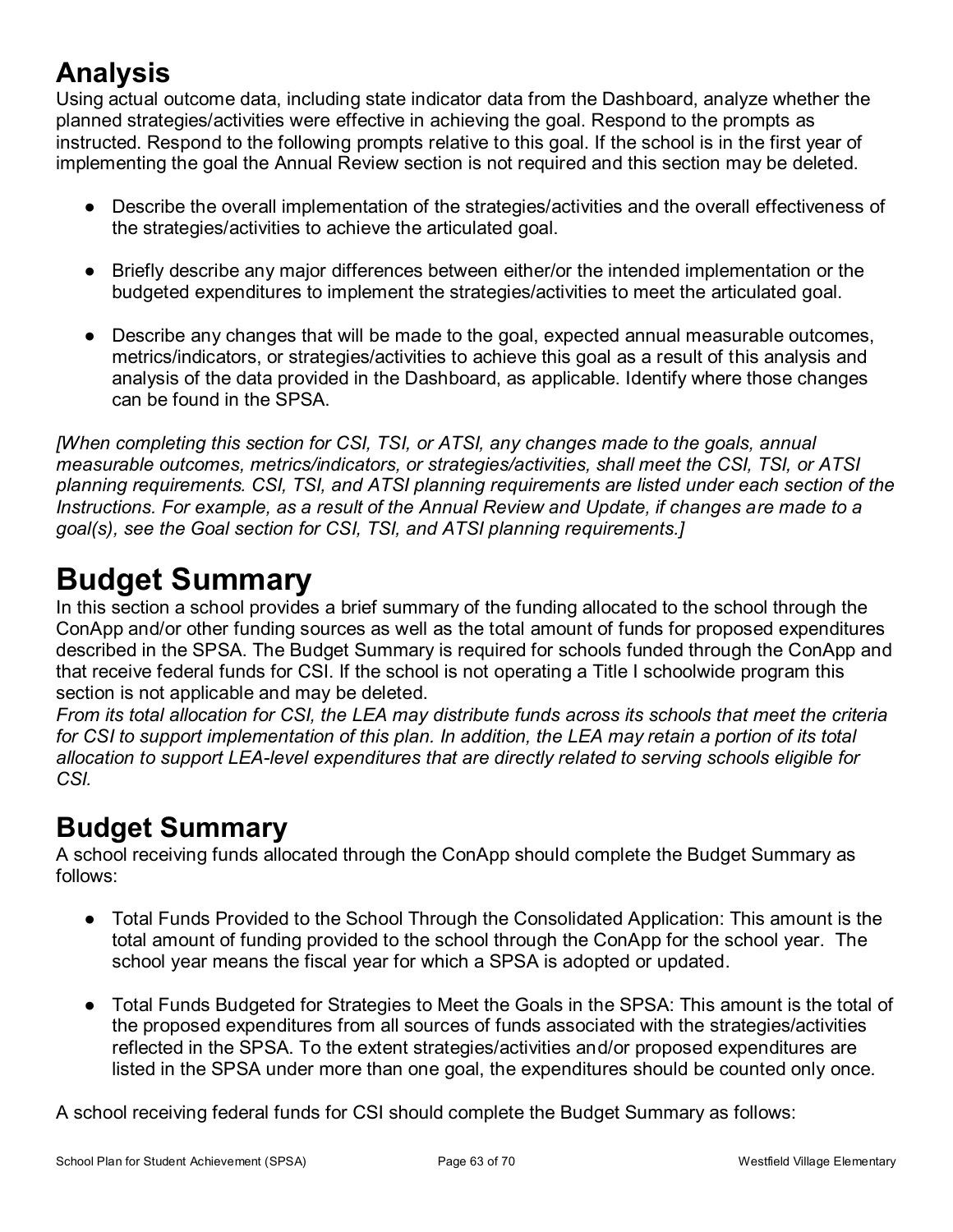# Analysis

Using actual outcome data, including state indicator data from the Dashboard, analyze whether the planned strategies/activities were effective in achieving the goal. Respond to the prompts as instructed. Respond to the following prompts relative to this goal. If the school is in the first year of implementing the goal the Annual Review section is not required and this section may be deleted.

- Describe the overall implementation of the strategies/activities and the overall effectiveness of the strategies/activities to achieve the articulated goal.
- Briefly describe any major differences between either/or the intended implementation or the budgeted expenditures to implement the strategies/activities to meet the articulated goal.
- Describe any changes that will be made to the goal, expected annual measurable outcomes, metrics/indicators, or strategies/activities to achieve this goal as a result of this analysis and analysis of the data provided in the Dashboard, as applicable. Identify where those changes can be found in the SPSA.

*[When completing this section for CSI, TSI, or ATSI, any changes made to the goals, annual measurable outcomes, metrics/indicators, or strategies/activities, shall meet the CSI, TSI, or ATSI planning requirements. CSI, TSI, and ATSI planning requirements are listed under each section of the Instructions. For example, as a result of the Annual Review and Update, if changes are made to a goal(s), see the Goal section for CSI, TSI, and ATSI planning requirements.]*

# Budget Summary

In this section a school provides a brief summary of the funding allocated to the school through the ConApp and/or other funding sources as well as the total amount of funds for proposed expenditures described in the SPSA. The Budget Summary is required for schools funded through the ConApp and that receive federal funds for CSI. If the school is not operating a Title I schoolwide program this section is not applicable and may be deleted.

*From its total allocation for CSI, the LEA may distribute funds across its schools that meet the criteria for CSI to support implementation of this plan. In addition, the LEA may retain a portion of its total allocation to support LEA-level expenditures that are directly related to serving schools eligible for CSI.*

## Budget Summary

A school receiving funds allocated through the ConApp should complete the Budget Summary as follows:

- Total Funds Provided to the School Through the Consolidated Application: This amount is the total amount of funding provided to the school through the ConApp for the school year. The school year means the fiscal year for which a SPSA is adopted or updated.
- Total Funds Budgeted for Strategies to Meet the Goals in the SPSA: This amount is the total of the proposed expenditures from all sources of funds associated with the strategies/activities reflected in the SPSA. To the extent strategies/activities and/or proposed expenditures are listed in the SPSA under more than one goal, the expenditures should be counted only once.

A school receiving federal funds for CSI should complete the Budget Summary as follows: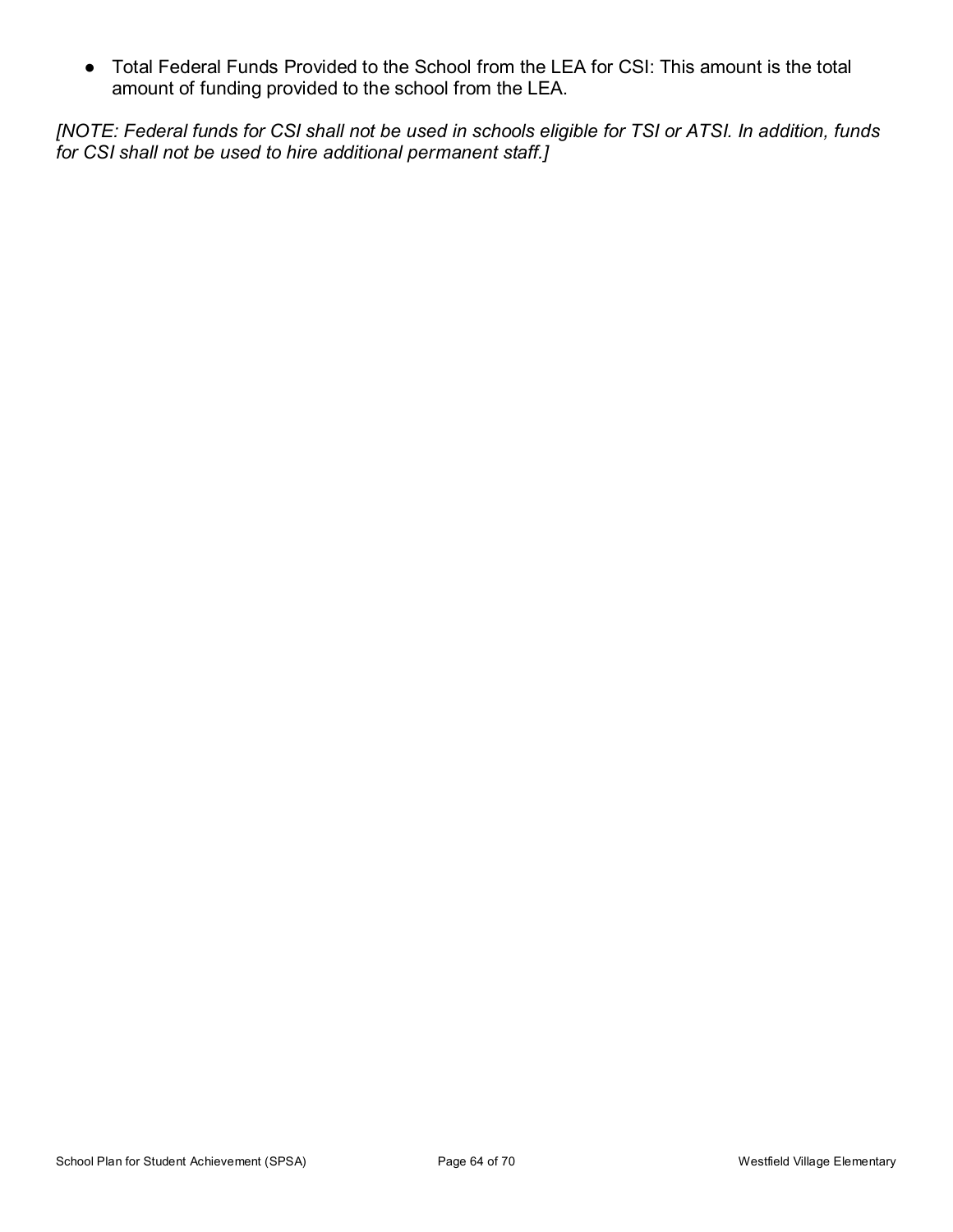- Total Federal Funds Provided to the School from the LEA for CSI: This amount is the total amount of funding provided to the school from the LEA.

*[NOTE: Federal funds for CSI shall not be used in schools eligible for TSI or ATSI. In addition, funds for CSI shall not be used to hire additional permanent staff.]*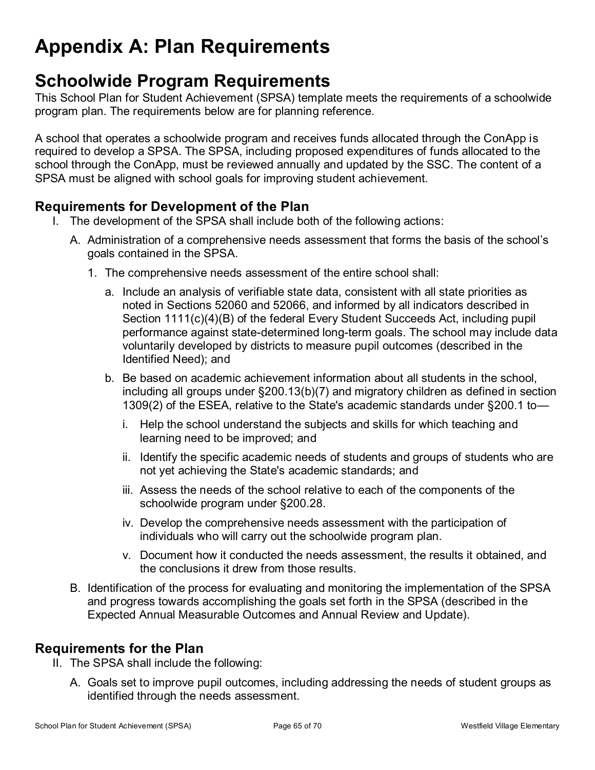# Appendix A: Plan Requirements

## Schoolwide Program Requirements

This School Plan for Student Achievement (SPSA) template meets the requirements of a schoolwide program plan. The requirements below are for planning reference.

A school that operates a schoolwide program and receives funds allocated through the ConApp is required to develop a SPSA. The SPSA, including proposed expenditures of funds allocated to the school through the ConApp, must be reviewed annually and updated by the SSC. The content of a SPSA must be aligned with school goals for improving student achievement.

### Requirements for Development of the Plan

I. The development of the SPSA shall include both of the following actions:

   A. Administration of a comprehensive needs assessment that forms the basis of the school's goals contained in the SPSA.

      1. The comprehensive needs assessment of the entire school shall:

         a. Include an analysis of verifiable state data, consistent with all state priorities as noted in Sections 52060 and 52066, and informed by all indicators described in Section 1111(c)(4)(B) of the federal Every Student Succeeds Act, including pupil performance against state-determined long-term goals. The school may include data voluntarily developed by districts to measure pupil outcomes (described in the Identified Need); and

         b. Be based on academic achievement information about all students in the school, including all groups under §200.13(b)(7) and migratory children as defined in section 1309(2) of the ESEA, relative to the State's academic standards under §200.1 to—

            i. Help the school understand the subjects and skills for which teaching and learning need to be improved; and

            ii. Identify the specific academic needs of students and groups of students who are not yet achieving the State's academic standards; and

            iii. Assess the needs of the school relative to each of the components of the schoolwide program under §200.28.

            iv. Develop the comprehensive needs assessment with the participation of individuals who will carry out the schoolwide program plan.

            v. Document how it conducted the needs assessment, the results it obtained, and the conclusions it drew from those results.

   B. Identification of the process for evaluating and monitoring the implementation of the SPSA and progress towards accomplishing the goals set forth in the SPSA (described in the Expected Annual Measurable Outcomes and Annual Review and Update).

### Requirements for the Plan

II. The SPSA shall include the following:

   A. Goals set to improve pupil outcomes, including addressing the needs of student groups as identified through the needs assessment.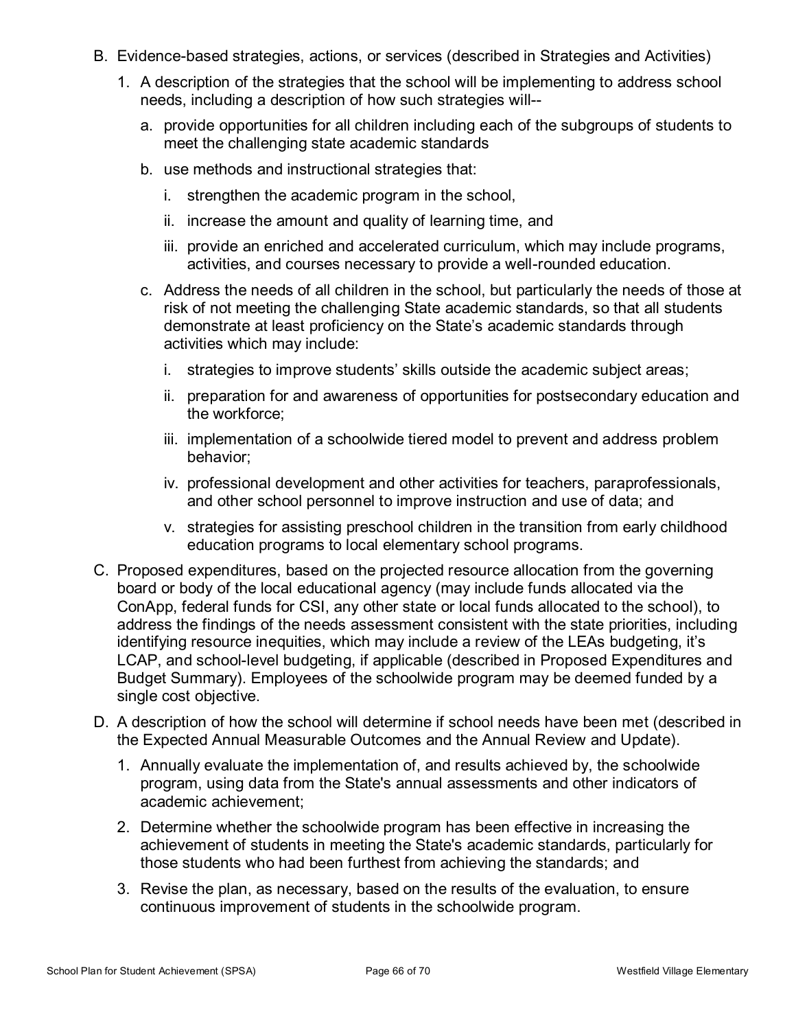B. Evidence-based strategies, actions, or services (described in Strategies and Activities)

   1. A description of the strategies that the school will be implementing to address school needs, including a description of how such strategies will--

      a. provide opportunities for all children including each of the subgroups of students to meet the challenging state academic standards

      b. use methods and instructional strategies that:

         i. strengthen the academic program in the school,

         ii. increase the amount and quality of learning time, and

         iii. provide an enriched and accelerated curriculum, which may include programs, activities, and courses necessary to provide a well-rounded education.

      c. Address the needs of all children in the school, but particularly the needs of those at risk of not meeting the challenging State academic standards, so that all students demonstrate at least proficiency on the State's academic standards through activities which may include:

         i. strategies to improve students' skills outside the academic subject areas;

         ii. preparation for and awareness of opportunities for postsecondary education and the workforce;

         iii. implementation of a schoolwide tiered model to prevent and address problem behavior;

         iv. professional development and other activities for teachers, paraprofessionals, and other school personnel to improve instruction and use of data; and

         v. strategies for assisting preschool children in the transition from early childhood education programs to local elementary school programs.

C. Proposed expenditures, based on the projected resource allocation from the governing board or body of the local educational agency (may include funds allocated via the ConApp, federal funds for CSI, any other state or local funds allocated to the school), to address the findings of the needs assessment consistent with the state priorities, including identifying resource inequities, which may include a review of the LEAs budgeting, it's LCAP, and school-level budgeting, if applicable (described in Proposed Expenditures and Budget Summary). Employees of the schoolwide program may be deemed funded by a single cost objective.

D. A description of how the school will determine if school needs have been met (described in the Expected Annual Measurable Outcomes and the Annual Review and Update).

   1. Annually evaluate the implementation of, and results achieved by, the schoolwide program, using data from the State's annual assessments and other indicators of academic achievement;

   2. Determine whether the schoolwide program has been effective in increasing the achievement of students in meeting the State's academic standards, particularly for those students who had been furthest from achieving the standards; and

   3. Revise the plan, as necessary, based on the results of the evaluation, to ensure continuous improvement of students in the schoolwide program.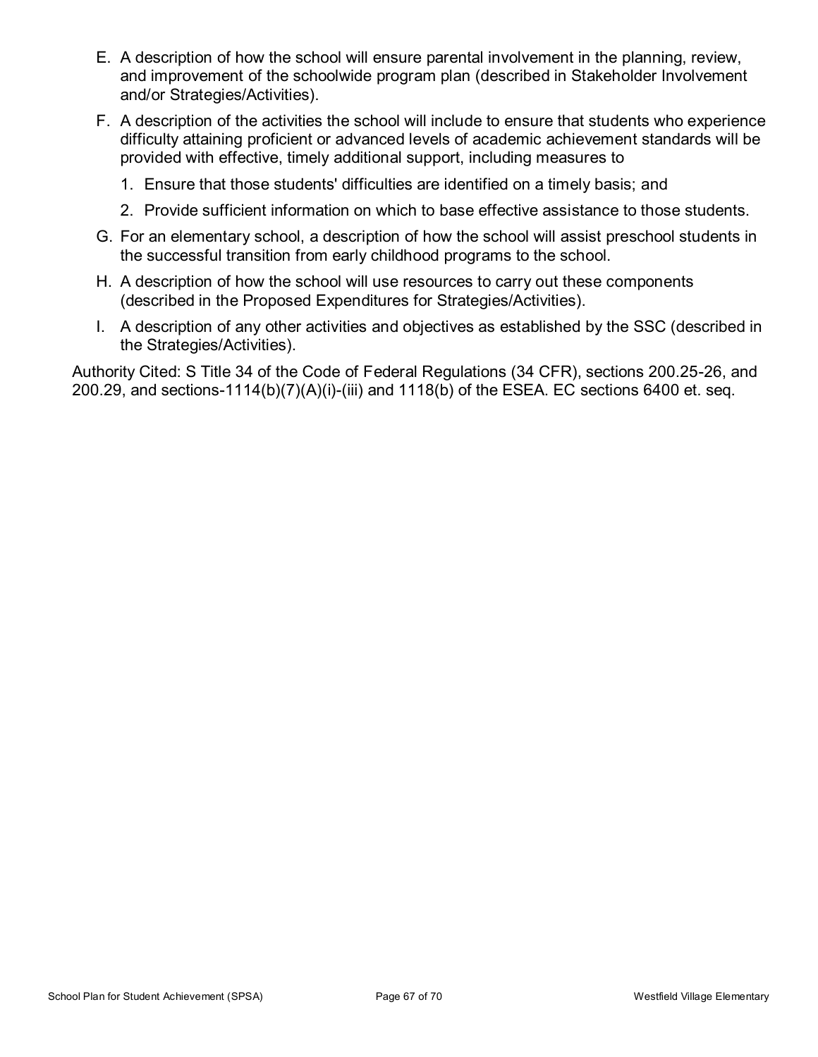E. A description of how the school will ensure parental involvement in the planning, review, and improvement of the schoolwide program plan (described in Stakeholder Involvement and/or Strategies/Activities).

F. A description of the activities the school will include to ensure that students who experience difficulty attaining proficient or advanced levels of academic achievement standards will be provided with effective, timely additional support, including measures to

  1. Ensure that those students' difficulties are identified on a timely basis; and
  2. Provide sufficient information on which to base effective assistance to those students.

G. For an elementary school, a description of how the school will assist preschool students in the successful transition from early childhood programs to the school.

H. A description of how the school will use resources to carry out these components (described in the Proposed Expenditures for Strategies/Activities).

I. A description of any other activities and objectives as established by the SSC (described in the Strategies/Activities).

Authority Cited: S Title 34 of the Code of Federal Regulations (34 CFR), sections 200.25-26, and 200.29, and sections-1114(b)(7)(A)(i)-(iii) and 1118(b) of the ESEA. EC sections 6400 et. seq.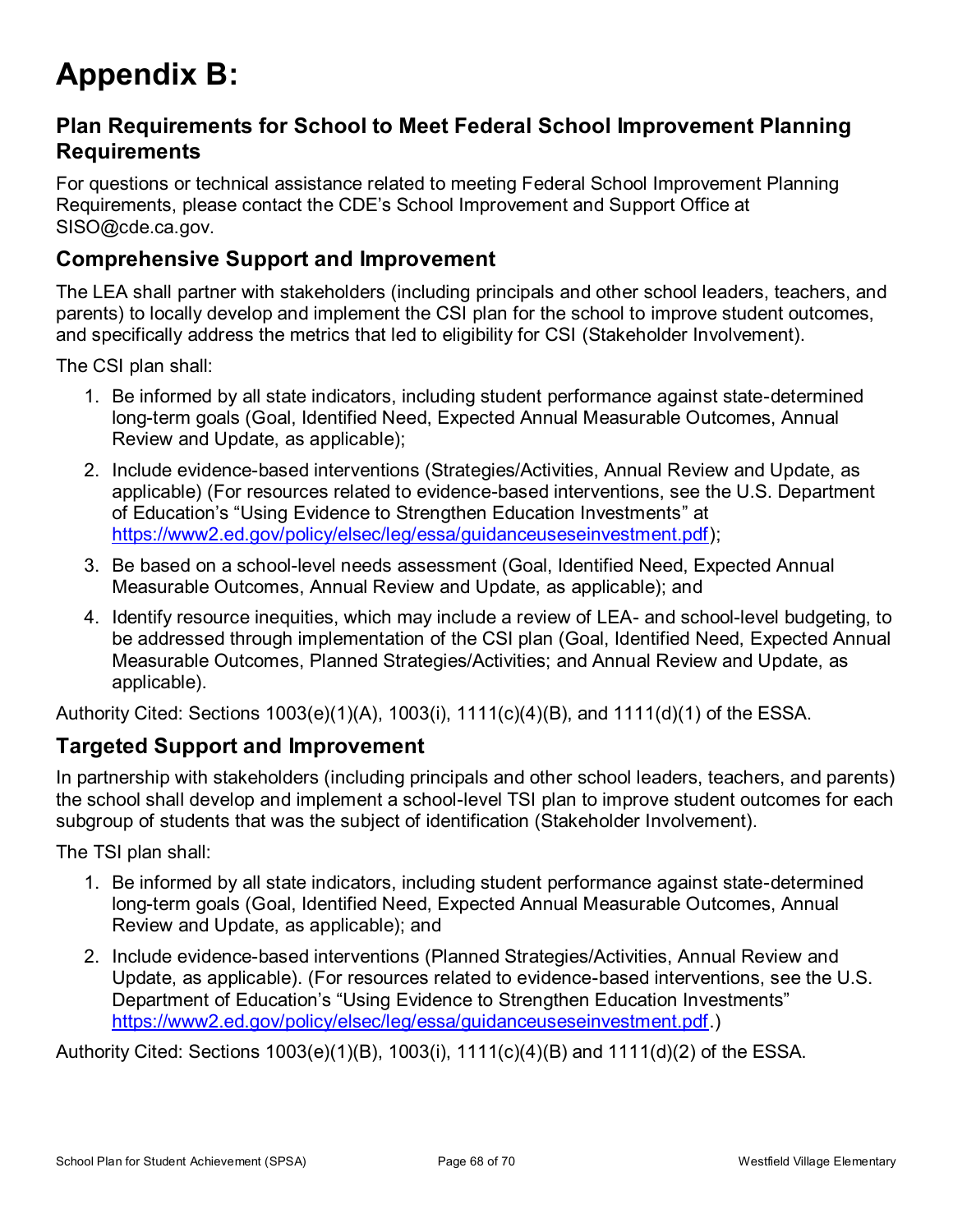# Appendix B:

## Plan Requirements for School to Meet Federal School Improvement Planning Requirements

For questions or technical assistance related to meeting Federal School Improvement Planning Requirements, please contact the CDE's School Improvement and Support Office at SISO@cde.ca.gov.

### Comprehensive Support and Improvement

The LEA shall partner with stakeholders (including principals and other school leaders, teachers, and parents) to locally develop and implement the CSI plan for the school to improve student outcomes, and specifically address the metrics that led to eligibility for CSI (Stakeholder Involvement).

The CSI plan shall:

1. Be informed by all state indicators, including student performance against state-determined long-term goals (Goal, Identified Need, Expected Annual Measurable Outcomes, Annual Review and Update, as applicable);
2. Include evidence-based interventions (Strategies/Activities, Annual Review and Update, as applicable) (For resources related to evidence-based interventions, see the U.S. Department of Education's "Using Evidence to Strengthen Education Investments" at https://www2.ed.gov/policy/elsec/leg/essa/guidanceuseseinvestment.pdf);
3. Be based on a school-level needs assessment (Goal, Identified Need, Expected Annual Measurable Outcomes, Annual Review and Update, as applicable); and
4. Identify resource inequities, which may include a review of LEA- and school-level budgeting, to be addressed through implementation of the CSI plan (Goal, Identified Need, Expected Annual Measurable Outcomes, Planned Strategies/Activities; and Annual Review and Update, as applicable).

Authority Cited: Sections 1003(e)(1)(A), 1003(i), 1111(c)(4)(B), and 1111(d)(1) of the ESSA.

### Targeted Support and Improvement

In partnership with stakeholders (including principals and other school leaders, teachers, and parents) the school shall develop and implement a school-level TSI plan to improve student outcomes for each subgroup of students that was the subject of identification (Stakeholder Involvement).

The TSI plan shall:

1. Be informed by all state indicators, including student performance against state-determined long-term goals (Goal, Identified Need, Expected Annual Measurable Outcomes, Annual Review and Update, as applicable); and
2. Include evidence-based interventions (Planned Strategies/Activities, Annual Review and Update, as applicable). (For resources related to evidence-based interventions, see the U.S. Department of Education's "Using Evidence to Strengthen Education Investments" https://www2.ed.gov/policy/elsec/leg/essa/guidanceuseseinvestment.pdf.)

Authority Cited: Sections 1003(e)(1)(B), 1003(i), 1111(c)(4)(B) and 1111(d)(2) of the ESSA.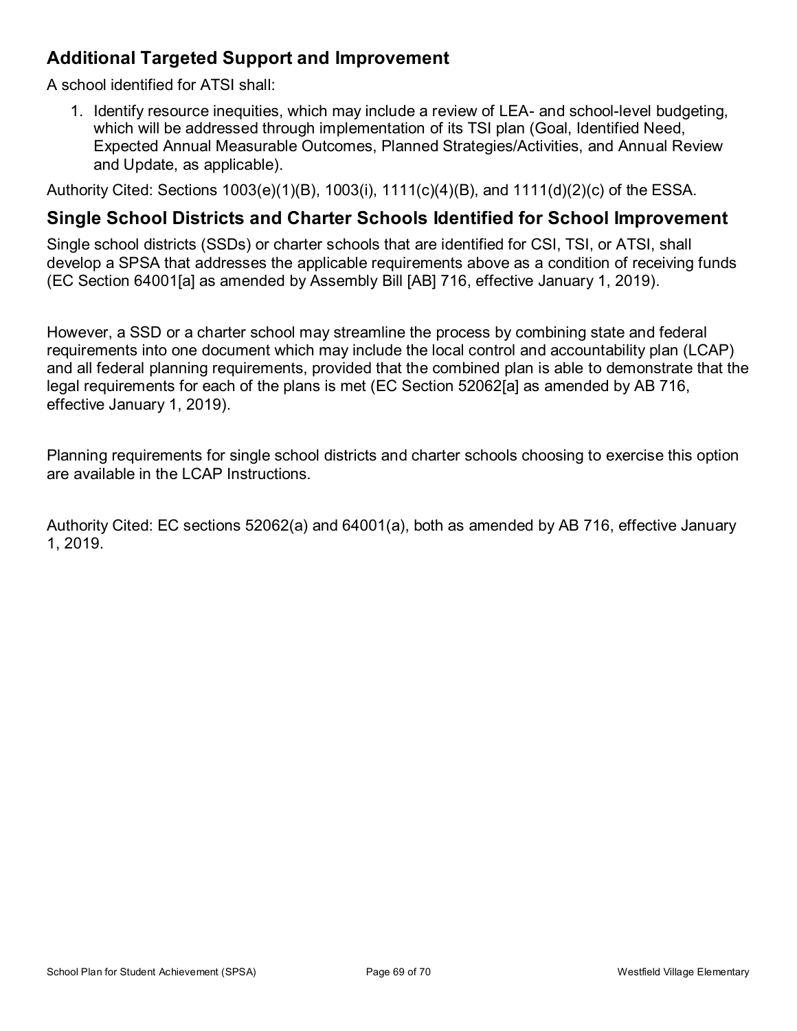## Additional Targeted Support and Improvement

A school identified for ATSI shall:

1. Identify resource inequities, which may include a review of LEA- and school-level budgeting, which will be addressed through implementation of its TSI plan (Goal, Identified Need, Expected Annual Measurable Outcomes, Planned Strategies/Activities, and Annual Review and Update, as applicable).

Authority Cited: Sections 1003(e)(1)(B), 1003(i), 1111(c)(4)(B), and 1111(d)(2)(c) of the ESSA.

## Single School Districts and Charter Schools Identified for School Improvement

Single school districts (SSDs) or charter schools that are identified for CSI, TSI, or ATSI, shall develop a SPSA that addresses the applicable requirements above as a condition of receiving funds (EC Section 64001[a] as amended by Assembly Bill [AB] 716, effective January 1, 2019).

However, a SSD or a charter school may streamline the process by combining state and federal requirements into one document which may include the local control and accountability plan (LCAP) and all federal planning requirements, provided that the combined plan is able to demonstrate that the legal requirements for each of the plans is met (EC Section 52062[a] as amended by AB 716, effective January 1, 2019).

Planning requirements for single school districts and charter schools choosing to exercise this option are available in the LCAP Instructions.

Authority Cited: EC sections 52062(a) and 64001(a), both as amended by AB 716, effective January 1, 2019.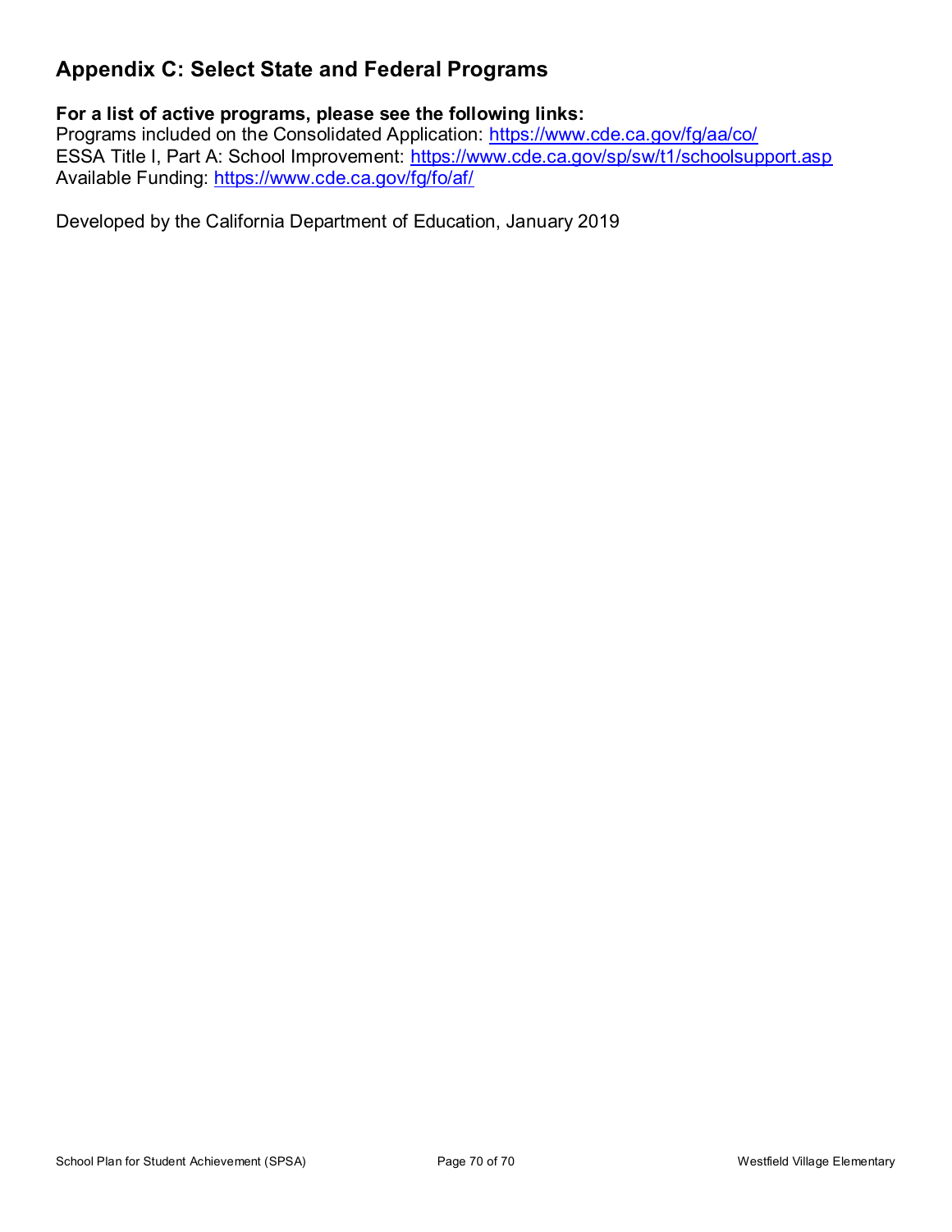## Appendix C: Select State and Federal Programs

**For a list of active programs, please see the following links:**

Programs included on the Consolidated Application: https://www.cde.ca.gov/fg/aa/co/
ESSA Title I, Part A: School Improvement: https://www.cde.ca.gov/sp/sw/t1/schoolsupport.asp
Available Funding: https://www.cde.ca.gov/fg/fo/af/

Developed by the California Department of Education, January 2019